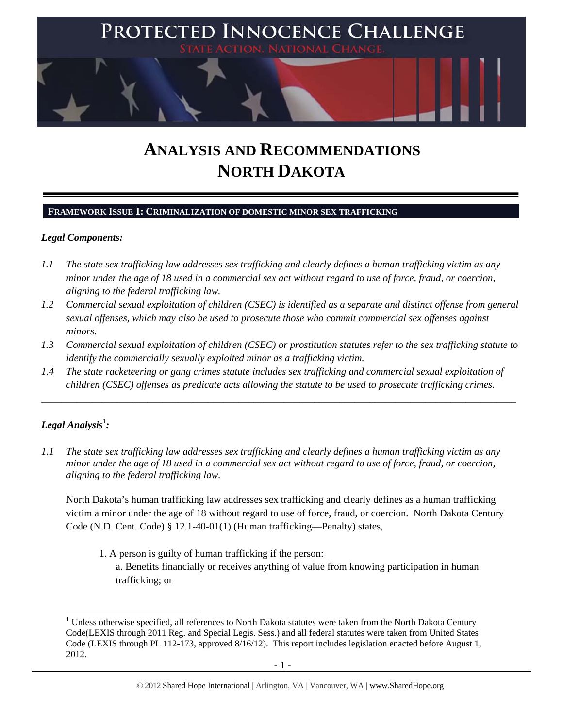# PROTECTED INNOCENCE CHALLENGE

STATE ACTION. NATIONAL CHANGE.

# ANALYSIS AND RECOMMENDATIONS
# NORTH DAKOTA

## FRAMEWORK ISSUE 1: CRIMINALIZATION OF DOMESTIC MINOR SEX TRAFFICKING

***Legal Components:***

*1.1 The state sex trafficking law addresses sex trafficking and clearly defines a human trafficking victim as any minor under the age of 18 used in a commercial sex act without regard to use of force, fraud, or coercion, aligning to the federal trafficking law.*

*1.2 Commercial sexual exploitation of children (CSEC) is identified as a separate and distinct offense from general sexual offenses, which may also be used to prosecute those who commit commercial sex offenses against minors.*

*1.3 Commercial sexual exploitation of children (CSEC) or prostitution statutes refer to the sex trafficking statute to identify the commercially sexually exploited minor as a trafficking victim.*

*1.4 The state racketeering or gang crimes statute includes sex trafficking and commercial sexual exploitation of children (CSEC) offenses as predicate acts allowing the statute to be used to prosecute trafficking crimes.*

---

***Legal Analysis*[1]*:***

*1.1 The state sex trafficking law addresses sex trafficking and clearly defines a human trafficking victim as any minor under the age of 18 used in a commercial sex act without regard to use of force, fraud, or coercion, aligning to the federal trafficking law.*

North Dakota's human trafficking law addresses sex trafficking and clearly defines as a human trafficking victim a minor under the age of 18 without regard to use of force, fraud, or coercion. North Dakota Century Code (N.D. Cent. Code) § 12.1-40-01(1) (Human trafficking—Penalty) states,

1. A person is guilty of human trafficking if the person:
   a. Benefits financially or receives anything of value from knowing participation in human trafficking; or

[1] Unless otherwise specified, all references to North Dakota statutes were taken from the North Dakota Century Code(LEXIS through 2011 Reg. and Special Legis. Sess.) and all federal statutes were taken from United States Code (LEXIS through PL 112-173, approved 8/16/12). This report includes legislation enacted before August 1, 2012.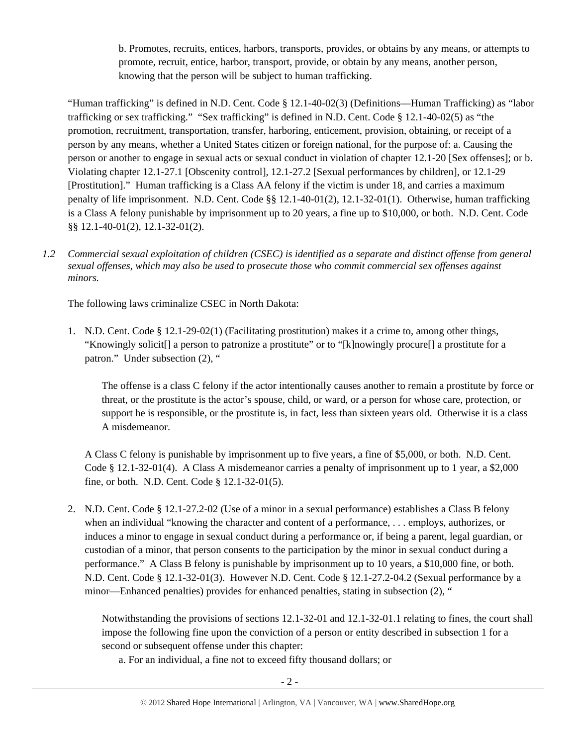b. Promotes, recruits, entices, harbors, transports, provides, or obtains by any means, or attempts to promote, recruit, entice, harbor, transport, provide, or obtain by any means, another person, knowing that the person will be subject to human trafficking.

"Human trafficking" is defined in N.D. Cent. Code § 12.1-40-02(3) (Definitions—Human Trafficking) as "labor trafficking or sex trafficking." "Sex trafficking" is defined in N.D. Cent. Code § 12.1-40-02(5) as "the promotion, recruitment, transportation, transfer, harboring, enticement, provision, obtaining, or receipt of a person by any means, whether a United States citizen or foreign national, for the purpose of: a. Causing the person or another to engage in sexual acts or sexual conduct in violation of chapter 12.1-20 [Sex offenses]; or b. Violating chapter 12.1-27.1 [Obscenity control], 12.1-27.2 [Sexual performances by children], or 12.1-29 [Prostitution]." Human trafficking is a Class AA felony if the victim is under 18, and carries a maximum penalty of life imprisonment. N.D. Cent. Code §§ 12.1-40-01(2), 12.1-32-01(1). Otherwise, human trafficking is a Class A felony punishable by imprisonment up to 20 years, a fine up to $10,000, or both. N.D. Cent. Code §§ 12.1-40-01(2), 12.1-32-01(2).

*1.2 Commercial sexual exploitation of children (CSEC) is identified as a separate and distinct offense from general sexual offenses, which may also be used to prosecute those who commit commercial sex offenses against minors.*

The following laws criminalize CSEC in North Dakota:

1. N.D. Cent. Code § 12.1-29-02(1) (Facilitating prostitution) makes it a crime to, among other things, "Knowingly solicit[] a person to patronize a prostitute" or to "[k]nowingly procure[] a prostitute for a patron." Under subsection (2), "

   The offense is a class C felony if the actor intentionally causes another to remain a prostitute by force or threat, or the prostitute is the actor's spouse, child, or ward, or a person for whose care, protection, or support he is responsible, or the prostitute is, in fact, less than sixteen years old. Otherwise it is a class A misdemeanor.

   A Class C felony is punishable by imprisonment up to five years, a fine of $5,000, or both. N.D. Cent. Code § 12.1-32-01(4). A Class A misdemeanor carries a penalty of imprisonment up to 1 year, a $2,000 fine, or both. N.D. Cent. Code § 12.1-32-01(5).

2. N.D. Cent. Code § 12.1-27.2-02 (Use of a minor in a sexual performance) establishes a Class B felony when an individual "knowing the character and content of a performance, . . . employs, authorizes, or induces a minor to engage in sexual conduct during a performance or, if being a parent, legal guardian, or custodian of a minor, that person consents to the participation by the minor in sexual conduct during a performance." A Class B felony is punishable by imprisonment up to 10 years, a $10,000 fine, or both. N.D. Cent. Code § 12.1-32-01(3). However N.D. Cent. Code § 12.1-27.2-04.2 (Sexual performance by a minor—Enhanced penalties) provides for enhanced penalties, stating in subsection (2), "

   Notwithstanding the provisions of sections 12.1-32-01 and 12.1-32-01.1 relating to fines, the court shall impose the following fine upon the conviction of a person or entity described in subsection 1 for a second or subsequent offense under this chapter:

   a. For an individual, a fine not to exceed fifty thousand dollars; or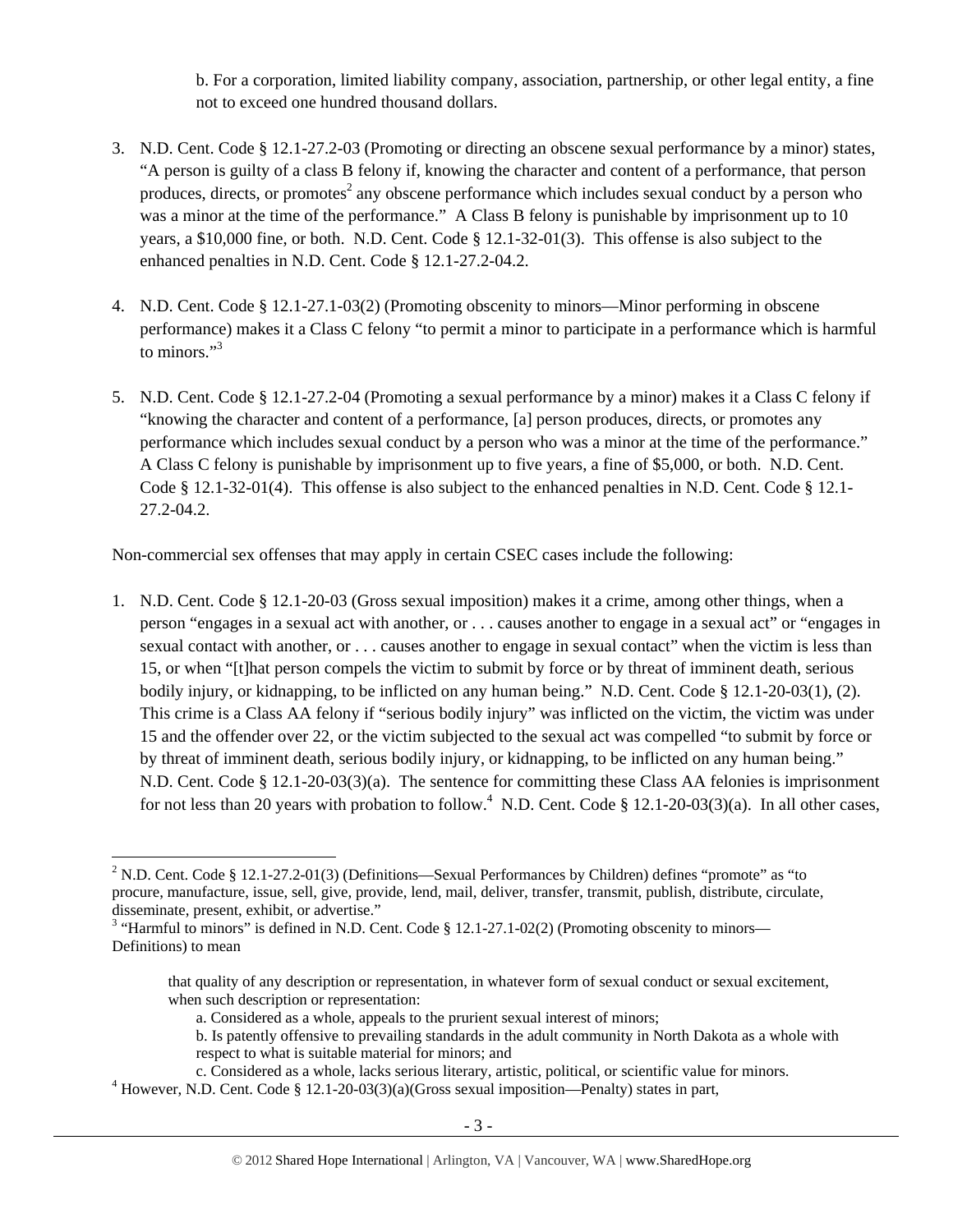b. For a corporation, limited liability company, association, partnership, or other legal entity, a fine not to exceed one hundred thousand dollars.

3. N.D. Cent. Code § 12.1-27.2-03 (Promoting or directing an obscene sexual performance by a minor) states, "A person is guilty of a class B felony if, knowing the character and content of a performance, that person produces, directs, or promotes[2] any obscene performance which includes sexual conduct by a person who was a minor at the time of the performance." A Class B felony is punishable by imprisonment up to 10 years, a $10,000 fine, or both. N.D. Cent. Code § 12.1-32-01(3). This offense is also subject to the enhanced penalties in N.D. Cent. Code § 12.1-27.2-04.2.

4. N.D. Cent. Code § 12.1-27.1-03(2) (Promoting obscenity to minors—Minor performing in obscene performance) makes it a Class C felony "to permit a minor to participate in a performance which is harmful to minors."[3]

5. N.D. Cent. Code § 12.1-27.2-04 (Promoting a sexual performance by a minor) makes it a Class C felony if "knowing the character and content of a performance, [a] person produces, directs, or promotes any performance which includes sexual conduct by a person who was a minor at the time of the performance." A Class C felony is punishable by imprisonment up to five years, a fine of $5,000, or both. N.D. Cent. Code § 12.1-32-01(4). This offense is also subject to the enhanced penalties in N.D. Cent. Code § 12.1-27.2-04.2.

Non-commercial sex offenses that may apply in certain CSEC cases include the following:

1. N.D. Cent. Code § 12.1-20-03 (Gross sexual imposition) makes it a crime, among other things, when a person "engages in a sexual act with another, or . . . causes another to engage in a sexual act" or "engages in sexual contact with another, or . . . causes another to engage in sexual contact" when the victim is less than 15, or when "[t]hat person compels the victim to submit by force or by threat of imminent death, serious bodily injury, or kidnapping, to be inflicted on any human being." N.D. Cent. Code § 12.1-20-03(1), (2). This crime is a Class AA felony if "serious bodily injury" was inflicted on the victim, the victim was under 15 and the offender over 22, or the victim subjected to the sexual act was compelled "to submit by force or by threat of imminent death, serious bodily injury, or kidnapping, to be inflicted on any human being." N.D. Cent. Code § 12.1-20-03(3)(a). The sentence for committing these Class AA felonies is imprisonment for not less than 20 years with probation to follow.[4] N.D. Cent. Code § 12.1-20-03(3)(a). In all other cases,

---

[2] N.D. Cent. Code § 12.1-27.2-01(3) (Definitions—Sexual Performances by Children) defines "promote" as "to procure, manufacture, issue, sell, give, provide, lend, mail, deliver, transfer, transmit, publish, distribute, circulate, disseminate, present, exhibit, or advertise."

[3] "Harmful to minors" is defined in N.D. Cent. Code § 12.1-27.1-02(2) (Promoting obscenity to minors—Definitions) to mean

> that quality of any description or representation, in whatever form of sexual conduct or sexual excitement, when such description or representation:
>
> a. Considered as a whole, appeals to the prurient sexual interest of minors;
>
> b. Is patently offensive to prevailing standards in the adult community in North Dakota as a whole with respect to what is suitable material for minors; and
>
> c. Considered as a whole, lacks serious literary, artistic, political, or scientific value for minors.

[4] However, N.D. Cent. Code § 12.1-20-03(3)(a)(Gross sexual imposition—Penalty) states in part,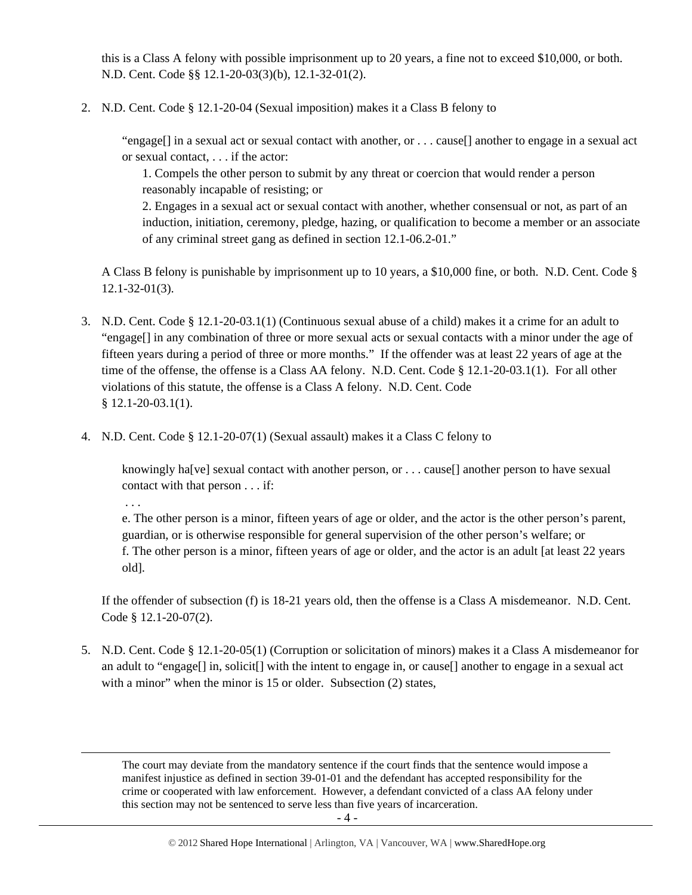this is a Class A felony with possible imprisonment up to 20 years, a fine not to exceed $10,000, or both. N.D. Cent. Code §§ 12.1-20-03(3)(b), 12.1-32-01(2).

2. N.D. Cent. Code § 12.1-20-04 (Sexual imposition) makes it a Class B felony to

   > "engage[] in a sexual act or sexual contact with another, or . . . cause[] another to engage in a sexual act or sexual contact, . . . if the actor:
   >
   > 1. Compels the other person to submit by any threat or coercion that would render a person reasonably incapable of resisting; or
   > 2. Engages in a sexual act or sexual contact with another, whether consensual or not, as part of an induction, initiation, ceremony, pledge, hazing, or qualification to become a member or an associate of any criminal street gang as defined in section 12.1-06.2-01."

   A Class B felony is punishable by imprisonment up to 10 years, a $10,000 fine, or both. N.D. Cent. Code § 12.1-32-01(3).

3. N.D. Cent. Code § 12.1-20-03.1(1) (Continuous sexual abuse of a child) makes it a crime for an adult to "engage[] in any combination of three or more sexual acts or sexual contacts with a minor under the age of fifteen years during a period of three or more months." If the offender was at least 22 years of age at the time of the offense, the offense is a Class AA felony. N.D. Cent. Code § 12.1-20-03.1(1). For all other violations of this statute, the offense is a Class A felony. N.D. Cent. Code § 12.1-20-03.1(1).

4. N.D. Cent. Code § 12.1-20-07(1) (Sexual assault) makes it a Class C felony to

   > knowingly ha[ve] sexual contact with another person, or . . . cause[] another person to have sexual contact with that person . . . if:
   >
   > . . .
   >
   > e. The other person is a minor, fifteen years of age or older, and the actor is the other person's parent, guardian, or is otherwise responsible for general supervision of the other person's welfare; or
   >
   > f. The other person is a minor, fifteen years of age or older, and the actor is an adult [at least 22 years old].

   If the offender of subsection (f) is 18-21 years old, then the offense is a Class A misdemeanor. N.D. Cent. Code § 12.1-20-07(2).

5. N.D. Cent. Code § 12.1-20-05(1) (Corruption or solicitation of minors) makes it a Class A misdemeanor for an adult to "engage[] in, solicit[] with the intent to engage in, or cause[] another to engage in a sexual act with a minor" when the minor is 15 or older. Subsection (2) states,

---

The court may deviate from the mandatory sentence if the court finds that the sentence would impose a manifest injustice as defined in section 39-01-01 and the defendant has accepted responsibility for the crime or cooperated with law enforcement. However, a defendant convicted of a class AA felony under this section may not be sentenced to serve less than five years of incarceration.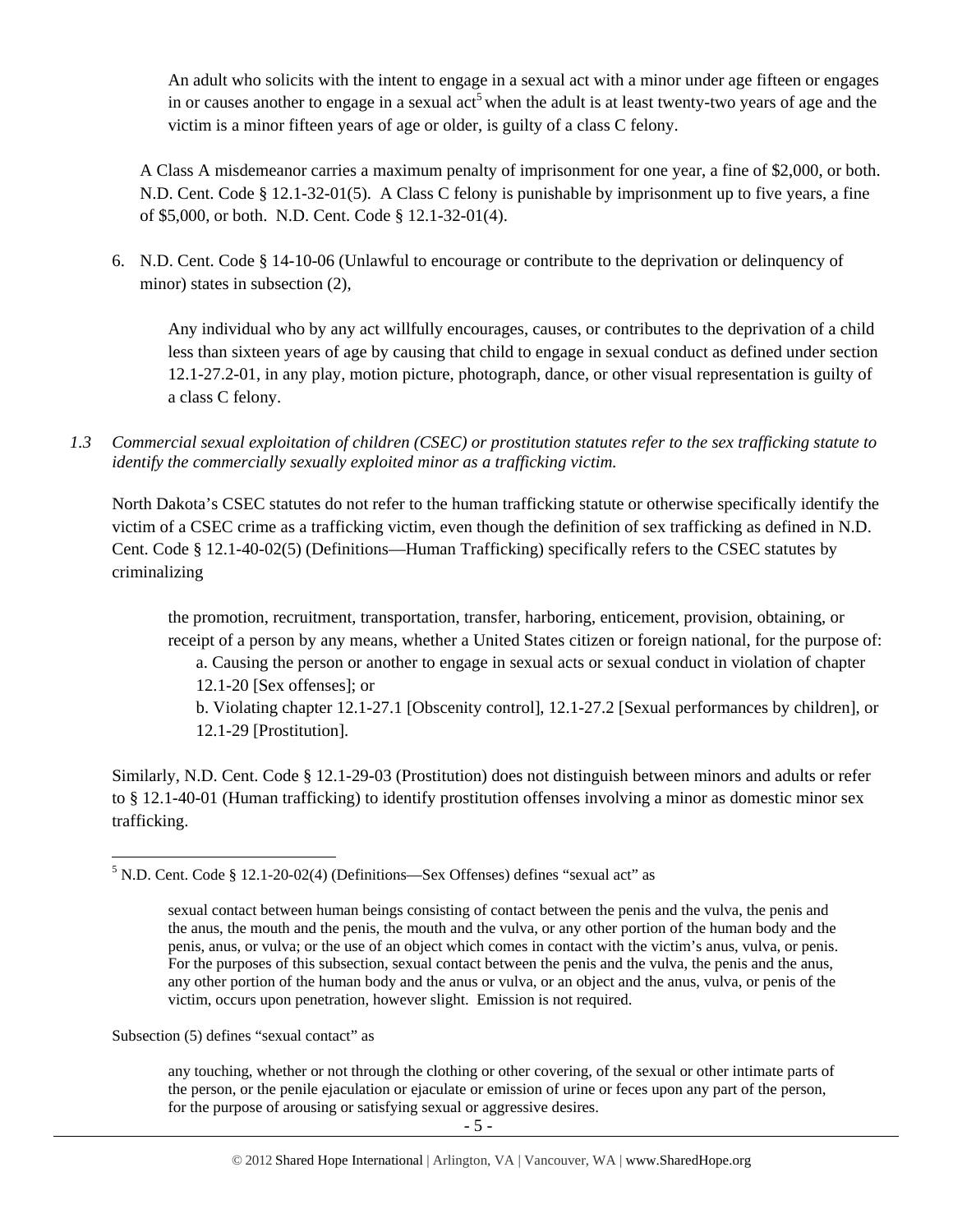An adult who solicits with the intent to engage in a sexual act with a minor under age fifteen or engages in or causes another to engage in a sexual act[5] when the adult is at least twenty-two years of age and the victim is a minor fifteen years of age or older, is guilty of a class C felony.

A Class A misdemeanor carries a maximum penalty of imprisonment for one year, a fine of $2,000, or both. N.D. Cent. Code § 12.1-32-01(5). A Class C felony is punishable by imprisonment up to five years, a fine of $5,000, or both. N.D. Cent. Code § 12.1-32-01(4).

6. N.D. Cent. Code § 14-10-06 (Unlawful to encourage or contribute to the deprivation or delinquency of minor) states in subsection (2),

   Any individual who by any act willfully encourages, causes, or contributes to the deprivation of a child less than sixteen years of age by causing that child to engage in sexual conduct as defined under section 12.1-27.2-01, in any play, motion picture, photograph, dance, or other visual representation is guilty of a class C felony.

*1.3 Commercial sexual exploitation of children (CSEC) or prostitution statutes refer to the sex trafficking statute to identify the commercially sexually exploited minor as a trafficking victim.*

North Dakota's CSEC statutes do not refer to the human trafficking statute or otherwise specifically identify the victim of a CSEC crime as a trafficking victim, even though the definition of sex trafficking as defined in N.D. Cent. Code § 12.1-40-02(5) (Definitions—Human Trafficking) specifically refers to the CSEC statutes by criminalizing

> the promotion, recruitment, transportation, transfer, harboring, enticement, provision, obtaining, or receipt of a person by any means, whether a United States citizen or foreign national, for the purpose of:
> a. Causing the person or another to engage in sexual acts or sexual conduct in violation of chapter 12.1-20 [Sex offenses]; or
> b. Violating chapter 12.1-27.1 [Obscenity control], 12.1-27.2 [Sexual performances by children], or 12.1-29 [Prostitution].

Similarly, N.D. Cent. Code § 12.1-29-03 (Prostitution) does not distinguish between minors and adults or refer to § 12.1-40-01 (Human trafficking) to identify prostitution offenses involving a minor as domestic minor sex trafficking.

---

[5] N.D. Cent. Code § 12.1-20-02(4) (Definitions—Sex Offenses) defines "sexual act" as

> sexual contact between human beings consisting of contact between the penis and the vulva, the penis and the anus, the mouth and the penis, the mouth and the vulva, or any other portion of the human body and the penis, anus, or vulva; or the use of an object which comes in contact with the victim's anus, vulva, or penis. For the purposes of this subsection, sexual contact between the penis and the vulva, the penis and the anus, any other portion of the human body and the anus or vulva, or an object and the anus, vulva, or penis of the victim, occurs upon penetration, however slight. Emission is not required.

Subsection (5) defines "sexual contact" as

> any touching, whether or not through the clothing or other covering, of the sexual or other intimate parts of the person, or the penile ejaculation or ejaculate or emission of urine or feces upon any part of the person, for the purpose of arousing or satisfying sexual or aggressive desires.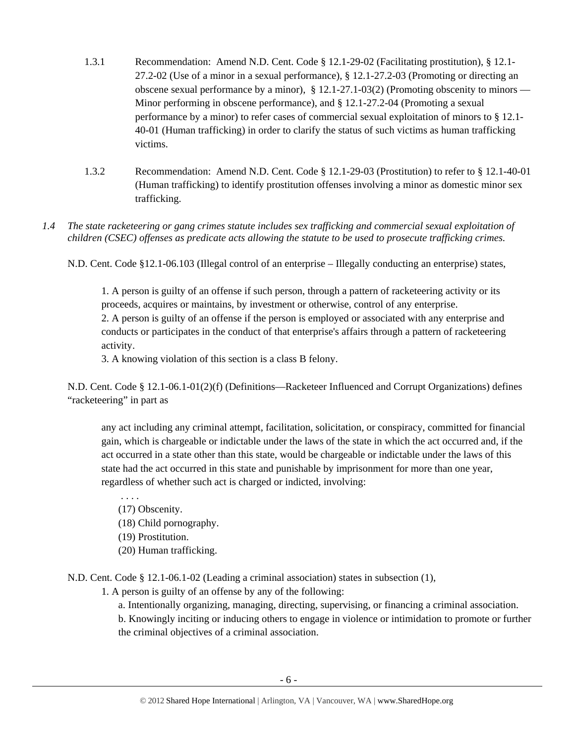1.3.1 Recommendation: Amend N.D. Cent. Code § 12.1-29-02 (Facilitating prostitution), § 12.1-27.2-02 (Use of a minor in a sexual performance), § 12.1-27.2-03 (Promoting or directing an obscene sexual performance by a minor), § 12.1-27.1-03(2) (Promoting obscenity to minors — Minor performing in obscene performance), and § 12.1-27.2-04 (Promoting a sexual performance by a minor) to refer cases of commercial sexual exploitation of minors to § 12.1-40-01 (Human trafficking) in order to clarify the status of such victims as human trafficking victims.

1.3.2 Recommendation: Amend N.D. Cent. Code § 12.1-29-03 (Prostitution) to refer to § 12.1-40-01 (Human trafficking) to identify prostitution offenses involving a minor as domestic minor sex trafficking.

*1.4 The state racketeering or gang crimes statute includes sex trafficking and commercial sexual exploitation of children (CSEC) offenses as predicate acts allowing the statute to be used to prosecute trafficking crimes.*

N.D. Cent. Code §12.1-06.103 (Illegal control of an enterprise – Illegally conducting an enterprise) states,

> 1. A person is guilty of an offense if such person, through a pattern of racketeering activity or its proceeds, acquires or maintains, by investment or otherwise, control of any enterprise.
> 2. A person is guilty of an offense if the person is employed or associated with any enterprise and conducts or participates in the conduct of that enterprise's affairs through a pattern of racketeering activity.
> 3. A knowing violation of this section is a class B felony.

N.D. Cent. Code § 12.1-06.1-01(2)(f) (Definitions—Racketeer Influenced and Corrupt Organizations) defines "racketeering" in part as

> any act including any criminal attempt, facilitation, solicitation, or conspiracy, committed for financial gain, which is chargeable or indictable under the laws of the state in which the act occurred and, if the act occurred in a state other than this state, would be chargeable or indictable under the laws of this state had the act occurred in this state and punishable by imprisonment for more than one year, regardless of whether such act is charged or indicted, involving:
>
> . . . .
> (17) Obscenity.
> (18) Child pornography.
> (19) Prostitution.
> (20) Human trafficking.

N.D. Cent. Code § 12.1-06.1-02 (Leading a criminal association) states in subsection (1),

> 1. A person is guilty of an offense by any of the following:
> a. Intentionally organizing, managing, directing, supervising, or financing a criminal association.
> b. Knowingly inciting or inducing others to engage in violence or intimidation to promote or further the criminal objectives of a criminal association.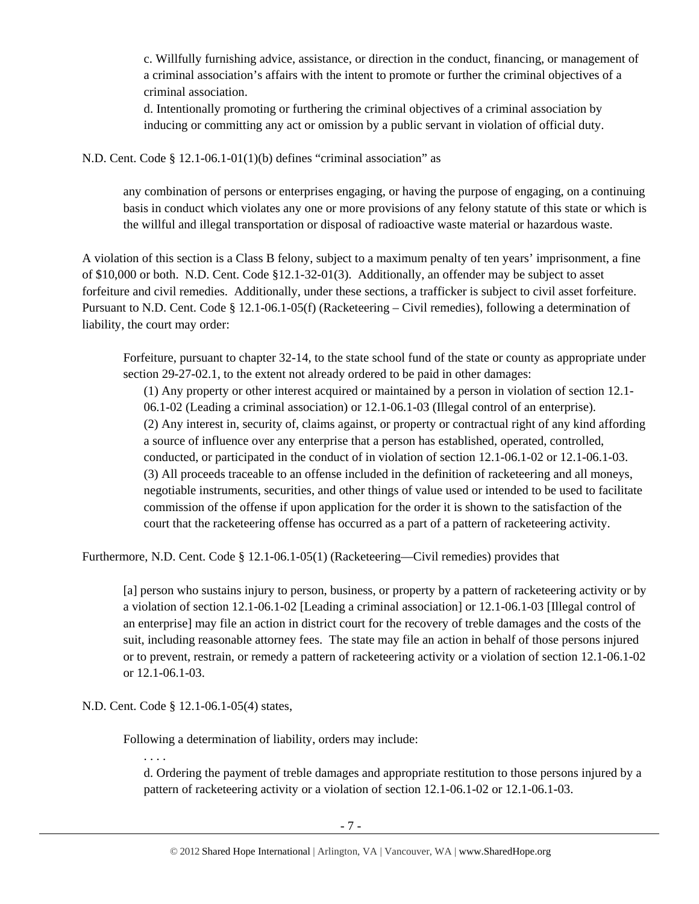c. Willfully furnishing advice, assistance, or direction in the conduct, financing, or management of a criminal association's affairs with the intent to promote or further the criminal objectives of a criminal association.

d. Intentionally promoting or furthering the criminal objectives of a criminal association by inducing or committing any act or omission by a public servant in violation of official duty.

N.D. Cent. Code § 12.1-06.1-01(1)(b) defines "criminal association" as

> any combination of persons or enterprises engaging, or having the purpose of engaging, on a continuing basis in conduct which violates any one or more provisions of any felony statute of this state or which is the willful and illegal transportation or disposal of radioactive waste material or hazardous waste.

A violation of this section is a Class B felony, subject to a maximum penalty of ten years' imprisonment, a fine of $10,000 or both. N.D. Cent. Code §12.1-32-01(3). Additionally, an offender may be subject to asset forfeiture and civil remedies. Additionally, under these sections, a trafficker is subject to civil asset forfeiture. Pursuant to N.D. Cent. Code § 12.1-06.1-05(f) (Racketeering – Civil remedies), following a determination of liability, the court may order:

> Forfeiture, pursuant to chapter 32-14, to the state school fund of the state or county as appropriate under section 29-27-02.1, to the extent not already ordered to be paid in other damages:
>
> (1) Any property or other interest acquired or maintained by a person in violation of section 12.1-06.1-02 (Leading a criminal association) or 12.1-06.1-03 (Illegal control of an enterprise).
>
> (2) Any interest in, security of, claims against, or property or contractual right of any kind affording a source of influence over any enterprise that a person has established, operated, controlled, conducted, or participated in the conduct of in violation of section 12.1-06.1-02 or 12.1-06.1-03.
>
> (3) All proceeds traceable to an offense included in the definition of racketeering and all moneys, negotiable instruments, securities, and other things of value used or intended to be used to facilitate commission of the offense if upon application for the order it is shown to the satisfaction of the court that the racketeering offense has occurred as a part of a pattern of racketeering activity.

Furthermore, N.D. Cent. Code § 12.1-06.1-05(1) (Racketeering—Civil remedies) provides that

> [a] person who sustains injury to person, business, or property by a pattern of racketeering activity or by a violation of section 12.1-06.1-02 [Leading a criminal association] or 12.1-06.1-03 [Illegal control of an enterprise] may file an action in district court for the recovery of treble damages and the costs of the suit, including reasonable attorney fees. The state may file an action in behalf of those persons injured or to prevent, restrain, or remedy a pattern of racketeering activity or a violation of section 12.1-06.1-02 or 12.1-06.1-03.

N.D. Cent. Code § 12.1-06.1-05(4) states,

> Following a determination of liability, orders may include:
>
> . . . .
>
> d. Ordering the payment of treble damages and appropriate restitution to those persons injured by a pattern of racketeering activity or a violation of section 12.1-06.1-02 or 12.1-06.1-03.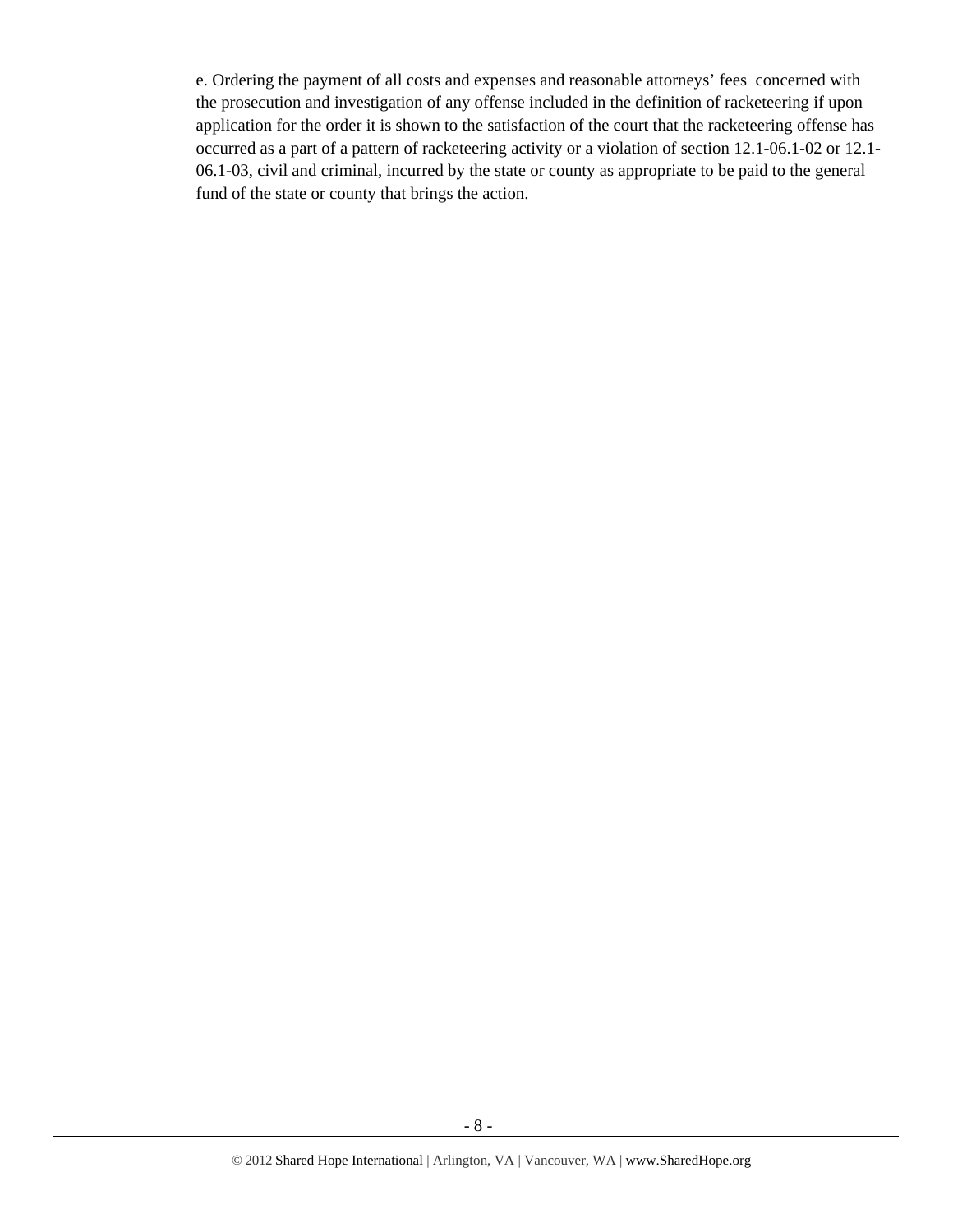e. Ordering the payment of all costs and expenses and reasonable attorneys' fees concerned with the prosecution and investigation of any offense included in the definition of racketeering if upon application for the order it is shown to the satisfaction of the court that the racketeering offense has occurred as a part of a pattern of racketeering activity or a violation of section 12.1-06.1-02 or 12.1-06.1-03, civil and criminal, incurred by the state or county as appropriate to be paid to the general fund of the state or county that brings the action.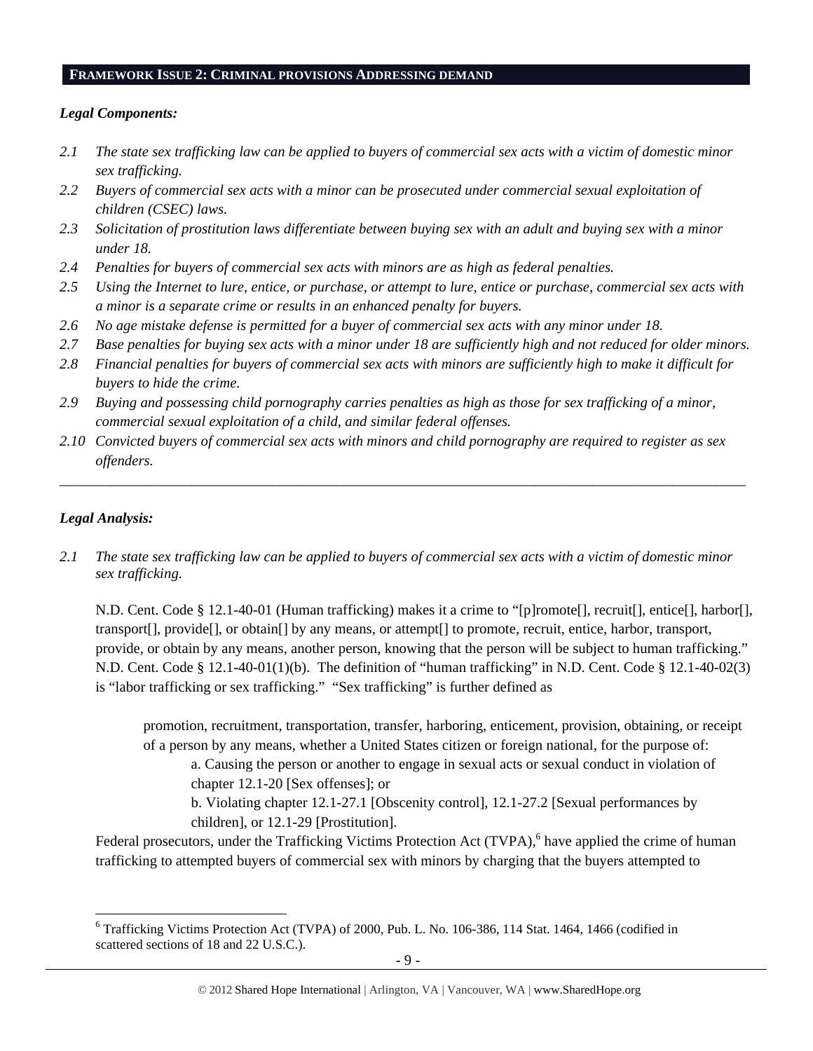## FRAMEWORK ISSUE 2: CRIMINAL PROVISIONS ADDRESSING DEMAND

***Legal Components:***

*2.1 The state sex trafficking law can be applied to buyers of commercial sex acts with a victim of domestic minor sex trafficking.*

*2.2 Buyers of commercial sex acts with a minor can be prosecuted under commercial sexual exploitation of children (CSEC) laws.*

*2.3 Solicitation of prostitution laws differentiate between buying sex with an adult and buying sex with a minor under 18.*

*2.4 Penalties for buyers of commercial sex acts with minors are as high as federal penalties.*

*2.5 Using the Internet to lure, entice, or purchase, or attempt to lure, entice or purchase, commercial sex acts with a minor is a separate crime or results in an enhanced penalty for buyers.*

*2.6 No age mistake defense is permitted for a buyer of commercial sex acts with any minor under 18.*

*2.7 Base penalties for buying sex acts with a minor under 18 are sufficiently high and not reduced for older minors.*

*2.8 Financial penalties for buyers of commercial sex acts with minors are sufficiently high to make it difficult for buyers to hide the crime.*

*2.9 Buying and possessing child pornography carries penalties as high as those for sex trafficking of a minor, commercial sexual exploitation of a child, and similar federal offenses.*

*2.10 Convicted buyers of commercial sex acts with minors and child pornography are required to register as sex offenders.*

---

***Legal Analysis:***

*2.1 The state sex trafficking law can be applied to buyers of commercial sex acts with a victim of domestic minor sex trafficking.*

N.D. Cent. Code § 12.1-40-01 (Human trafficking) makes it a crime to "[p]romote[], recruit[], entice[], harbor[], transport[], provide[], or obtain[] by any means, or attempt[] to promote, recruit, entice, harbor, transport, provide, or obtain by any means, another person, knowing that the person will be subject to human trafficking." N.D. Cent. Code § 12.1-40-01(1)(b). The definition of "human trafficking" in N.D. Cent. Code § 12.1-40-02(3) is "labor trafficking or sex trafficking." "Sex trafficking" is further defined as

> promotion, recruitment, transportation, transfer, harboring, enticement, provision, obtaining, or receipt of a person by any means, whether a United States citizen or foreign national, for the purpose of:
>
> a. Causing the person or another to engage in sexual acts or sexual conduct in violation of chapter 12.1-20 [Sex offenses]; or
>
> b. Violating chapter 12.1-27.1 [Obscenity control], 12.1-27.2 [Sexual performances by children], or 12.1-29 [Prostitution].

Federal prosecutors, under the Trafficking Victims Protection Act (TVPA),[6] have applied the crime of human trafficking to attempted buyers of commercial sex with minors by charging that the buyers attempted to

[6] Trafficking Victims Protection Act (TVPA) of 2000, Pub. L. No. 106-386, 114 Stat. 1464, 1466 (codified in scattered sections of 18 and 22 U.S.C.).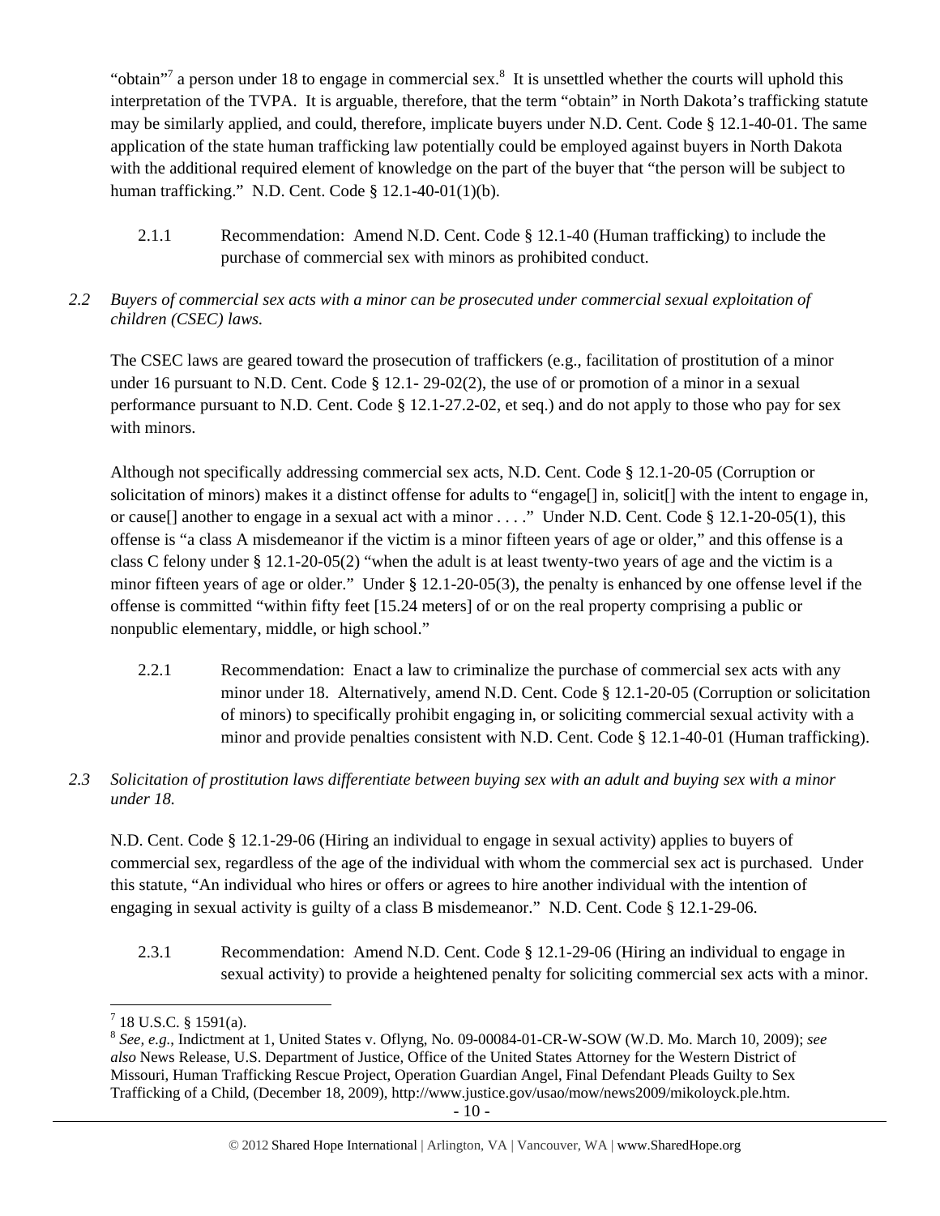"obtain"[7] a person under 18 to engage in commercial sex.[8] It is unsettled whether the courts will uphold this interpretation of the TVPA. It is arguable, therefore, that the term "obtain" in North Dakota's trafficking statute may be similarly applied, and could, therefore, implicate buyers under N.D. Cent. Code § 12.1-40-01. The same application of the state human trafficking law potentially could be employed against buyers in North Dakota with the additional required element of knowledge on the part of the buyer that "the person will be subject to human trafficking." N.D. Cent. Code § 12.1-40-01(1)(b).

2.1.1 Recommendation: Amend N.D. Cent. Code § 12.1-40 (Human trafficking) to include the purchase of commercial sex with minors as prohibited conduct.

*2.2 Buyers of commercial sex acts with a minor can be prosecuted under commercial sexual exploitation of children (CSEC) laws.*

The CSEC laws are geared toward the prosecution of traffickers (e.g., facilitation of prostitution of a minor under 16 pursuant to N.D. Cent. Code § 12.1- 29-02(2), the use of or promotion of a minor in a sexual performance pursuant to N.D. Cent. Code § 12.1-27.2-02, et seq.) and do not apply to those who pay for sex with minors.

Although not specifically addressing commercial sex acts, N.D. Cent. Code § 12.1-20-05 (Corruption or solicitation of minors) makes it a distinct offense for adults to "engage[] in, solicit[] with the intent to engage in, or cause[] another to engage in a sexual act with a minor . . . ." Under N.D. Cent. Code § 12.1-20-05(1), this offense is "a class A misdemeanor if the victim is a minor fifteen years of age or older," and this offense is a class C felony under § 12.1-20-05(2) "when the adult is at least twenty-two years of age and the victim is a minor fifteen years of age or older." Under § 12.1-20-05(3), the penalty is enhanced by one offense level if the offense is committed "within fifty feet [15.24 meters] of or on the real property comprising a public or nonpublic elementary, middle, or high school."

2.2.1 Recommendation: Enact a law to criminalize the purchase of commercial sex acts with any minor under 18. Alternatively, amend N.D. Cent. Code § 12.1-20-05 (Corruption or solicitation of minors) to specifically prohibit engaging in, or soliciting commercial sexual activity with a minor and provide penalties consistent with N.D. Cent. Code § 12.1-40-01 (Human trafficking).

*2.3 Solicitation of prostitution laws differentiate between buying sex with an adult and buying sex with a minor under 18.*

N.D. Cent. Code § 12.1-29-06 (Hiring an individual to engage in sexual activity) applies to buyers of commercial sex, regardless of the age of the individual with whom the commercial sex act is purchased. Under this statute, "An individual who hires or offers or agrees to hire another individual with the intention of engaging in sexual activity is guilty of a class B misdemeanor." N.D. Cent. Code § 12.1-29-06.

2.3.1 Recommendation: Amend N.D. Cent. Code § 12.1-29-06 (Hiring an individual to engage in sexual activity) to provide a heightened penalty for soliciting commercial sex acts with a minor.

---

[7] 18 U.S.C. § 1591(a).

[8] *See, e.g.*, Indictment at 1, United States v. Oflyng, No. 09-00084-01-CR-W-SOW (W.D. Mo. March 10, 2009); *see also* News Release, U.S. Department of Justice, Office of the United States Attorney for the Western District of Missouri, Human Trafficking Rescue Project, Operation Guardian Angel, Final Defendant Pleads Guilty to Sex Trafficking of a Child, (December 18, 2009), http://www.justice.gov/usao/mow/news2009/mikoloyck.ple.htm.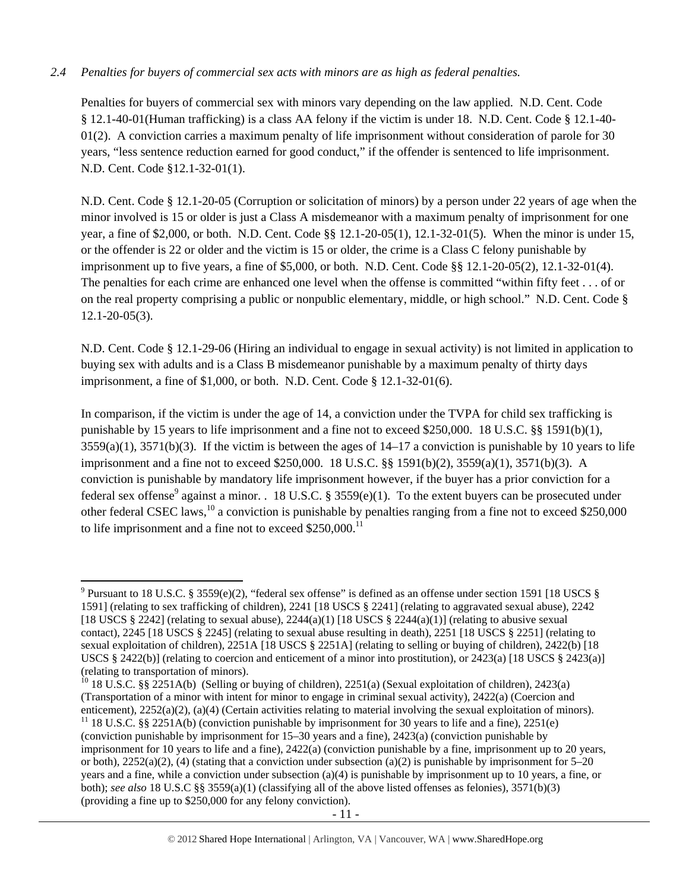*2.4 Penalties for buyers of commercial sex acts with minors are as high as federal penalties.*

Penalties for buyers of commercial sex with minors vary depending on the law applied. N.D. Cent. Code § 12.1-40-01(Human trafficking) is a class AA felony if the victim is under 18. N.D. Cent. Code § 12.1-40-01(2). A conviction carries a maximum penalty of life imprisonment without consideration of parole for 30 years, "less sentence reduction earned for good conduct," if the offender is sentenced to life imprisonment. N.D. Cent. Code §12.1-32-01(1).

N.D. Cent. Code § 12.1-20-05 (Corruption or solicitation of minors) by a person under 22 years of age when the minor involved is 15 or older is just a Class A misdemeanor with a maximum penalty of imprisonment for one year, a fine of $2,000, or both. N.D. Cent. Code §§ 12.1-20-05(1), 12.1-32-01(5). When the minor is under 15, or the offender is 22 or older and the victim is 15 or older, the crime is a Class C felony punishable by imprisonment up to five years, a fine of $5,000, or both. N.D. Cent. Code §§ 12.1-20-05(2), 12.1-32-01(4). The penalties for each crime are enhanced one level when the offense is committed "within fifty feet . . . of or on the real property comprising a public or nonpublic elementary, middle, or high school." N.D. Cent. Code § 12.1-20-05(3).

N.D. Cent. Code § 12.1-29-06 (Hiring an individual to engage in sexual activity) is not limited in application to buying sex with adults and is a Class B misdemeanor punishable by a maximum penalty of thirty days imprisonment, a fine of $1,000, or both. N.D. Cent. Code § 12.1-32-01(6).

In comparison, if the victim is under the age of 14, a conviction under the TVPA for child sex trafficking is punishable by 15 years to life imprisonment and a fine not to exceed $250,000. 18 U.S.C. §§ 1591(b)(1), 3559(a)(1), 3571(b)(3). If the victim is between the ages of 14–17 a conviction is punishable by 10 years to life imprisonment and a fine not to exceed $250,000. 18 U.S.C. §§ 1591(b)(2), 3559(a)(1), 3571(b)(3). A conviction is punishable by mandatory life imprisonment however, if the buyer has a prior conviction for a federal sex offense[9] against a minor. . 18 U.S.C. § 3559(e)(1). To the extent buyers can be prosecuted under other federal CSEC laws,[10] a conviction is punishable by penalties ranging from a fine not to exceed $250,000 to life imprisonment and a fine not to exceed $250,000.[11]

---

[9] Pursuant to 18 U.S.C. § 3559(e)(2), "federal sex offense" is defined as an offense under section 1591 [18 USCS § 1591] (relating to sex trafficking of children), 2241 [18 USCS § 2241] (relating to aggravated sexual abuse), 2242 [18 USCS § 2242] (relating to sexual abuse), 2244(a)(1) [18 USCS § 2244(a)(1)] (relating to abusive sexual contact), 2245 [18 USCS § 2245] (relating to sexual abuse resulting in death), 2251 [18 USCS § 2251] (relating to sexual exploitation of children), 2251A [18 USCS § 2251A] (relating to selling or buying of children), 2422(b) [18 USCS § 2422(b)] (relating to coercion and enticement of a minor into prostitution), or 2423(a) [18 USCS § 2423(a)] (relating to transportation of minors).

[10] 18 U.S.C. §§ 2251A(b) (Selling or buying of children), 2251(a) (Sexual exploitation of children), 2423(a) (Transportation of a minor with intent for minor to engage in criminal sexual activity), 2422(a) (Coercion and enticement), 2252(a)(2), (a)(4) (Certain activities relating to material involving the sexual exploitation of minors).

[11] 18 U.S.C. §§ 2251A(b) (conviction punishable by imprisonment for 30 years to life and a fine), 2251(e) (conviction punishable by imprisonment for 15–30 years and a fine), 2423(a) (conviction punishable by imprisonment for 10 years to life and a fine), 2422(a) (conviction punishable by a fine, imprisonment up to 20 years, or both), 2252(a)(2), (4) (stating that a conviction under subsection (a)(2) is punishable by imprisonment for 5–20 years and a fine, while a conviction under subsection (a)(4) is punishable by imprisonment up to 10 years, a fine, or both); *see also* 18 U.S.C §§ 3559(a)(1) (classifying all of the above listed offenses as felonies), 3571(b)(3) (providing a fine up to $250,000 for any felony conviction).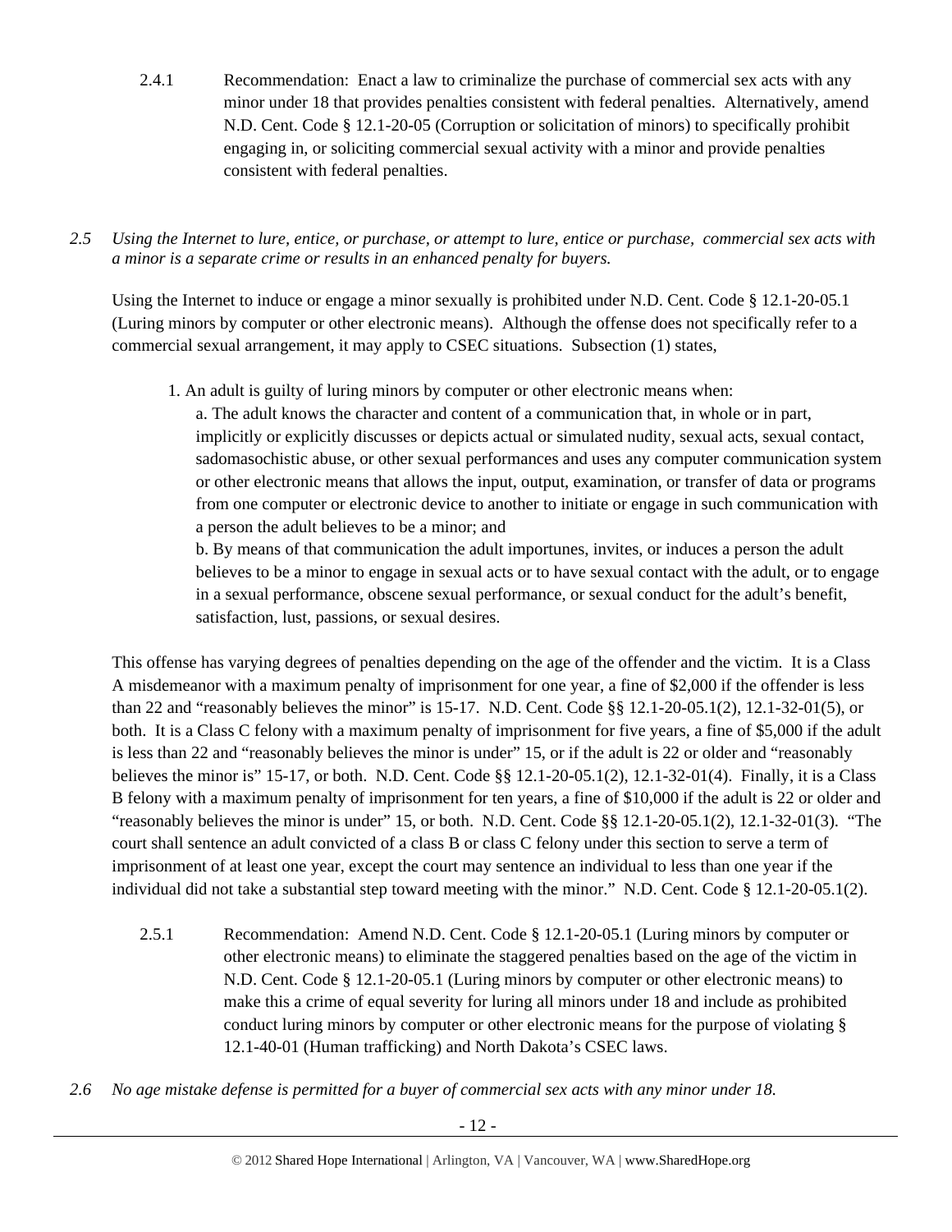2.4.1 Recommendation: Enact a law to criminalize the purchase of commercial sex acts with any minor under 18 that provides penalties consistent with federal penalties. Alternatively, amend N.D. Cent. Code § 12.1-20-05 (Corruption or solicitation of minors) to specifically prohibit engaging in, or soliciting commercial sexual activity with a minor and provide penalties consistent with federal penalties.

*2.5 Using the Internet to lure, entice, or purchase, or attempt to lure, entice or purchase, commercial sex acts with a minor is a separate crime or results in an enhanced penalty for buyers.*

Using the Internet to induce or engage a minor sexually is prohibited under N.D. Cent. Code § 12.1-20-05.1 (Luring minors by computer or other electronic means). Although the offense does not specifically refer to a commercial sexual arrangement, it may apply to CSEC situations. Subsection (1) states,

> 1. An adult is guilty of luring minors by computer or other electronic means when:
>
> a. The adult knows the character and content of a communication that, in whole or in part, implicitly or explicitly discusses or depicts actual or simulated nudity, sexual acts, sexual contact, sadomasochistic abuse, or other sexual performances and uses any computer communication system or other electronic means that allows the input, output, examination, or transfer of data or programs from one computer or electronic device to another to initiate or engage in such communication with a person the adult believes to be a minor; and
>
> b. By means of that communication the adult importunes, invites, or induces a person the adult believes to be a minor to engage in sexual acts or to have sexual contact with the adult, or to engage in a sexual performance, obscene sexual performance, or sexual conduct for the adult's benefit, satisfaction, lust, passions, or sexual desires.

This offense has varying degrees of penalties depending on the age of the offender and the victim. It is a Class A misdemeanor with a maximum penalty of imprisonment for one year, a fine of $2,000 if the offender is less than 22 and "reasonably believes the minor" is 15-17. N.D. Cent. Code §§ 12.1-20-05.1(2), 12.1-32-01(5), or both. It is a Class C felony with a maximum penalty of imprisonment for five years, a fine of $5,000 if the adult is less than 22 and "reasonably believes the minor is under" 15, or if the adult is 22 or older and "reasonably believes the minor is" 15-17, or both. N.D. Cent. Code §§ 12.1-20-05.1(2), 12.1-32-01(4). Finally, it is a Class B felony with a maximum penalty of imprisonment for ten years, a fine of $10,000 if the adult is 22 or older and "reasonably believes the minor is under" 15, or both. N.D. Cent. Code §§ 12.1-20-05.1(2), 12.1-32-01(3). "The court shall sentence an adult convicted of a class B or class C felony under this section to serve a term of imprisonment of at least one year, except the court may sentence an individual to less than one year if the individual did not take a substantial step toward meeting with the minor." N.D. Cent. Code § 12.1-20-05.1(2).

2.5.1 Recommendation: Amend N.D. Cent. Code § 12.1-20-05.1 (Luring minors by computer or other electronic means) to eliminate the staggered penalties based on the age of the victim in N.D. Cent. Code § 12.1-20-05.1 (Luring minors by computer or other electronic means) to make this a crime of equal severity for luring all minors under 18 and include as prohibited conduct luring minors by computer or other electronic means for the purpose of violating § 12.1-40-01 (Human trafficking) and North Dakota's CSEC laws.

*2.6 No age mistake defense is permitted for a buyer of commercial sex acts with any minor under 18.*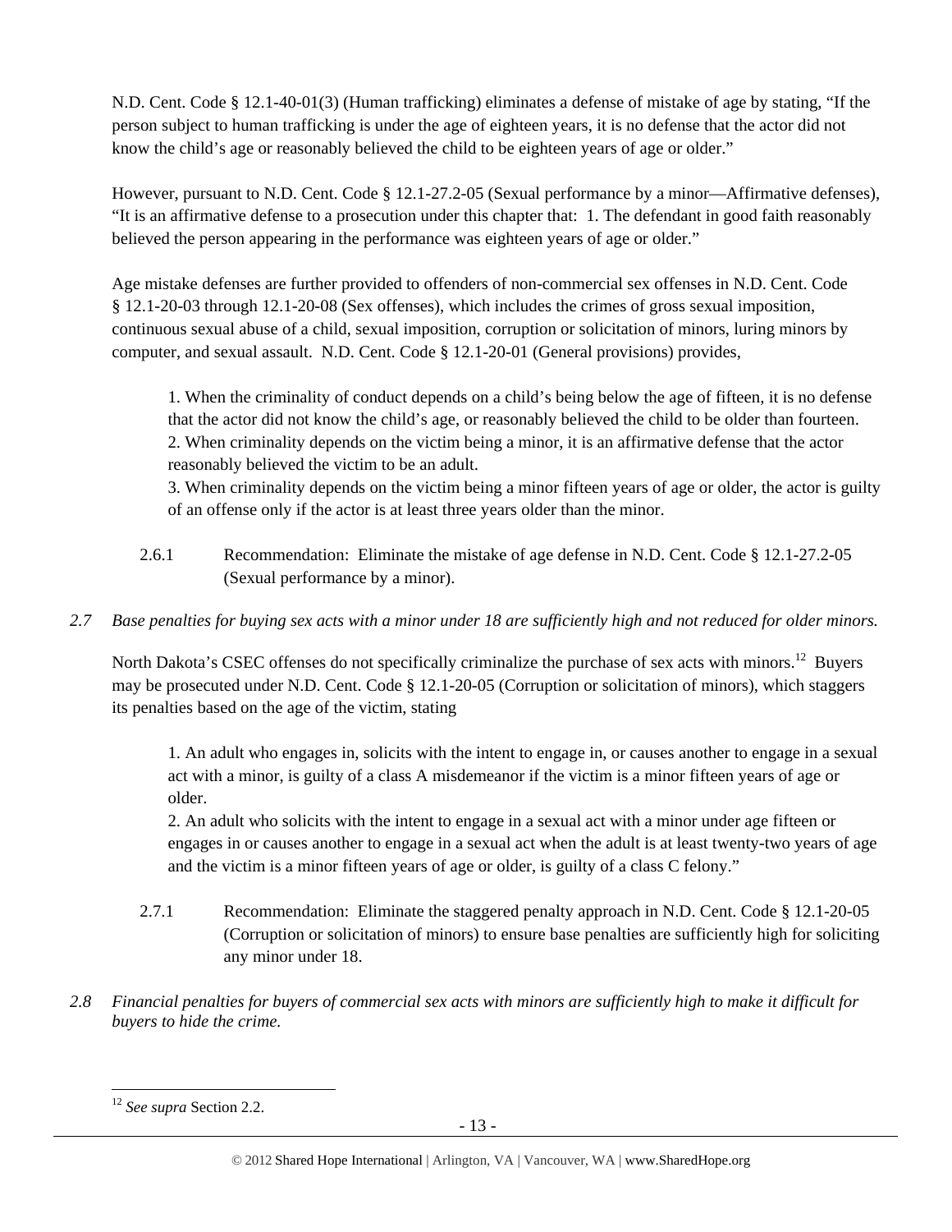N.D. Cent. Code § 12.1-40-01(3) (Human trafficking) eliminates a defense of mistake of age by stating, "If the person subject to human trafficking is under the age of eighteen years, it is no defense that the actor did not know the child's age or reasonably believed the child to be eighteen years of age or older."

However, pursuant to N.D. Cent. Code § 12.1-27.2-05 (Sexual performance by a minor—Affirmative defenses), "It is an affirmative defense to a prosecution under this chapter that: 1. The defendant in good faith reasonably believed the person appearing in the performance was eighteen years of age or older."

Age mistake defenses are further provided to offenders of non-commercial sex offenses in N.D. Cent. Code § 12.1-20-03 through 12.1-20-08 (Sex offenses), which includes the crimes of gross sexual imposition, continuous sexual abuse of a child, sexual imposition, corruption or solicitation of minors, luring minors by computer, and sexual assault. N.D. Cent. Code § 12.1-20-01 (General provisions) provides,

> 1. When the criminality of conduct depends on a child's being below the age of fifteen, it is no defense that the actor did not know the child's age, or reasonably believed the child to be older than fourteen.
> 2. When criminality depends on the victim being a minor, it is an affirmative defense that the actor reasonably believed the victim to be an adult.
> 3. When criminality depends on the victim being a minor fifteen years of age or older, the actor is guilty of an offense only if the actor is at least three years older than the minor.

2.6.1 Recommendation: Eliminate the mistake of age defense in N.D. Cent. Code § 12.1-27.2-05 (Sexual performance by a minor).

*2.7 Base penalties for buying sex acts with a minor under 18 are sufficiently high and not reduced for older minors.*

North Dakota's CSEC offenses do not specifically criminalize the purchase of sex acts with minors.[12] Buyers may be prosecuted under N.D. Cent. Code § 12.1-20-05 (Corruption or solicitation of minors), which staggers its penalties based on the age of the victim, stating

> 1. An adult who engages in, solicits with the intent to engage in, or causes another to engage in a sexual act with a minor, is guilty of a class A misdemeanor if the victim is a minor fifteen years of age or older.
> 2. An adult who solicits with the intent to engage in a sexual act with a minor under age fifteen or engages in or causes another to engage in a sexual act when the adult is at least twenty-two years of age and the victim is a minor fifteen years of age or older, is guilty of a class C felony."

2.7.1 Recommendation: Eliminate the staggered penalty approach in N.D. Cent. Code § 12.1-20-05 (Corruption or solicitation of minors) to ensure base penalties are sufficiently high for soliciting any minor under 18.

*2.8 Financial penalties for buyers of commercial sex acts with minors are sufficiently high to make it difficult for buyers to hide the crime.*

[12] *See supra* Section 2.2.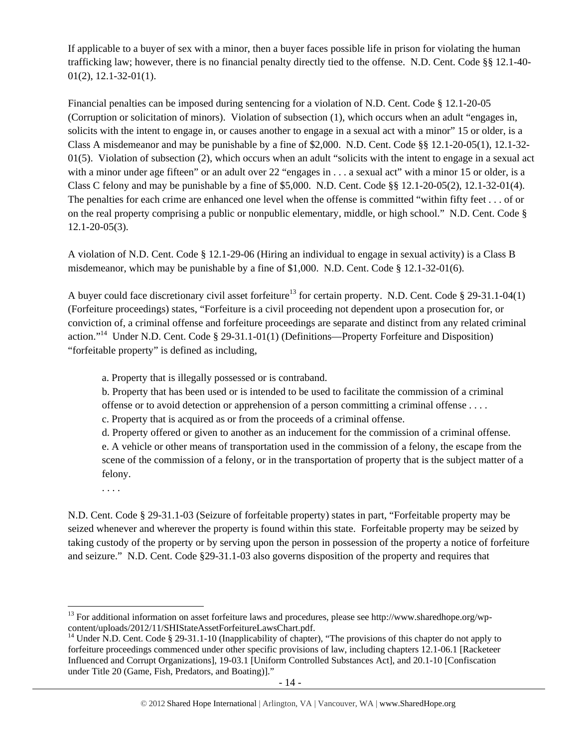If applicable to a buyer of sex with a minor, then a buyer faces possible life in prison for violating the human trafficking law; however, there is no financial penalty directly tied to the offense. N.D. Cent. Code §§ 12.1-40-01(2), 12.1-32-01(1).

Financial penalties can be imposed during sentencing for a violation of N.D. Cent. Code § 12.1-20-05 (Corruption or solicitation of minors). Violation of subsection (1), which occurs when an adult "engages in, solicits with the intent to engage in, or causes another to engage in a sexual act with a minor" 15 or older, is a Class A misdemeanor and may be punishable by a fine of $2,000. N.D. Cent. Code §§ 12.1-20-05(1), 12.1-32-01(5). Violation of subsection (2), which occurs when an adult "solicits with the intent to engage in a sexual act with a minor under age fifteen" or an adult over 22 "engages in . . . a sexual act" with a minor 15 or older, is a Class C felony and may be punishable by a fine of $5,000. N.D. Cent. Code §§ 12.1-20-05(2), 12.1-32-01(4). The penalties for each crime are enhanced one level when the offense is committed "within fifty feet . . . of or on the real property comprising a public or nonpublic elementary, middle, or high school." N.D. Cent. Code § 12.1-20-05(3).

A violation of N.D. Cent. Code § 12.1-29-06 (Hiring an individual to engage in sexual activity) is a Class B misdemeanor, which may be punishable by a fine of $1,000. N.D. Cent. Code § 12.1-32-01(6).

A buyer could face discretionary civil asset forfeiture[13] for certain property. N.D. Cent. Code § 29-31.1-04(1) (Forfeiture proceedings) states, "Forfeiture is a civil proceeding not dependent upon a prosecution for, or conviction of, a criminal offense and forfeiture proceedings are separate and distinct from any related criminal action."[14] Under N.D. Cent. Code § 29-31.1-01(1) (Definitions—Property Forfeiture and Disposition) "forfeitable property" is defined as including,

> a. Property that is illegally possessed or is contraband.
> b. Property that has been used or is intended to be used to facilitate the commission of a criminal offense or to avoid detection or apprehension of a person committing a criminal offense . . . .
> c. Property that is acquired as or from the proceeds of a criminal offense.
> d. Property offered or given to another as an inducement for the commission of a criminal offense.
> e. A vehicle or other means of transportation used in the commission of a felony, the escape from the scene of the commission of a felony, or in the transportation of property that is the subject matter of a felony.
> . . . .

N.D. Cent. Code § 29-31.1-03 (Seizure of forfeitable property) states in part, "Forfeitable property may be seized whenever and wherever the property is found within this state. Forfeitable property may be seized by taking custody of the property or by serving upon the person in possession of the property a notice of forfeiture and seizure." N.D. Cent. Code §29-31.1-03 also governs disposition of the property and requires that

---

[13] For additional information on asset forfeiture laws and procedures, please see http://www.sharedhope.org/wp-content/uploads/2012/11/SHIStateAssetForfeitureLawsChart.pdf.

[14] Under N.D. Cent. Code § 29-31.1-10 (Inapplicability of chapter), "The provisions of this chapter do not apply to forfeiture proceedings commenced under other specific provisions of law, including chapters 12.1-06.1 [Racketeer Influenced and Corrupt Organizations], 19-03.1 [Uniform Controlled Substances Act], and 20.1-10 [Confiscation under Title 20 (Game, Fish, Predators, and Boating)]."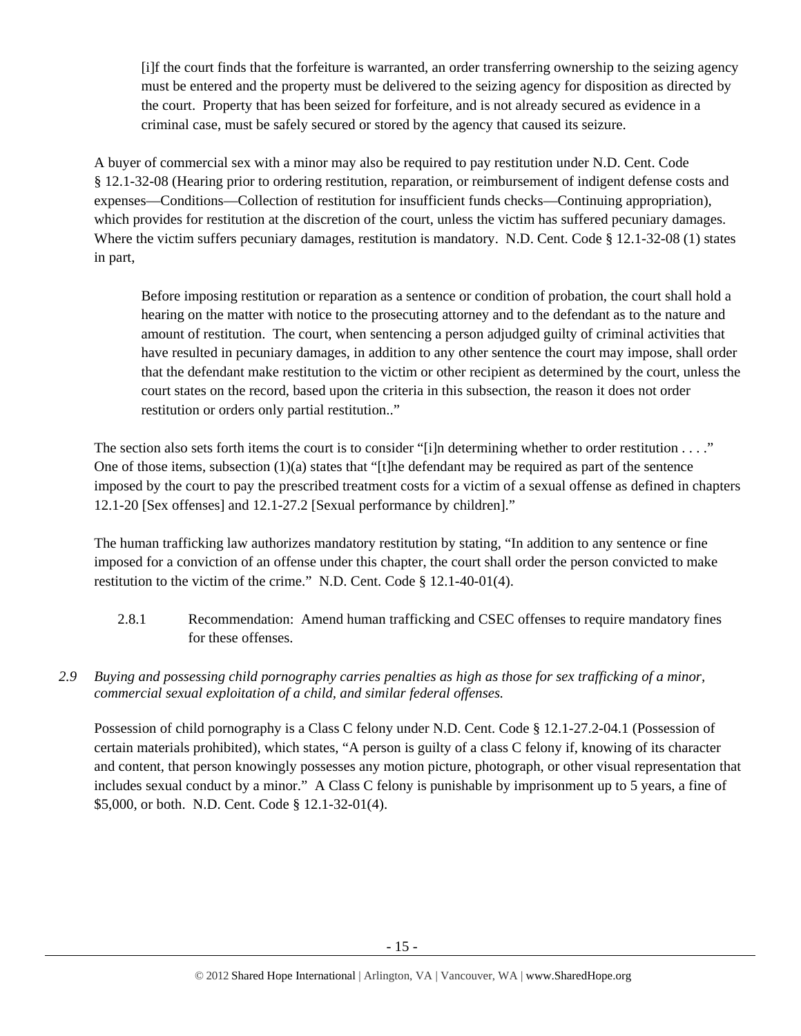> [i]f the court finds that the forfeiture is warranted, an order transferring ownership to the seizing agency must be entered and the property must be delivered to the seizing agency for disposition as directed by the court. Property that has been seized for forfeiture, and is not already secured as evidence in a criminal case, must be safely secured or stored by the agency that caused its seizure.

A buyer of commercial sex with a minor may also be required to pay restitution under N.D. Cent. Code § 12.1-32-08 (Hearing prior to ordering restitution, reparation, or reimbursement of indigent defense costs and expenses—Conditions—Collection of restitution for insufficient funds checks—Continuing appropriation), which provides for restitution at the discretion of the court, unless the victim has suffered pecuniary damages. Where the victim suffers pecuniary damages, restitution is mandatory. N.D. Cent. Code § 12.1-32-08 (1) states in part,

> Before imposing restitution or reparation as a sentence or condition of probation, the court shall hold a hearing on the matter with notice to the prosecuting attorney and to the defendant as to the nature and amount of restitution. The court, when sentencing a person adjudged guilty of criminal activities that have resulted in pecuniary damages, in addition to any other sentence the court may impose, shall order that the defendant make restitution to the victim or other recipient as determined by the court, unless the court states on the record, based upon the criteria in this subsection, the reason it does not order restitution or orders only partial restitution.."

The section also sets forth items the court is to consider "[i]n determining whether to order restitution . . . ." One of those items, subsection (1)(a) states that "[t]he defendant may be required as part of the sentence imposed by the court to pay the prescribed treatment costs for a victim of a sexual offense as defined in chapters 12.1-20 [Sex offenses] and 12.1-27.2 [Sexual performance by children]."

The human trafficking law authorizes mandatory restitution by stating, "In addition to any sentence or fine imposed for a conviction of an offense under this chapter, the court shall order the person convicted to make restitution to the victim of the crime." N.D. Cent. Code § 12.1-40-01(4).

2.8.1 Recommendation: Amend human trafficking and CSEC offenses to require mandatory fines for these offenses.

*2.9 Buying and possessing child pornography carries penalties as high as those for sex trafficking of a minor, commercial sexual exploitation of a child, and similar federal offenses.*

Possession of child pornography is a Class C felony under N.D. Cent. Code § 12.1-27.2-04.1 (Possession of certain materials prohibited), which states, "A person is guilty of a class C felony if, knowing of its character and content, that person knowingly possesses any motion picture, photograph, or other visual representation that includes sexual conduct by a minor." A Class C felony is punishable by imprisonment up to 5 years, a fine of $5,000, or both. N.D. Cent. Code § 12.1-32-01(4).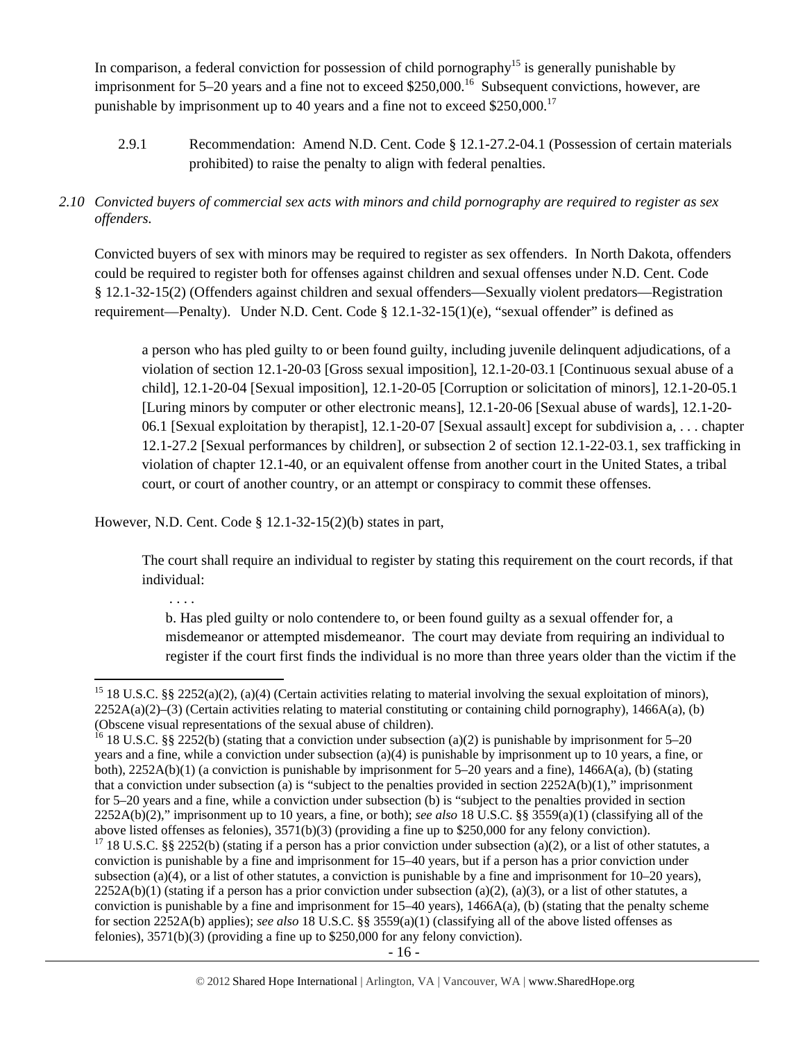In comparison, a federal conviction for possession of child pornography[15] is generally punishable by imprisonment for 5–20 years and a fine not to exceed $250,000.[16] Subsequent convictions, however, are punishable by imprisonment up to 40 years and a fine not to exceed $250,000.[17]

2.9.1 Recommendation: Amend N.D. Cent. Code § 12.1-27.2-04.1 (Possession of certain materials prohibited) to raise the penalty to align with federal penalties.

*2.10 Convicted buyers of commercial sex acts with minors and child pornography are required to register as sex offenders.*

Convicted buyers of sex with minors may be required to register as sex offenders. In North Dakota, offenders could be required to register both for offenses against children and sexual offenses under N.D. Cent. Code § 12.1-32-15(2) (Offenders against children and sexual offenders—Sexually violent predators—Registration requirement—Penalty). Under N.D. Cent. Code § 12.1-32-15(1)(e), "sexual offender" is defined as

> a person who has pled guilty to or been found guilty, including juvenile delinquent adjudications, of a violation of section 12.1-20-03 [Gross sexual imposition], 12.1-20-03.1 [Continuous sexual abuse of a child], 12.1-20-04 [Sexual imposition], 12.1-20-05 [Corruption or solicitation of minors], 12.1-20-05.1 [Luring minors by computer or other electronic means], 12.1-20-06 [Sexual abuse of wards], 12.1-20-06.1 [Sexual exploitation by therapist], 12.1-20-07 [Sexual assault] except for subdivision a, . . . chapter 12.1-27.2 [Sexual performances by children], or subsection 2 of section 12.1-22-03.1, sex trafficking in violation of chapter 12.1-40, or an equivalent offense from another court in the United States, a tribal court, or court of another country, or an attempt or conspiracy to commit these offenses.

However, N.D. Cent. Code § 12.1-32-15(2)(b) states in part,

> The court shall require an individual to register by stating this requirement on the court records, if that individual:
>
> . . . .
>
> b. Has pled guilty or nolo contendere to, or been found guilty as a sexual offender for, a misdemeanor or attempted misdemeanor. The court may deviate from requiring an individual to register if the court first finds the individual is no more than three years older than the victim if the

---

[15] 18 U.S.C. §§ 2252(a)(2), (a)(4) (Certain activities relating to material involving the sexual exploitation of minors), 2252A(a)(2)–(3) (Certain activities relating to material constituting or containing child pornography), 1466A(a), (b) (Obscene visual representations of the sexual abuse of children).

[16] 18 U.S.C. §§ 2252(b) (stating that a conviction under subsection (a)(2) is punishable by imprisonment for 5–20 years and a fine, while a conviction under subsection (a)(4) is punishable by imprisonment up to 10 years, a fine, or both), 2252A(b)(1) (a conviction is punishable by imprisonment for 5–20 years and a fine), 1466A(a), (b) (stating that a conviction under subsection (a) is "subject to the penalties provided in section 2252A(b)(1)," imprisonment for 5–20 years and a fine, while a conviction under subsection (b) is "subject to the penalties provided in section 2252A(b)(2)," imprisonment up to 10 years, a fine, or both); *see also* 18 U.S.C. §§ 3559(a)(1) (classifying all of the above listed offenses as felonies), 3571(b)(3) (providing a fine up to $250,000 for any felony conviction).

[17] 18 U.S.C. §§ 2252(b) (stating if a person has a prior conviction under subsection (a)(2), or a list of other statutes, a conviction is punishable by a fine and imprisonment for 15–40 years, but if a person has a prior conviction under subsection (a)(4), or a list of other statutes, a conviction is punishable by a fine and imprisonment for 10–20 years), 2252A(b)(1) (stating if a person has a prior conviction under subsection (a)(2), (a)(3), or a list of other statutes, a conviction is punishable by a fine and imprisonment for 15–40 years), 1466A(a), (b) (stating that the penalty scheme for section 2252A(b) applies); *see also* 18 U.S.C. §§ 3559(a)(1) (classifying all of the above listed offenses as felonies), 3571(b)(3) (providing a fine up to $250,000 for any felony conviction).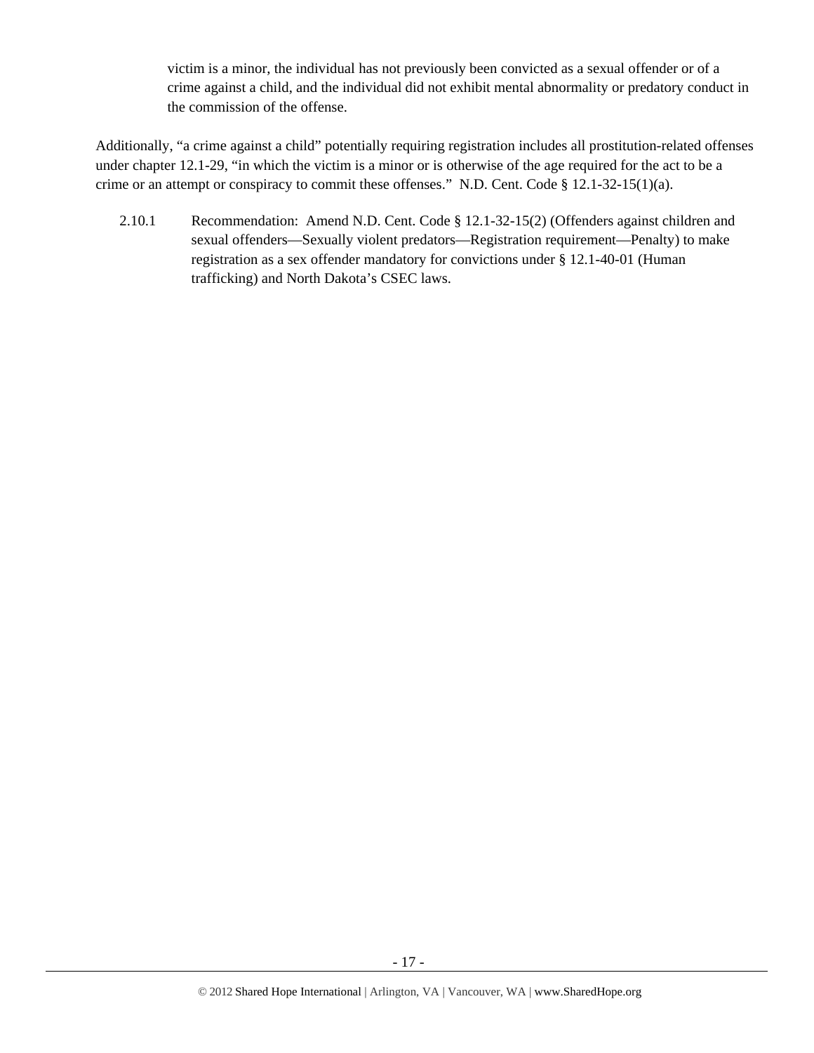victim is a minor, the individual has not previously been convicted as a sexual offender or of a crime against a child, and the individual did not exhibit mental abnormality or predatory conduct in the commission of the offense.

Additionally, "a crime against a child" potentially requiring registration includes all prostitution-related offenses under chapter 12.1-29, "in which the victim is a minor or is otherwise of the age required for the act to be a crime or an attempt or conspiracy to commit these offenses." N.D. Cent. Code § 12.1-32-15(1)(a).

2.10.1 Recommendation: Amend N.D. Cent. Code § 12.1-32-15(2) (Offenders against children and sexual offenders—Sexually violent predators—Registration requirement—Penalty) to make registration as a sex offender mandatory for convictions under § 12.1-40-01 (Human trafficking) and North Dakota's CSEC laws.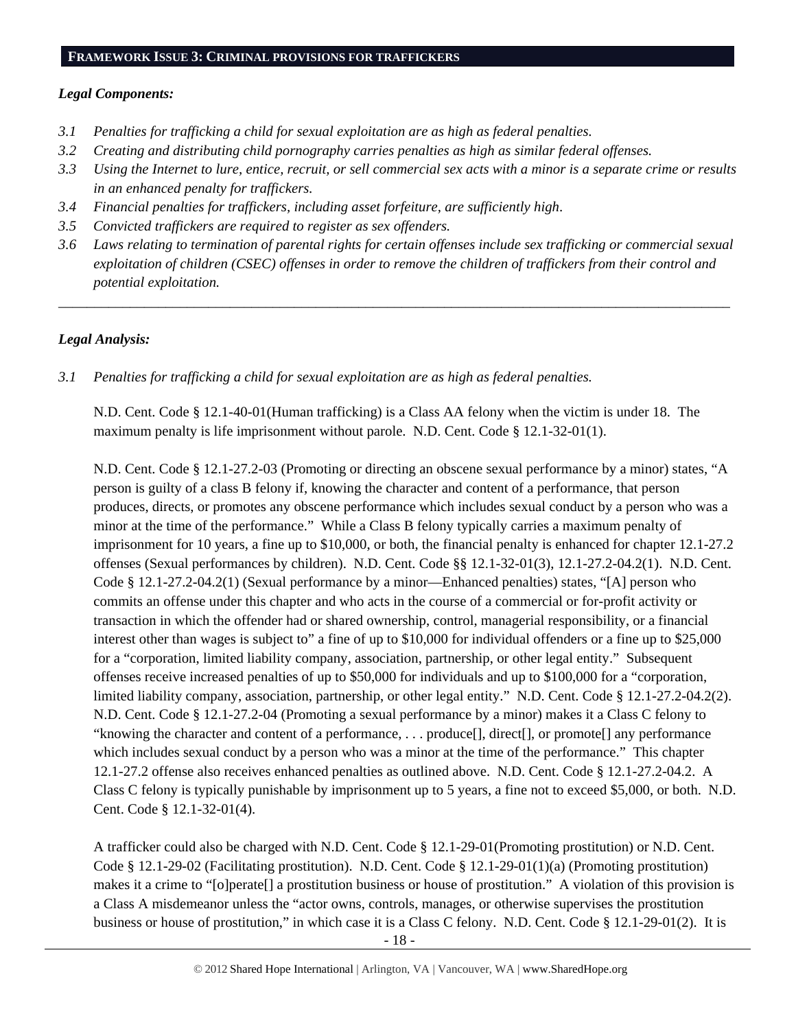## FRAMEWORK ISSUE 3: CRIMINAL PROVISIONS FOR TRAFFICKERS

***Legal Components:***

*3.1 Penalties for trafficking a child for sexual exploitation are as high as federal penalties.*

*3.2 Creating and distributing child pornography carries penalties as high as similar federal offenses.*

*3.3 Using the Internet to lure, entice, recruit, or sell commercial sex acts with a minor is a separate crime or results in an enhanced penalty for traffickers.*

*3.4 Financial penalties for traffickers, including asset forfeiture, are sufficiently high.*

*3.5 Convicted traffickers are required to register as sex offenders.*

*3.6 Laws relating to termination of parental rights for certain offenses include sex trafficking or commercial sexual exploitation of children (CSEC) offenses in order to remove the children of traffickers from their control and potential exploitation.*

---

***Legal Analysis:***

*3.1 Penalties for trafficking a child for sexual exploitation are as high as federal penalties.*

N.D. Cent. Code § 12.1-40-01(Human trafficking) is a Class AA felony when the victim is under 18. The maximum penalty is life imprisonment without parole. N.D. Cent. Code § 12.1-32-01(1).

N.D. Cent. Code § 12.1-27.2-03 (Promoting or directing an obscene sexual performance by a minor) states, "A person is guilty of a class B felony if, knowing the character and content of a performance, that person produces, directs, or promotes any obscene performance which includes sexual conduct by a person who was a minor at the time of the performance." While a Class B felony typically carries a maximum penalty of imprisonment for 10 years, a fine up to $10,000, or both, the financial penalty is enhanced for chapter 12.1-27.2 offenses (Sexual performances by children). N.D. Cent. Code §§ 12.1-32-01(3), 12.1-27.2-04.2(1). N.D. Cent. Code § 12.1-27.2-04.2(1) (Sexual performance by a minor—Enhanced penalties) states, "[A] person who commits an offense under this chapter and who acts in the course of a commercial or for-profit activity or transaction in which the offender had or shared ownership, control, managerial responsibility, or a financial interest other than wages is subject to" a fine of up to $10,000 for individual offenders or a fine up to $25,000 for a "corporation, limited liability company, association, partnership, or other legal entity." Subsequent offenses receive increased penalties of up to $50,000 for individuals and up to $100,000 for a "corporation, limited liability company, association, partnership, or other legal entity." N.D. Cent. Code § 12.1-27.2-04.2(2). N.D. Cent. Code § 12.1-27.2-04 (Promoting a sexual performance by a minor) makes it a Class C felony to "knowing the character and content of a performance, . . . produce[], direct[], or promote[] any performance which includes sexual conduct by a person who was a minor at the time of the performance." This chapter 12.1-27.2 offense also receives enhanced penalties as outlined above. N.D. Cent. Code § 12.1-27.2-04.2. A Class C felony is typically punishable by imprisonment up to 5 years, a fine not to exceed $5,000, or both. N.D. Cent. Code § 12.1-32-01(4).

A trafficker could also be charged with N.D. Cent. Code § 12.1-29-01(Promoting prostitution) or N.D. Cent. Code § 12.1-29-02 (Facilitating prostitution). N.D. Cent. Code § 12.1-29-01(1)(a) (Promoting prostitution) makes it a crime to "[o]perate[] a prostitution business or house of prostitution." A violation of this provision is a Class A misdemeanor unless the "actor owns, controls, manages, or otherwise supervises the prostitution business or house of prostitution," in which case it is a Class C felony. N.D. Cent. Code § 12.1-29-01(2). It is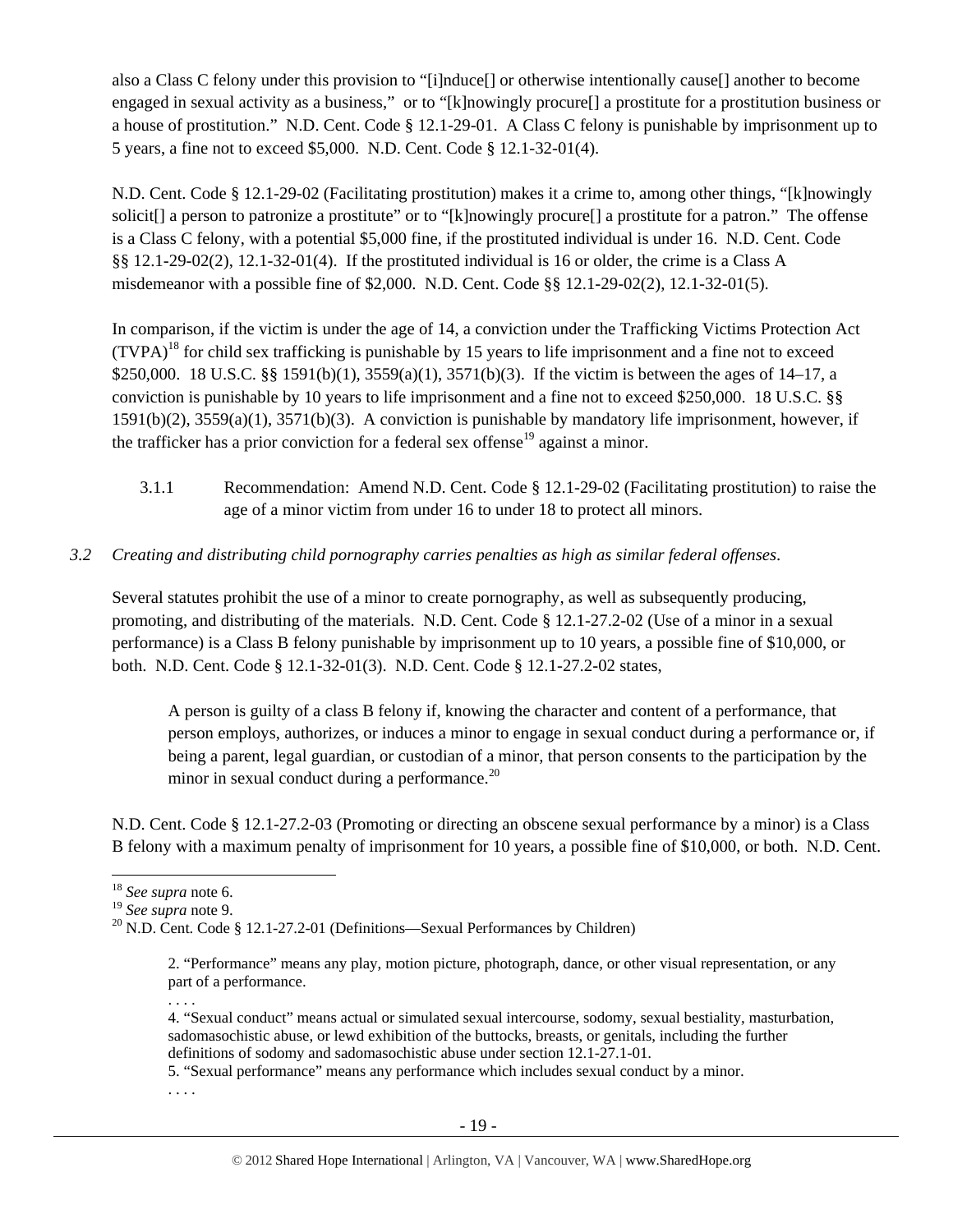also a Class C felony under this provision to "[i]nduce[] or otherwise intentionally cause[] another to become engaged in sexual activity as a business," or to "[k]nowingly procure[] a prostitute for a prostitution business or a house of prostitution." N.D. Cent. Code § 12.1-29-01. A Class C felony is punishable by imprisonment up to 5 years, a fine not to exceed $5,000. N.D. Cent. Code § 12.1-32-01(4).

N.D. Cent. Code § 12.1-29-02 (Facilitating prostitution) makes it a crime to, among other things, "[k]nowingly solicit[] a person to patronize a prostitute" or to "[k]nowingly procure[] a prostitute for a patron." The offense is a Class C felony, with a potential $5,000 fine, if the prostituted individual is under 16. N.D. Cent. Code §§ 12.1-29-02(2), 12.1-32-01(4). If the prostituted individual is 16 or older, the crime is a Class A misdemeanor with a possible fine of $2,000. N.D. Cent. Code §§ 12.1-29-02(2), 12.1-32-01(5).

In comparison, if the victim is under the age of 14, a conviction under the Trafficking Victims Protection Act (TVPA)[18] for child sex trafficking is punishable by 15 years to life imprisonment and a fine not to exceed $250,000. 18 U.S.C. §§ 1591(b)(1), 3559(a)(1), 3571(b)(3). If the victim is between the ages of 14–17, a conviction is punishable by 10 years to life imprisonment and a fine not to exceed $250,000. 18 U.S.C. §§ 1591(b)(2), 3559(a)(1), 3571(b)(3). A conviction is punishable by mandatory life imprisonment, however, if the trafficker has a prior conviction for a federal sex offense[19] against a minor.

3.1.1 Recommendation: Amend N.D. Cent. Code § 12.1-29-02 (Facilitating prostitution) to raise the age of a minor victim from under 16 to under 18 to protect all minors.

*3.2 Creating and distributing child pornography carries penalties as high as similar federal offenses.*

Several statutes prohibit the use of a minor to create pornography, as well as subsequently producing, promoting, and distributing of the materials. N.D. Cent. Code § 12.1-27.2-02 (Use of a minor in a sexual performance) is a Class B felony punishable by imprisonment up to 10 years, a possible fine of $10,000, or both. N.D. Cent. Code § 12.1-32-01(3). N.D. Cent. Code § 12.1-27.2-02 states,

> A person is guilty of a class B felony if, knowing the character and content of a performance, that person employs, authorizes, or induces a minor to engage in sexual conduct during a performance or, if being a parent, legal guardian, or custodian of a minor, that person consents to the participation by the minor in sexual conduct during a performance.[20]

N.D. Cent. Code § 12.1-27.2-03 (Promoting or directing an obscene sexual performance by a minor) is a Class B felony with a maximum penalty of imprisonment for 10 years, a possible fine of $10,000, or both. N.D. Cent.

---

[18] *See supra* note 6.

[19] *See supra* note 9.

[20] N.D. Cent. Code § 12.1-27.2-01 (Definitions—Sexual Performances by Children)

> 2. "Performance" means any play, motion picture, photograph, dance, or other visual representation, or any part of a performance.
>
> . . . .
>
> 4. "Sexual conduct" means actual or simulated sexual intercourse, sodomy, sexual bestiality, masturbation, sadomasochistic abuse, or lewd exhibition of the buttocks, breasts, or genitals, including the further definitions of sodomy and sadomasochistic abuse under section 12.1-27.1-01.
>
> 5. "Sexual performance" means any performance which includes sexual conduct by a minor.
>
> . . . .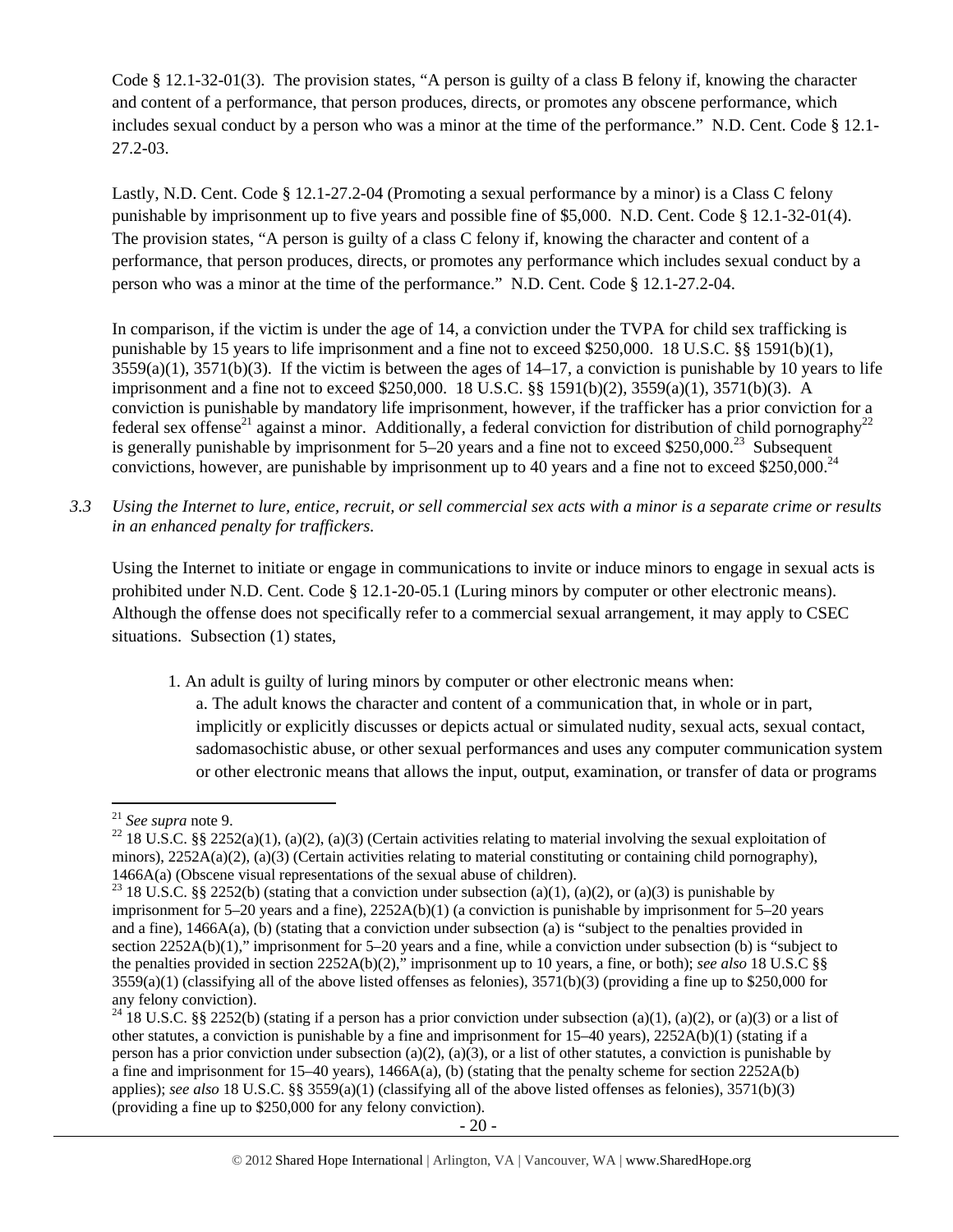Code § 12.1-32-01(3). The provision states, "A person is guilty of a class B felony if, knowing the character and content of a performance, that person produces, directs, or promotes any obscene performance, which includes sexual conduct by a person who was a minor at the time of the performance." N.D. Cent. Code § 12.1-27.2-03.

Lastly, N.D. Cent. Code § 12.1-27.2-04 (Promoting a sexual performance by a minor) is a Class C felony punishable by imprisonment up to five years and possible fine of $5,000. N.D. Cent. Code § 12.1-32-01(4). The provision states, "A person is guilty of a class C felony if, knowing the character and content of a performance, that person produces, directs, or promotes any performance which includes sexual conduct by a person who was a minor at the time of the performance." N.D. Cent. Code § 12.1-27.2-04.

In comparison, if the victim is under the age of 14, a conviction under the TVPA for child sex trafficking is punishable by 15 years to life imprisonment and a fine not to exceed $250,000. 18 U.S.C. §§ 1591(b)(1), 3559(a)(1), 3571(b)(3). If the victim is between the ages of 14–17, a conviction is punishable by 10 years to life imprisonment and a fine not to exceed $250,000. 18 U.S.C. §§ 1591(b)(2), 3559(a)(1), 3571(b)(3). A conviction is punishable by mandatory life imprisonment, however, if the trafficker has a prior conviction for a federal sex offense[21] against a minor. Additionally, a federal conviction for distribution of child pornography[22] is generally punishable by imprisonment for 5–20 years and a fine not to exceed $250,000.[23] Subsequent convictions, however, are punishable by imprisonment up to 40 years and a fine not to exceed $250,000.[24]

*3.3 Using the Internet to lure, entice, recruit, or sell commercial sex acts with a minor is a separate crime or results in an enhanced penalty for traffickers.*

Using the Internet to initiate or engage in communications to invite or induce minors to engage in sexual acts is prohibited under N.D. Cent. Code § 12.1-20-05.1 (Luring minors by computer or other electronic means). Although the offense does not specifically refer to a commercial sexual arrangement, it may apply to CSEC situations. Subsection (1) states,

> 1. An adult is guilty of luring minors by computer or other electronic means when:
>    a. The adult knows the character and content of a communication that, in whole or in part, implicitly or explicitly discusses or depicts actual or simulated nudity, sexual acts, sexual contact, sadomasochistic abuse, or other sexual performances and uses any computer communication system or other electronic means that allows the input, output, examination, or transfer of data or programs

---

[21] *See supra* note 9.

[22] 18 U.S.C. §§ 2252(a)(1), (a)(2), (a)(3) (Certain activities relating to material involving the sexual exploitation of minors), 2252A(a)(2), (a)(3) (Certain activities relating to material constituting or containing child pornography), 1466A(a) (Obscene visual representations of the sexual abuse of children).

[23] 18 U.S.C. §§ 2252(b) (stating that a conviction under subsection (a)(1), (a)(2), or (a)(3) is punishable by imprisonment for 5–20 years and a fine), 2252A(b)(1) (a conviction is punishable by imprisonment for 5–20 years and a fine), 1466A(a), (b) (stating that a conviction under subsection (a) is "subject to the penalties provided in section 2252A(b)(1)," imprisonment for 5–20 years and a fine, while a conviction under subsection (b) is "subject to the penalties provided in section 2252A(b)(2)," imprisonment up to 10 years, a fine, or both); *see also* 18 U.S.C §§ 3559(a)(1) (classifying all of the above listed offenses as felonies), 3571(b)(3) (providing a fine up to $250,000 for any felony conviction).

[24] 18 U.S.C. §§ 2252(b) (stating if a person has a prior conviction under subsection (a)(1), (a)(2), or (a)(3) or a list of other statutes, a conviction is punishable by a fine and imprisonment for 15–40 years), 2252A(b)(1) (stating if a person has a prior conviction under subsection (a)(2), (a)(3), or a list of other statutes, a conviction is punishable by a fine and imprisonment for 15–40 years), 1466A(a), (b) (stating that the penalty scheme for section 2252A(b) applies); *see also* 18 U.S.C. §§ 3559(a)(1) (classifying all of the above listed offenses as felonies), 3571(b)(3) (providing a fine up to $250,000 for any felony conviction).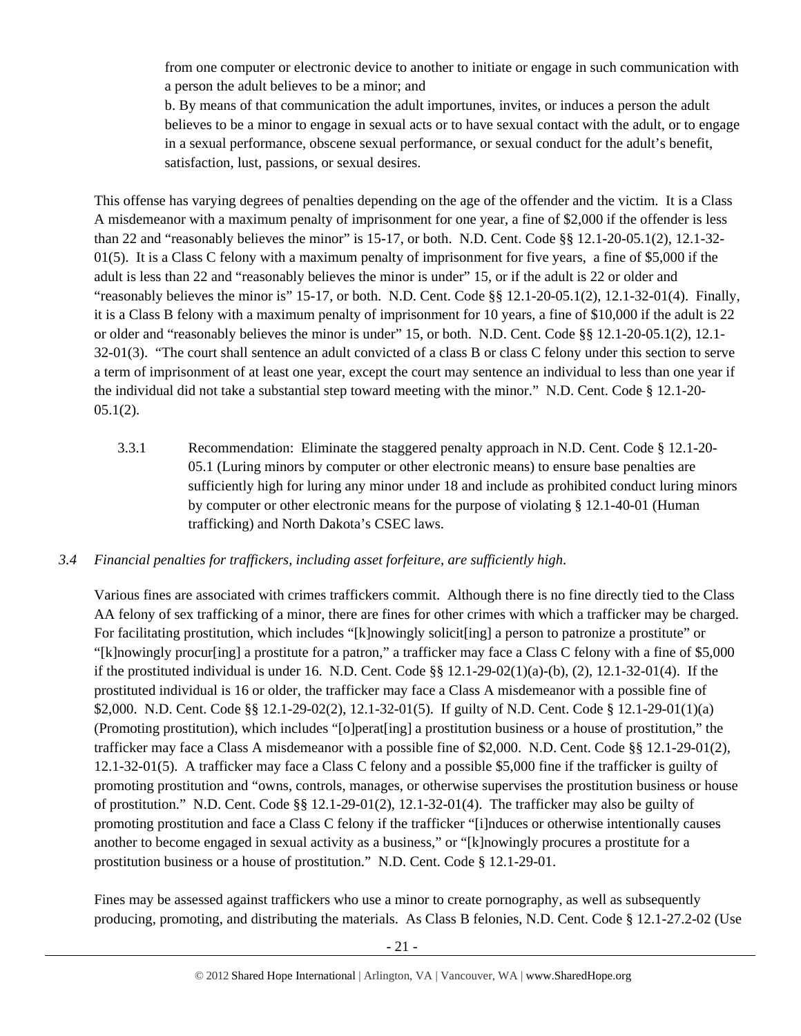from one computer or electronic device to another to initiate or engage in such communication with a person the adult believes to be a minor; and

b. By means of that communication the adult importunes, invites, or induces a person the adult believes to be a minor to engage in sexual acts or to have sexual contact with the adult, or to engage in a sexual performance, obscene sexual performance, or sexual conduct for the adult's benefit, satisfaction, lust, passions, or sexual desires.

This offense has varying degrees of penalties depending on the age of the offender and the victim. It is a Class A misdemeanor with a maximum penalty of imprisonment for one year, a fine of $2,000 if the offender is less than 22 and "reasonably believes the minor" is 15-17, or both. N.D. Cent. Code §§ 12.1-20-05.1(2), 12.1-32-01(5). It is a Class C felony with a maximum penalty of imprisonment for five years, a fine of $5,000 if the adult is less than 22 and "reasonably believes the minor is under" 15, or if the adult is 22 or older and "reasonably believes the minor is" 15-17, or both. N.D. Cent. Code §§ 12.1-20-05.1(2), 12.1-32-01(4). Finally, it is a Class B felony with a maximum penalty of imprisonment for 10 years, a fine of $10,000 if the adult is 22 or older and "reasonably believes the minor is under" 15, or both. N.D. Cent. Code §§ 12.1-20-05.1(2), 12.1-32-01(3). "The court shall sentence an adult convicted of a class B or class C felony under this section to serve a term of imprisonment of at least one year, except the court may sentence an individual to less than one year if the individual did not take a substantial step toward meeting with the minor." N.D. Cent. Code § 12.1-20-05.1(2).

3.3.1 Recommendation: Eliminate the staggered penalty approach in N.D. Cent. Code § 12.1-20-05.1 (Luring minors by computer or other electronic means) to ensure base penalties are sufficiently high for luring any minor under 18 and include as prohibited conduct luring minors by computer or other electronic means for the purpose of violating § 12.1-40-01 (Human trafficking) and North Dakota's CSEC laws.

*3.4 Financial penalties for traffickers, including asset forfeiture, are sufficiently high.*

Various fines are associated with crimes traffickers commit. Although there is no fine directly tied to the Class AA felony of sex trafficking of a minor, there are fines for other crimes with which a trafficker may be charged. For facilitating prostitution, which includes "[k]nowingly solicit[ing] a person to patronize a prostitute" or "[k]nowingly procur[ing] a prostitute for a patron," a trafficker may face a Class C felony with a fine of $5,000 if the prostituted individual is under 16. N.D. Cent. Code §§ 12.1-29-02(1)(a)-(b), (2), 12.1-32-01(4). If the prostituted individual is 16 or older, the trafficker may face a Class A misdemeanor with a possible fine of $2,000. N.D. Cent. Code §§ 12.1-29-02(2), 12.1-32-01(5). If guilty of N.D. Cent. Code § 12.1-29-01(1)(a) (Promoting prostitution), which includes "[o]perat[ing] a prostitution business or a house of prostitution," the trafficker may face a Class A misdemeanor with a possible fine of $2,000. N.D. Cent. Code §§ 12.1-29-01(2), 12.1-32-01(5). A trafficker may face a Class C felony and a possible $5,000 fine if the trafficker is guilty of promoting prostitution and "owns, controls, manages, or otherwise supervises the prostitution business or house of prostitution." N.D. Cent. Code §§ 12.1-29-01(2), 12.1-32-01(4). The trafficker may also be guilty of promoting prostitution and face a Class C felony if the trafficker "[i]nduces or otherwise intentionally causes another to become engaged in sexual activity as a business," or "[k]nowingly procures a prostitute for a prostitution business or a house of prostitution." N.D. Cent. Code § 12.1-29-01.

Fines may be assessed against traffickers who use a minor to create pornography, as well as subsequently producing, promoting, and distributing the materials. As Class B felonies, N.D. Cent. Code § 12.1-27.2-02 (Use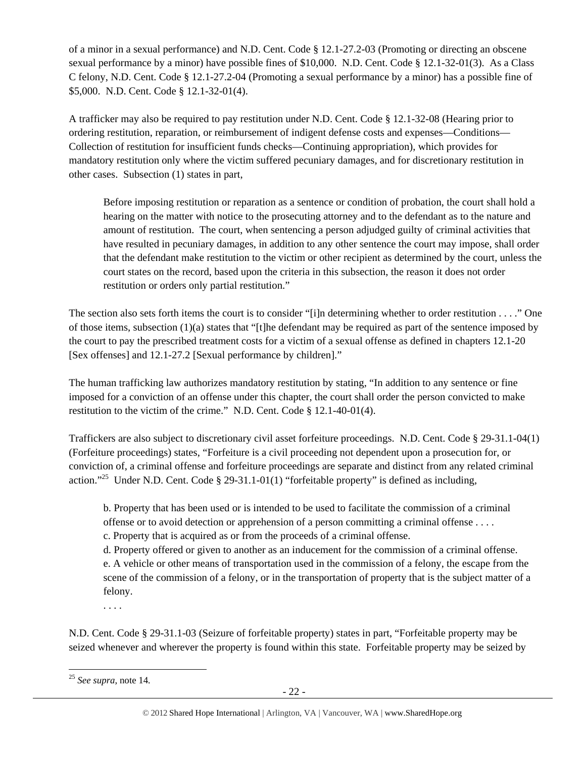of a minor in a sexual performance) and N.D. Cent. Code § 12.1-27.2-03 (Promoting or directing an obscene sexual performance by a minor) have possible fines of $10,000. N.D. Cent. Code § 12.1-32-01(3). As a Class C felony, N.D. Cent. Code § 12.1-27.2-04 (Promoting a sexual performance by a minor) has a possible fine of $5,000. N.D. Cent. Code § 12.1-32-01(4).

A trafficker may also be required to pay restitution under N.D. Cent. Code § 12.1-32-08 (Hearing prior to ordering restitution, reparation, or reimbursement of indigent defense costs and expenses—Conditions—Collection of restitution for insufficient funds checks—Continuing appropriation), which provides for mandatory restitution only where the victim suffered pecuniary damages, and for discretionary restitution in other cases. Subsection (1) states in part,

> Before imposing restitution or reparation as a sentence or condition of probation, the court shall hold a hearing on the matter with notice to the prosecuting attorney and to the defendant as to the nature and amount of restitution. The court, when sentencing a person adjudged guilty of criminal activities that have resulted in pecuniary damages, in addition to any other sentence the court may impose, shall order that the defendant make restitution to the victim or other recipient as determined by the court, unless the court states on the record, based upon the criteria in this subsection, the reason it does not order restitution or orders only partial restitution."

The section also sets forth items the court is to consider "[i]n determining whether to order restitution . . . ." One of those items, subsection (1)(a) states that "[t]he defendant may be required as part of the sentence imposed by the court to pay the prescribed treatment costs for a victim of a sexual offense as defined in chapters 12.1-20 [Sex offenses] and 12.1-27.2 [Sexual performance by children]."

The human trafficking law authorizes mandatory restitution by stating, "In addition to any sentence or fine imposed for a conviction of an offense under this chapter, the court shall order the person convicted to make restitution to the victim of the crime." N.D. Cent. Code § 12.1-40-01(4).

Traffickers are also subject to discretionary civil asset forfeiture proceedings. N.D. Cent. Code § 29-31.1-04(1) (Forfeiture proceedings) states, "Forfeiture is a civil proceeding not dependent upon a prosecution for, or conviction of, a criminal offense and forfeiture proceedings are separate and distinct from any related criminal action."[25] Under N.D. Cent. Code § 29-31.1-01(1) "forfeitable property" is defined as including,

> b. Property that has been used or is intended to be used to facilitate the commission of a criminal offense or to avoid detection or apprehension of a person committing a criminal offense . . . .
> c. Property that is acquired as or from the proceeds of a criminal offense.
> d. Property offered or given to another as an inducement for the commission of a criminal offense.
> e. A vehicle or other means of transportation used in the commission of a felony, the escape from the scene of the commission of a felony, or in the transportation of property that is the subject matter of a felony.
> . . . .

N.D. Cent. Code § 29-31.1-03 (Seizure of forfeitable property) states in part, "Forfeitable property may be seized whenever and wherever the property is found within this state. Forfeitable property may be seized by

[25] *See supra*, note 14.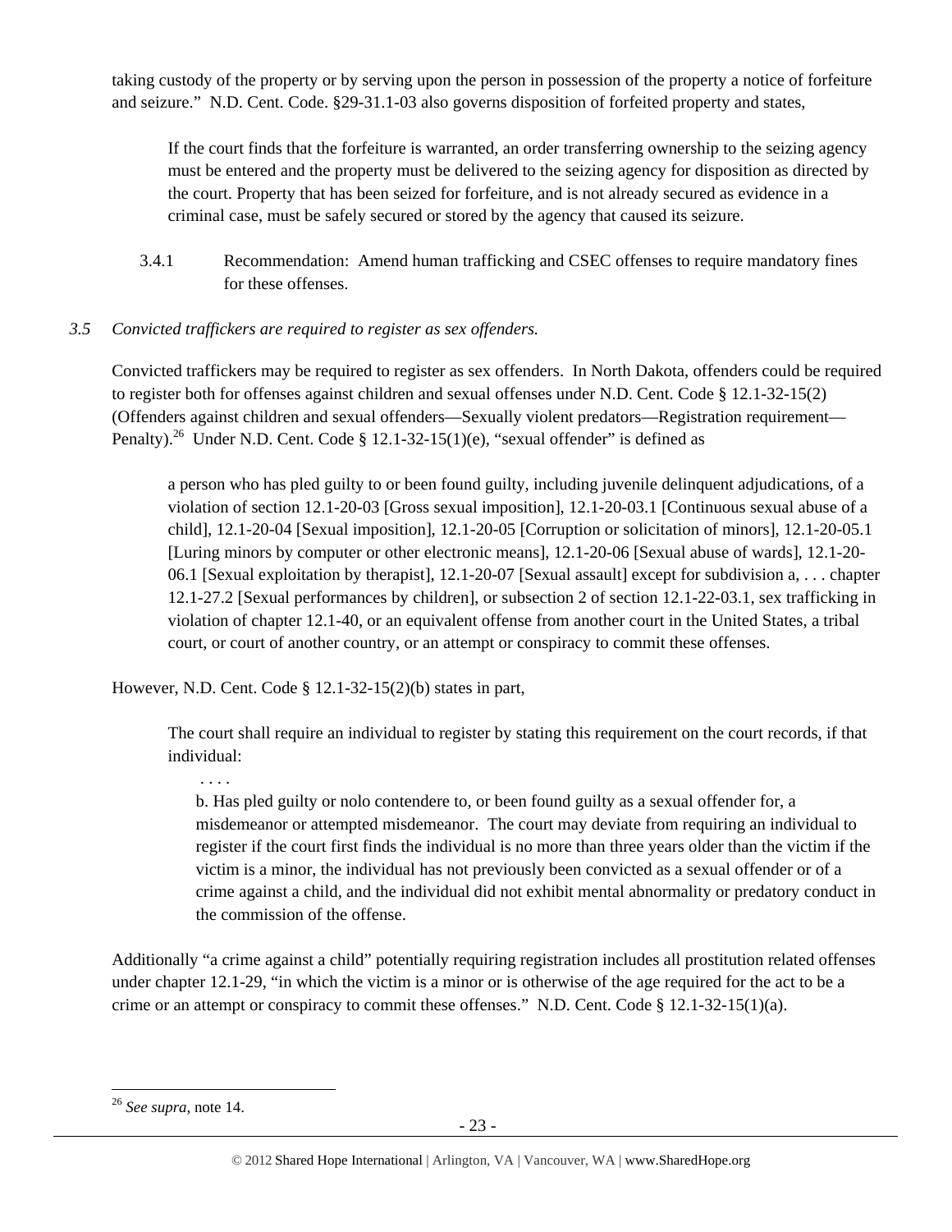taking custody of the property or by serving upon the person in possession of the property a notice of forfeiture and seizure." N.D. Cent. Code. §29-31.1-03 also governs disposition of forfeited property and states,

> If the court finds that the forfeiture is warranted, an order transferring ownership to the seizing agency must be entered and the property must be delivered to the seizing agency for disposition as directed by the court. Property that has been seized for forfeiture, and is not already secured as evidence in a criminal case, must be safely secured or stored by the agency that caused its seizure.

3.4.1 Recommendation: Amend human trafficking and CSEC offenses to require mandatory fines for these offenses.

*3.5 Convicted traffickers are required to register as sex offenders.*

Convicted traffickers may be required to register as sex offenders. In North Dakota, offenders could be required to register both for offenses against children and sexual offenses under N.D. Cent. Code § 12.1-32-15(2) (Offenders against children and sexual offenders—Sexually violent predators—Registration requirement—Penalty).[26] Under N.D. Cent. Code § 12.1-32-15(1)(e), "sexual offender" is defined as

> a person who has pled guilty to or been found guilty, including juvenile delinquent adjudications, of a violation of section 12.1-20-03 [Gross sexual imposition], 12.1-20-03.1 [Continuous sexual abuse of a child], 12.1-20-04 [Sexual imposition], 12.1-20-05 [Corruption or solicitation of minors], 12.1-20-05.1 [Luring minors by computer or other electronic means], 12.1-20-06 [Sexual abuse of wards], 12.1-20-06.1 [Sexual exploitation by therapist], 12.1-20-07 [Sexual assault] except for subdivision a, . . . chapter 12.1-27.2 [Sexual performances by children], or subsection 2 of section 12.1-22-03.1, sex trafficking in violation of chapter 12.1-40, or an equivalent offense from another court in the United States, a tribal court, or court of another country, or an attempt or conspiracy to commit these offenses.

However, N.D. Cent. Code § 12.1-32-15(2)(b) states in part,

> The court shall require an individual to register by stating this requirement on the court records, if that individual:
>
> . . . .
>
> b. Has pled guilty or nolo contendere to, or been found guilty as a sexual offender for, a misdemeanor or attempted misdemeanor. The court may deviate from requiring an individual to register if the court first finds the individual is no more than three years older than the victim if the victim is a minor, the individual has not previously been convicted as a sexual offender or of a crime against a child, and the individual did not exhibit mental abnormality or predatory conduct in the commission of the offense.

Additionally "a crime against a child" potentially requiring registration includes all prostitution related offenses under chapter 12.1-29, "in which the victim is a minor or is otherwise of the age required for the act to be a crime or an attempt or conspiracy to commit these offenses." N.D. Cent. Code § 12.1-32-15(1)(a).

---

[26] *See supra*, note 14.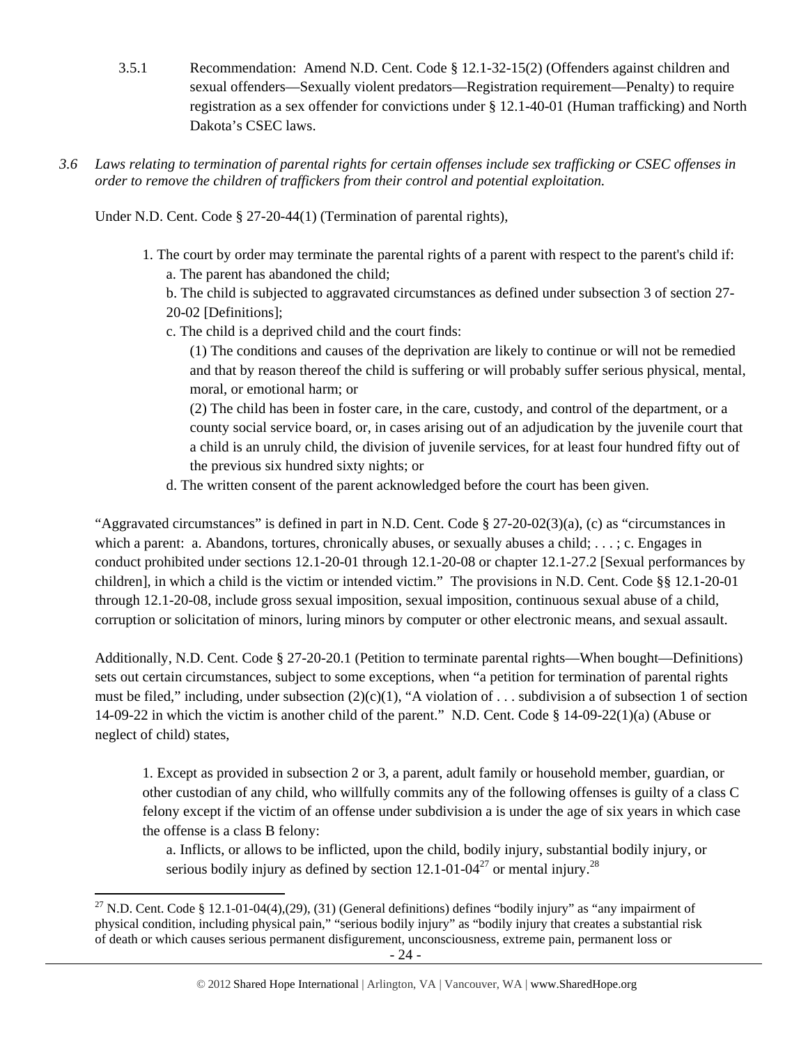3.5.1 Recommendation: Amend N.D. Cent. Code § 12.1-32-15(2) (Offenders against children and sexual offenders—Sexually violent predators—Registration requirement—Penalty) to require registration as a sex offender for convictions under § 12.1-40-01 (Human trafficking) and North Dakota's CSEC laws.

*3.6 Laws relating to termination of parental rights for certain offenses include sex trafficking or CSEC offenses in order to remove the children of traffickers from their control and potential exploitation.*

Under N.D. Cent. Code § 27-20-44(1) (Termination of parental rights),

> 1. The court by order may terminate the parental rights of a parent with respect to the parent's child if:
> a. The parent has abandoned the child;
> b. The child is subjected to aggravated circumstances as defined under subsection 3 of section 27-20-02 [Definitions];
> c. The child is a deprived child and the court finds:
> (1) The conditions and causes of the deprivation are likely to continue or will not be remedied and that by reason thereof the child is suffering or will probably suffer serious physical, mental, moral, or emotional harm; or
> (2) The child has been in foster care, in the care, custody, and control of the department, or a county social service board, or, in cases arising out of an adjudication by the juvenile court that a child is an unruly child, the division of juvenile services, for at least four hundred fifty out of the previous six hundred sixty nights; or
> d. The written consent of the parent acknowledged before the court has been given.

"Aggravated circumstances" is defined in part in N.D. Cent. Code § 27-20-02(3)(a), (c) as "circumstances in which a parent: a. Abandons, tortures, chronically abuses, or sexually abuses a child; . . . ; c. Engages in conduct prohibited under sections 12.1-20-01 through 12.1-20-08 or chapter 12.1-27.2 [Sexual performances by children], in which a child is the victim or intended victim." The provisions in N.D. Cent. Code §§ 12.1-20-01 through 12.1-20-08, include gross sexual imposition, sexual imposition, continuous sexual abuse of a child, corruption or solicitation of minors, luring minors by computer or other electronic means, and sexual assault.

Additionally, N.D. Cent. Code § 27-20-20.1 (Petition to terminate parental rights—When bought—Definitions) sets out certain circumstances, subject to some exceptions, when "a petition for termination of parental rights must be filed," including, under subsection (2)(c)(1), "A violation of . . . subdivision a of subsection 1 of section 14-09-22 in which the victim is another child of the parent." N.D. Cent. Code § 14-09-22(1)(a) (Abuse or neglect of child) states,

> 1. Except as provided in subsection 2 or 3, a parent, adult family or household member, guardian, or other custodian of any child, who willfully commits any of the following offenses is guilty of a class C felony except if the victim of an offense under subdivision a is under the age of six years in which case the offense is a class B felony:
> a. Inflicts, or allows to be inflicted, upon the child, bodily injury, substantial bodily injury, or serious bodily injury as defined by section 12.1-01-04[27] or mental injury.[28]

[27] N.D. Cent. Code § 12.1-01-04(4),(29), (31) (General definitions) defines "bodily injury" as "any impairment of physical condition, including physical pain," "serious bodily injury" as "bodily injury that creates a substantial risk of death or which causes serious permanent disfigurement, unconsciousness, extreme pain, permanent loss or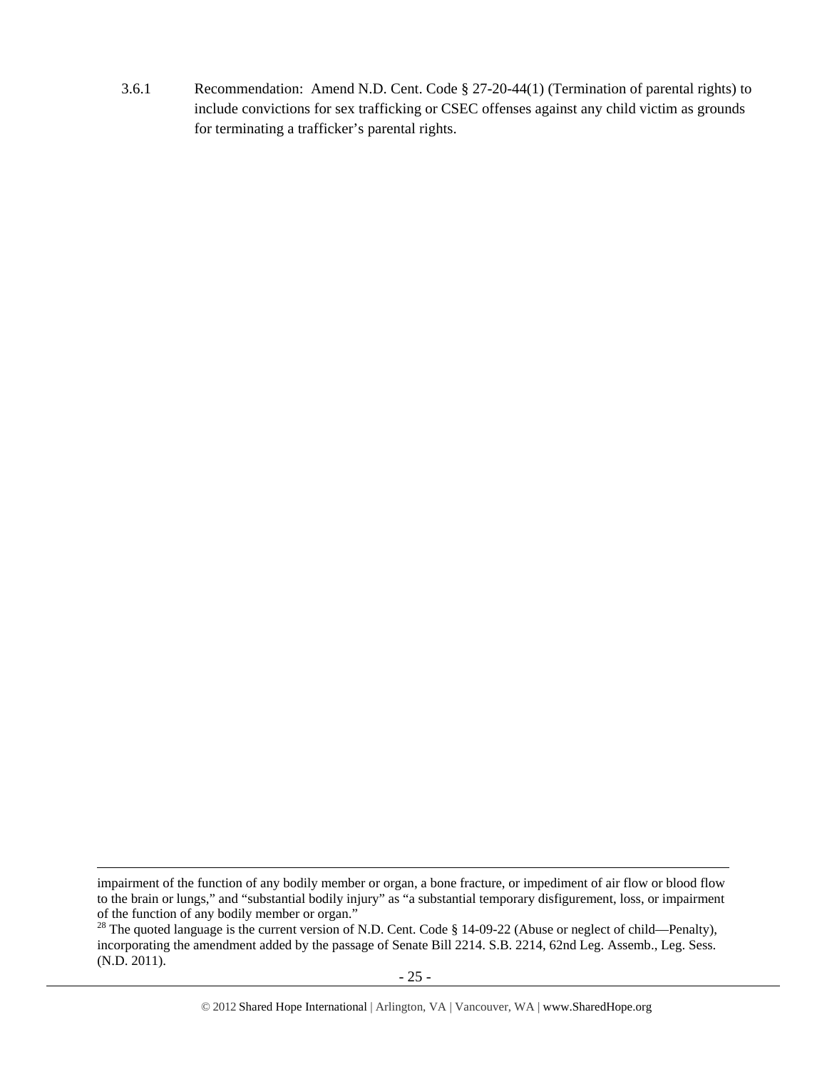3.6.1 Recommendation: Amend N.D. Cent. Code § 27-20-44(1) (Termination of parental rights) to include convictions for sex trafficking or CSEC offenses against any child victim as grounds for terminating a trafficker's parental rights.

---

impairment of the function of any bodily member or organ, a bone fracture, or impediment of air flow or blood flow to the brain or lungs," and "substantial bodily injury" as "a substantial temporary disfigurement, loss, or impairment of the function of any bodily member or organ."

[28] The quoted language is the current version of N.D. Cent. Code § 14-09-22 (Abuse or neglect of child—Penalty), incorporating the amendment added by the passage of Senate Bill 2214. S.B. 2214, 62nd Leg. Assemb., Leg. Sess. (N.D. 2011).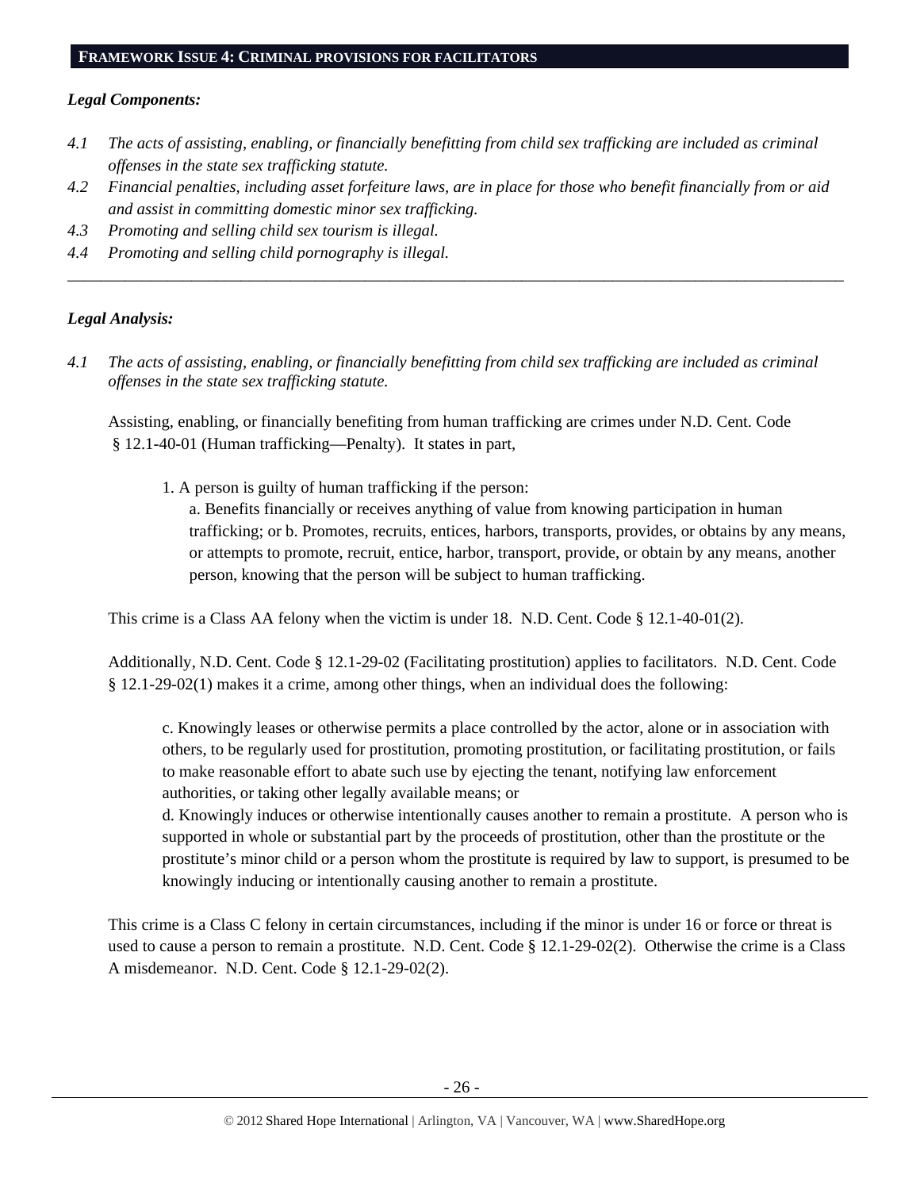## FRAMEWORK ISSUE 4: CRIMINAL PROVISIONS FOR FACILITATORS

### *Legal Components:*

*4.1 The acts of assisting, enabling, or financially benefitting from child sex trafficking are included as criminal offenses in the state sex trafficking statute.*

*4.2 Financial penalties, including asset forfeiture laws, are in place for those who benefit financially from or aid and assist in committing domestic minor sex trafficking.*

*4.3 Promoting and selling child sex tourism is illegal.*

*4.4 Promoting and selling child pornography is illegal.*

---

### *Legal Analysis:*

*4.1 The acts of assisting, enabling, or financially benefitting from child sex trafficking are included as criminal offenses in the state sex trafficking statute.*

Assisting, enabling, or financially benefiting from human trafficking are crimes under N.D. Cent. Code § 12.1-40-01 (Human trafficking—Penalty). It states in part,

> 1. A person is guilty of human trafficking if the person:
>
> a. Benefits financially or receives anything of value from knowing participation in human trafficking; or b. Promotes, recruits, entices, harbors, transports, provides, or obtains by any means, or attempts to promote, recruit, entice, harbor, transport, provide, or obtain by any means, another person, knowing that the person will be subject to human trafficking.

This crime is a Class AA felony when the victim is under 18. N.D. Cent. Code § 12.1-40-01(2).

Additionally, N.D. Cent. Code § 12.1-29-02 (Facilitating prostitution) applies to facilitators. N.D. Cent. Code § 12.1-29-02(1) makes it a crime, among other things, when an individual does the following:

> c. Knowingly leases or otherwise permits a place controlled by the actor, alone or in association with others, to be regularly used for prostitution, promoting prostitution, or facilitating prostitution, or fails to make reasonable effort to abate such use by ejecting the tenant, notifying law enforcement authorities, or taking other legally available means; or
>
> d. Knowingly induces or otherwise intentionally causes another to remain a prostitute. A person who is supported in whole or substantial part by the proceeds of prostitution, other than the prostitute or the prostitute's minor child or a person whom the prostitute is required by law to support, is presumed to be knowingly inducing or intentionally causing another to remain a prostitute.

This crime is a Class C felony in certain circumstances, including if the minor is under 16 or force or threat is used to cause a person to remain a prostitute. N.D. Cent. Code § 12.1-29-02(2). Otherwise the crime is a Class A misdemeanor. N.D. Cent. Code § 12.1-29-02(2).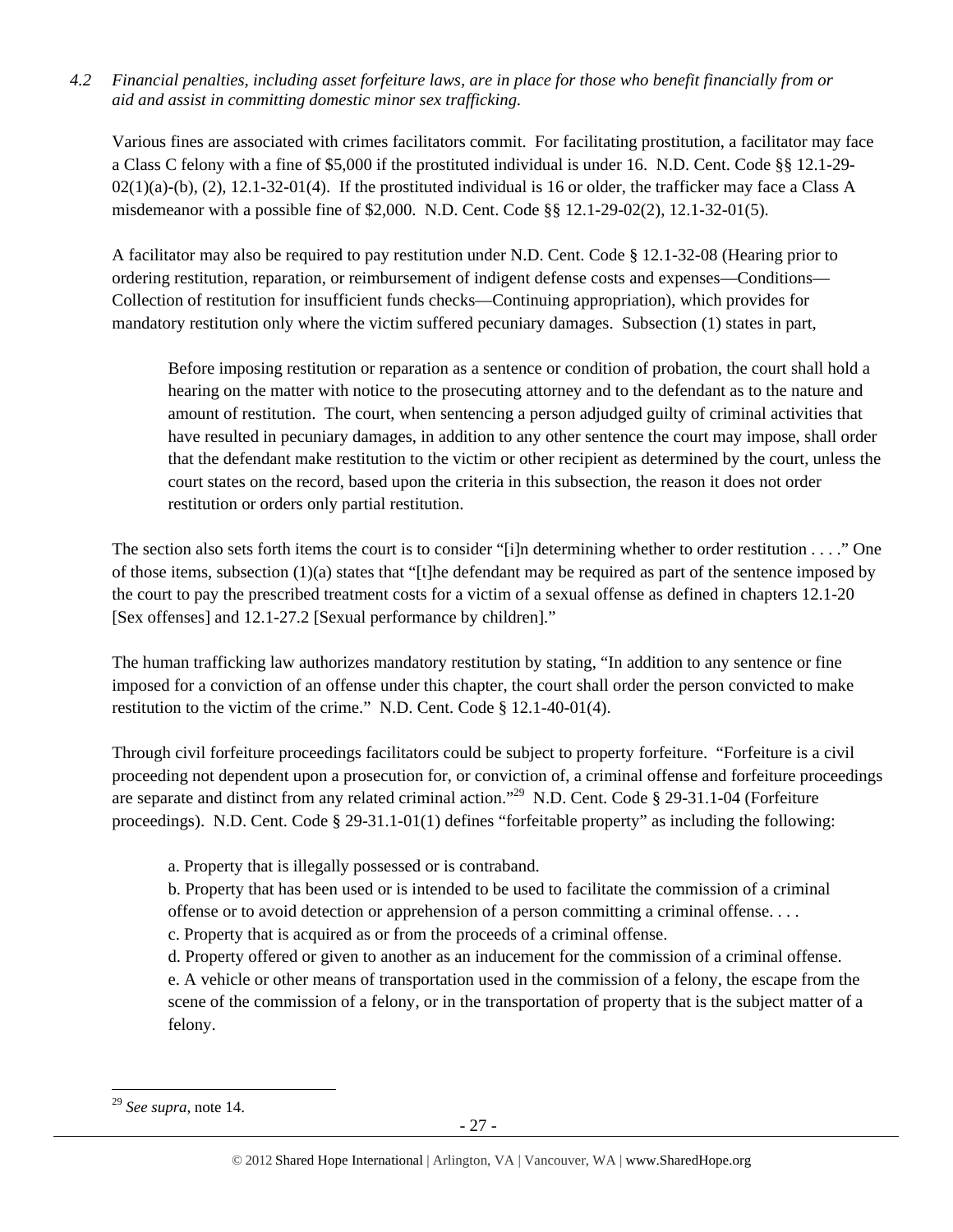*4.2 Financial penalties, including asset forfeiture laws, are in place for those who benefit financially from or aid and assist in committing domestic minor sex trafficking.*

Various fines are associated with crimes facilitators commit. For facilitating prostitution, a facilitator may face a Class C felony with a fine of $5,000 if the prostituted individual is under 16. N.D. Cent. Code §§ 12.1-29-02(1)(a)-(b), (2), 12.1-32-01(4). If the prostituted individual is 16 or older, the trafficker may face a Class A misdemeanor with a possible fine of $2,000. N.D. Cent. Code §§ 12.1-29-02(2), 12.1-32-01(5).

A facilitator may also be required to pay restitution under N.D. Cent. Code § 12.1-32-08 (Hearing prior to ordering restitution, reparation, or reimbursement of indigent defense costs and expenses—Conditions—Collection of restitution for insufficient funds checks—Continuing appropriation), which provides for mandatory restitution only where the victim suffered pecuniary damages. Subsection (1) states in part,

> Before imposing restitution or reparation as a sentence or condition of probation, the court shall hold a hearing on the matter with notice to the prosecuting attorney and to the defendant as to the nature and amount of restitution. The court, when sentencing a person adjudged guilty of criminal activities that have resulted in pecuniary damages, in addition to any other sentence the court may impose, shall order that the defendant make restitution to the victim or other recipient as determined by the court, unless the court states on the record, based upon the criteria in this subsection, the reason it does not order restitution or orders only partial restitution.

The section also sets forth items the court is to consider "[i]n determining whether to order restitution . . . ." One of those items, subsection (1)(a) states that "[t]he defendant may be required as part of the sentence imposed by the court to pay the prescribed treatment costs for a victim of a sexual offense as defined in chapters 12.1-20 [Sex offenses] and 12.1-27.2 [Sexual performance by children]."

The human trafficking law authorizes mandatory restitution by stating, "In addition to any sentence or fine imposed for a conviction of an offense under this chapter, the court shall order the person convicted to make restitution to the victim of the crime." N.D. Cent. Code § 12.1-40-01(4).

Through civil forfeiture proceedings facilitators could be subject to property forfeiture. "Forfeiture is a civil proceeding not dependent upon a prosecution for, or conviction of, a criminal offense and forfeiture proceedings are separate and distinct from any related criminal action."[29] N.D. Cent. Code § 29-31.1-04 (Forfeiture proceedings). N.D. Cent. Code § 29-31.1-01(1) defines "forfeitable property" as including the following:

> a. Property that is illegally possessed or is contraband.
> b. Property that has been used or is intended to be used to facilitate the commission of a criminal offense or to avoid detection or apprehension of a person committing a criminal offense. . . .
> c. Property that is acquired as or from the proceeds of a criminal offense.
> d. Property offered or given to another as an inducement for the commission of a criminal offense.
> e. A vehicle or other means of transportation used in the commission of a felony, the escape from the scene of the commission of a felony, or in the transportation of property that is the subject matter of a felony.

---

[29] *See supra*, note 14.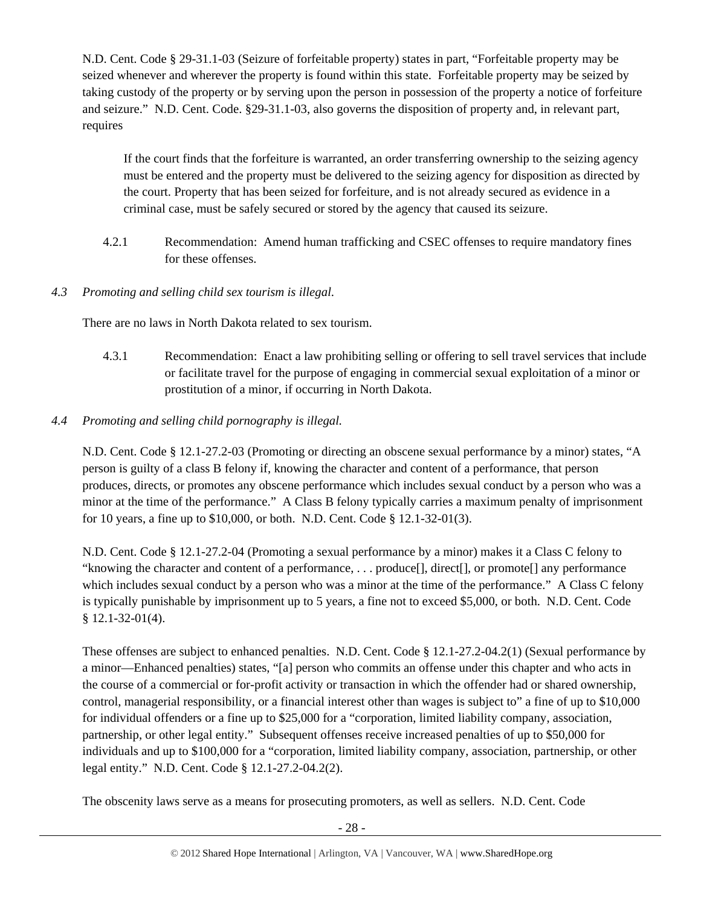N.D. Cent. Code § 29-31.1-03 (Seizure of forfeitable property) states in part, "Forfeitable property may be seized whenever and wherever the property is found within this state. Forfeitable property may be seized by taking custody of the property or by serving upon the person in possession of the property a notice of forfeiture and seizure." N.D. Cent. Code. §29-31.1-03, also governs the disposition of property and, in relevant part, requires

> If the court finds that the forfeiture is warranted, an order transferring ownership to the seizing agency must be entered and the property must be delivered to the seizing agency for disposition as directed by the court. Property that has been seized for forfeiture, and is not already secured as evidence in a criminal case, must be safely secured or stored by the agency that caused its seizure.

4.2.1 Recommendation: Amend human trafficking and CSEC offenses to require mandatory fines for these offenses.

*4.3 Promoting and selling child sex tourism is illegal.*

There are no laws in North Dakota related to sex tourism.

4.3.1 Recommendation: Enact a law prohibiting selling or offering to sell travel services that include or facilitate travel for the purpose of engaging in commercial sexual exploitation of a minor or prostitution of a minor, if occurring in North Dakota.

*4.4 Promoting and selling child pornography is illegal.*

N.D. Cent. Code § 12.1-27.2-03 (Promoting or directing an obscene sexual performance by a minor) states, "A person is guilty of a class B felony if, knowing the character and content of a performance, that person produces, directs, or promotes any obscene performance which includes sexual conduct by a person who was a minor at the time of the performance." A Class B felony typically carries a maximum penalty of imprisonment for 10 years, a fine up to $10,000, or both. N.D. Cent. Code § 12.1-32-01(3).

N.D. Cent. Code § 12.1-27.2-04 (Promoting a sexual performance by a minor) makes it a Class C felony to "knowing the character and content of a performance, . . . produce[], direct[], or promote[] any performance which includes sexual conduct by a person who was a minor at the time of the performance." A Class C felony is typically punishable by imprisonment up to 5 years, a fine not to exceed $5,000, or both. N.D. Cent. Code § 12.1-32-01(4).

These offenses are subject to enhanced penalties. N.D. Cent. Code § 12.1-27.2-04.2(1) (Sexual performance by a minor—Enhanced penalties) states, "[a] person who commits an offense under this chapter and who acts in the course of a commercial or for-profit activity or transaction in which the offender had or shared ownership, control, managerial responsibility, or a financial interest other than wages is subject to" a fine of up to $10,000 for individual offenders or a fine up to $25,000 for a "corporation, limited liability company, association, partnership, or other legal entity." Subsequent offenses receive increased penalties of up to $50,000 for individuals and up to $100,000 for a "corporation, limited liability company, association, partnership, or other legal entity." N.D. Cent. Code § 12.1-27.2-04.2(2).

The obscenity laws serve as a means for prosecuting promoters, as well as sellers. N.D. Cent. Code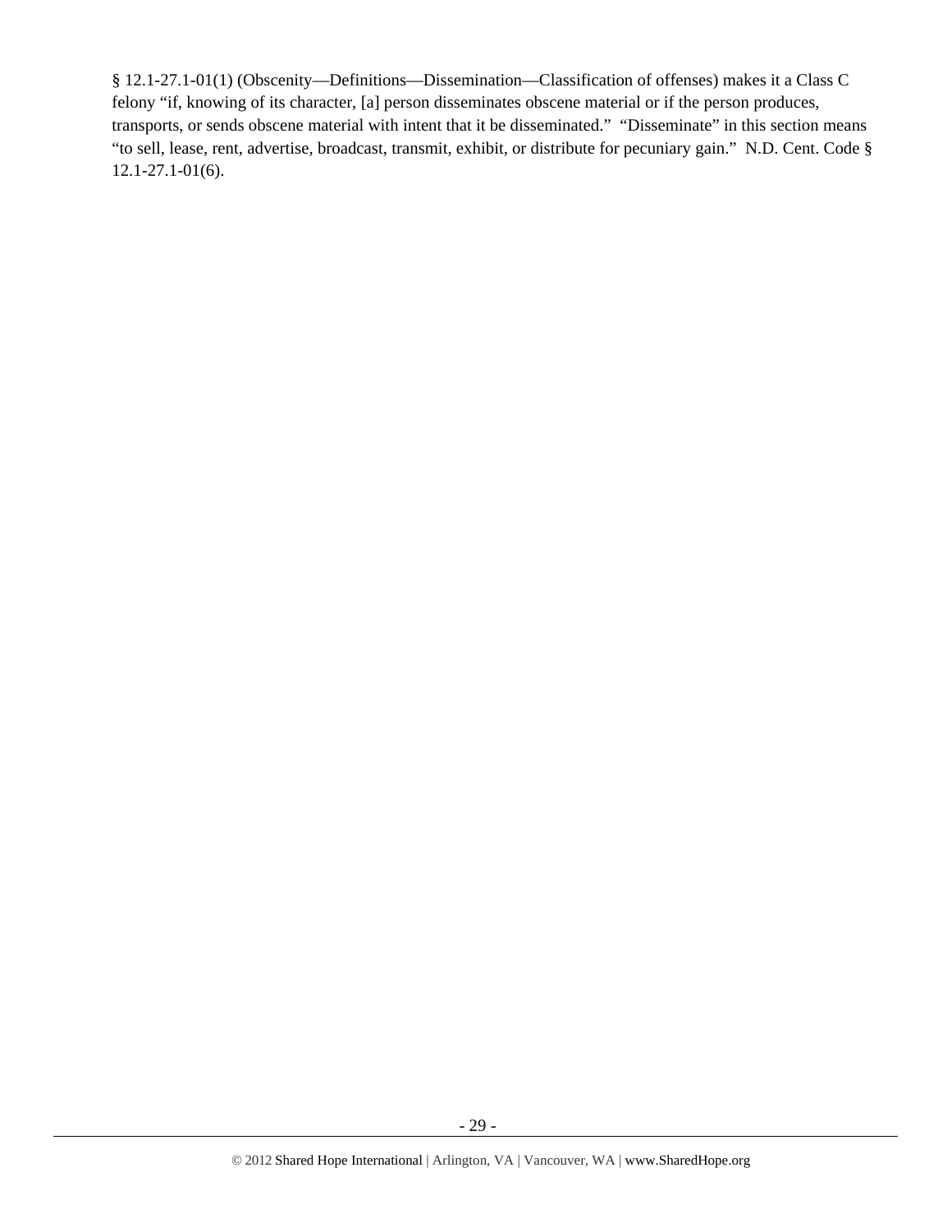§ 12.1-27.1-01(1) (Obscenity—Definitions—Dissemination—Classification of offenses) makes it a Class C felony "if, knowing of its character, [a] person disseminates obscene material or if the person produces, transports, or sends obscene material with intent that it be disseminated." "Disseminate" in this section means "to sell, lease, rent, advertise, broadcast, transmit, exhibit, or distribute for pecuniary gain." N.D. Cent. Code § 12.1-27.1-01(6).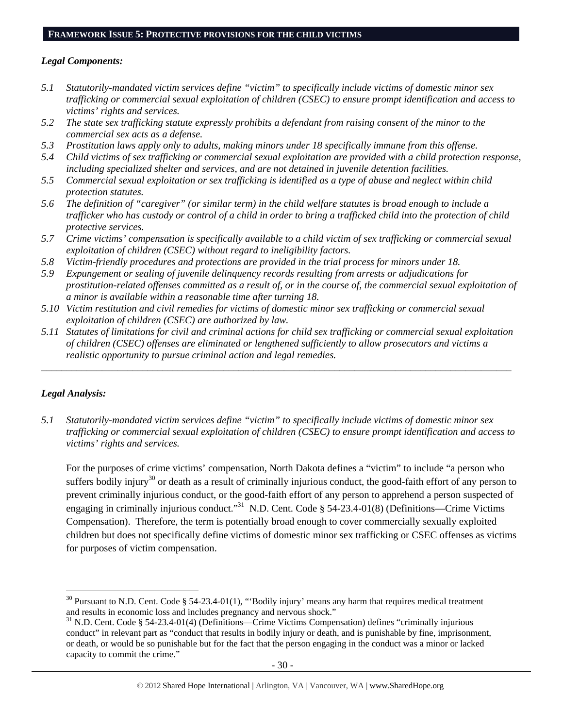## FRAMEWORK ISSUE 5: PROTECTIVE PROVISIONS FOR THE CHILD VICTIMS

### *Legal Components:*

*5.1 Statutorily-mandated victim services define "victim" to specifically include victims of domestic minor sex trafficking or commercial sexual exploitation of children (CSEC) to ensure prompt identification and access to victims' rights and services.*

*5.2 The state sex trafficking statute expressly prohibits a defendant from raising consent of the minor to the commercial sex acts as a defense.*

*5.3 Prostitution laws apply only to adults, making minors under 18 specifically immune from this offense.*

*5.4 Child victims of sex trafficking or commercial sexual exploitation are provided with a child protection response, including specialized shelter and services, and are not detained in juvenile detention facilities.*

*5.5 Commercial sexual exploitation or sex trafficking is identified as a type of abuse and neglect within child protection statutes.*

*5.6 The definition of "caregiver" (or similar term) in the child welfare statutes is broad enough to include a trafficker who has custody or control of a child in order to bring a trafficked child into the protection of child protective services.*

*5.7 Crime victims' compensation is specifically available to a child victim of sex trafficking or commercial sexual exploitation of children (CSEC) without regard to ineligibility factors.*

*5.8 Victim-friendly procedures and protections are provided in the trial process for minors under 18.*

*5.9 Expungement or sealing of juvenile delinquency records resulting from arrests or adjudications for prostitution-related offenses committed as a result of, or in the course of, the commercial sexual exploitation of a minor is available within a reasonable time after turning 18.*

*5.10 Victim restitution and civil remedies for victims of domestic minor sex trafficking or commercial sexual exploitation of children (CSEC) are authorized by law.*

*5.11 Statutes of limitations for civil and criminal actions for child sex trafficking or commercial sexual exploitation of children (CSEC) offenses are eliminated or lengthened sufficiently to allow prosecutors and victims a realistic opportunity to pursue criminal action and legal remedies.*

---

### *Legal Analysis:*

*5.1 Statutorily-mandated victim services define "victim" to specifically include victims of domestic minor sex trafficking or commercial sexual exploitation of children (CSEC) to ensure prompt identification and access to victims' rights and services.*

For the purposes of crime victims' compensation, North Dakota defines a "victim" to include "a person who suffers bodily injury[30] or death as a result of criminally injurious conduct, the good-faith effort of any person to prevent criminally injurious conduct, or the good-faith effort of any person to apprehend a person suspected of engaging in criminally injurious conduct."[31] N.D. Cent. Code § 54-23.4-01(8) (Definitions—Crime Victims Compensation). Therefore, the term is potentially broad enough to cover commercially sexually exploited children but does not specifically define victims of domestic minor sex trafficking or CSEC offenses as victims for purposes of victim compensation.

---

[30] Pursuant to N.D. Cent. Code § 54-23.4-01(1), "'Bodily injury' means any harm that requires medical treatment and results in economic loss and includes pregnancy and nervous shock."

[31] N.D. Cent. Code § 54-23.4-01(4) (Definitions—Crime Victims Compensation) defines "criminally injurious conduct" in relevant part as "conduct that results in bodily injury or death, and is punishable by fine, imprisonment, or death, or would be so punishable but for the fact that the person engaging in the conduct was a minor or lacked capacity to commit the crime."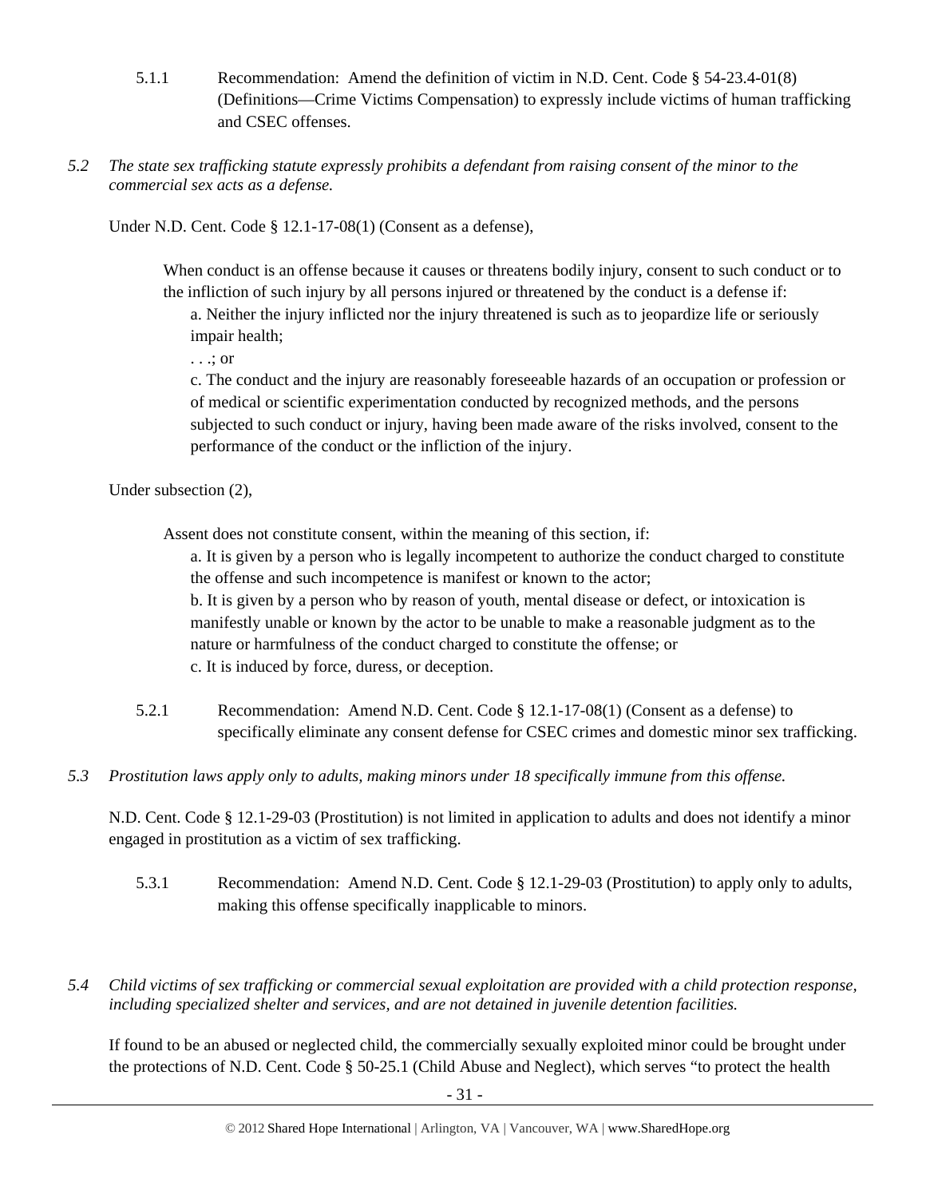5.1.1 Recommendation: Amend the definition of victim in N.D. Cent. Code § 54-23.4-01(8) (Definitions—Crime Victims Compensation) to expressly include victims of human trafficking and CSEC offenses.

*5.2 The state sex trafficking statute expressly prohibits a defendant from raising consent of the minor to the commercial sex acts as a defense.*

Under N.D. Cent. Code § 12.1-17-08(1) (Consent as a defense),

> When conduct is an offense because it causes or threatens bodily injury, consent to such conduct or to the infliction of such injury by all persons injured or threatened by the conduct is a defense if:
>
> a. Neither the injury inflicted nor the injury threatened is such as to jeopardize life or seriously impair health;
>
> . . .; or
>
> c. The conduct and the injury are reasonably foreseeable hazards of an occupation or profession or of medical or scientific experimentation conducted by recognized methods, and the persons subjected to such conduct or injury, having been made aware of the risks involved, consent to the performance of the conduct or the infliction of the injury.

Under subsection (2),

> Assent does not constitute consent, within the meaning of this section, if:
>
> a. It is given by a person who is legally incompetent to authorize the conduct charged to constitute the offense and such incompetence is manifest or known to the actor;
>
> b. It is given by a person who by reason of youth, mental disease or defect, or intoxication is manifestly unable or known by the actor to be unable to make a reasonable judgment as to the nature or harmfulness of the conduct charged to constitute the offense; or
>
> c. It is induced by force, duress, or deception.

5.2.1 Recommendation: Amend N.D. Cent. Code § 12.1-17-08(1) (Consent as a defense) to specifically eliminate any consent defense for CSEC crimes and domestic minor sex trafficking.

*5.3 Prostitution laws apply only to adults, making minors under 18 specifically immune from this offense.*

N.D. Cent. Code § 12.1-29-03 (Prostitution) is not limited in application to adults and does not identify a minor engaged in prostitution as a victim of sex trafficking.

5.3.1 Recommendation: Amend N.D. Cent. Code § 12.1-29-03 (Prostitution) to apply only to adults, making this offense specifically inapplicable to minors.

*5.4 Child victims of sex trafficking or commercial sexual exploitation are provided with a child protection response, including specialized shelter and services, and are not detained in juvenile detention facilities.*

If found to be an abused or neglected child, the commercially sexually exploited minor could be brought under the protections of N.D. Cent. Code § 50-25.1 (Child Abuse and Neglect), which serves "to protect the health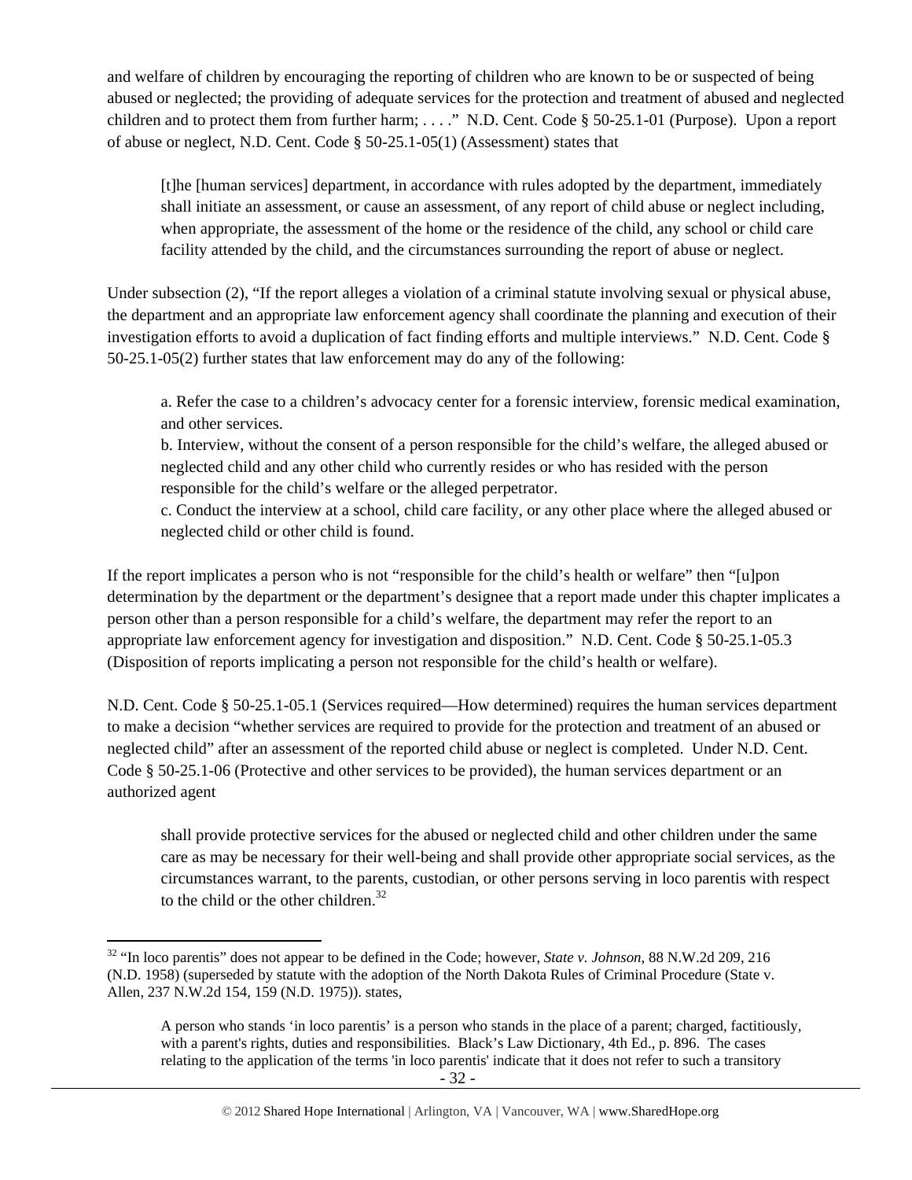and welfare of children by encouraging the reporting of children who are known to be or suspected of being abused or neglected; the providing of adequate services for the protection and treatment of abused and neglected children and to protect them from further harm; . . . ." N.D. Cent. Code § 50-25.1-01 (Purpose). Upon a report of abuse or neglect, N.D. Cent. Code § 50-25.1-05(1) (Assessment) states that

> [t]he [human services] department, in accordance with rules adopted by the department, immediately shall initiate an assessment, or cause an assessment, of any report of child abuse or neglect including, when appropriate, the assessment of the home or the residence of the child, any school or child care facility attended by the child, and the circumstances surrounding the report of abuse or neglect.

Under subsection (2), "If the report alleges a violation of a criminal statute involving sexual or physical abuse, the department and an appropriate law enforcement agency shall coordinate the planning and execution of their investigation efforts to avoid a duplication of fact finding efforts and multiple interviews." N.D. Cent. Code § 50-25.1-05(2) further states that law enforcement may do any of the following:

> a. Refer the case to a children's advocacy center for a forensic interview, forensic medical examination, and other services.
> b. Interview, without the consent of a person responsible for the child's welfare, the alleged abused or neglected child and any other child who currently resides or who has resided with the person responsible for the child's welfare or the alleged perpetrator.
> c. Conduct the interview at a school, child care facility, or any other place where the alleged abused or neglected child or other child is found.

If the report implicates a person who is not "responsible for the child's health or welfare" then "[u]pon determination by the department or the department's designee that a report made under this chapter implicates a person other than a person responsible for a child's welfare, the department may refer the report to an appropriate law enforcement agency for investigation and disposition." N.D. Cent. Code § 50-25.1-05.3 (Disposition of reports implicating a person not responsible for the child's health or welfare).

N.D. Cent. Code § 50-25.1-05.1 (Services required—How determined) requires the human services department to make a decision "whether services are required to provide for the protection and treatment of an abused or neglected child" after an assessment of the reported child abuse or neglect is completed. Under N.D. Cent. Code § 50-25.1-06 (Protective and other services to be provided), the human services department or an authorized agent

> shall provide protective services for the abused or neglected child and other children under the same care as may be necessary for their well-being and shall provide other appropriate social services, as the circumstances warrant, to the parents, custodian, or other persons serving in loco parentis with respect to the child or the other children.[32]

---

[32] "In loco parentis" does not appear to be defined in the Code; however, *State v. Johnson*, 88 N.W.2d 209, 216 (N.D. 1958) (superseded by statute with the adoption of the North Dakota Rules of Criminal Procedure (State v. Allen, 237 N.W.2d 154, 159 (N.D. 1975)). states,

> A person who stands 'in loco parentis' is a person who stands in the place of a parent; charged, factitiously, with a parent's rights, duties and responsibilities. Black's Law Dictionary, 4th Ed., p. 896. The cases relating to the application of the terms 'in loco parentis' indicate that it does not refer to such a transitory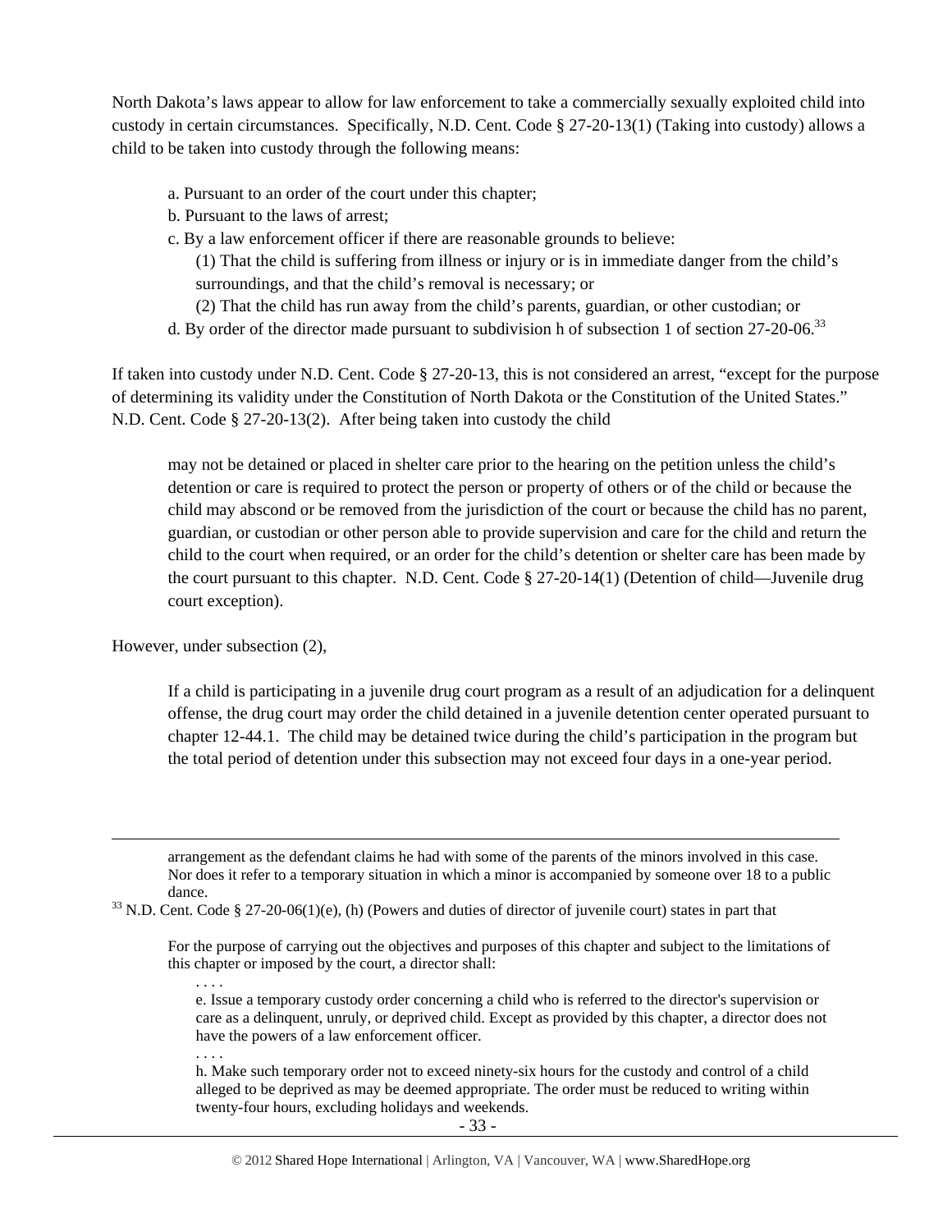North Dakota's laws appear to allow for law enforcement to take a commercially sexually exploited child into custody in certain circumstances. Specifically, N.D. Cent. Code § 27-20-13(1) (Taking into custody) allows a child to be taken into custody through the following means:

> a. Pursuant to an order of the court under this chapter;
> b. Pursuant to the laws of arrest;
> c. By a law enforcement officer if there are reasonable grounds to believe:
> > (1) That the child is suffering from illness or injury or is in immediate danger from the child's surroundings, and that the child's removal is necessary; or
> > (2) That the child has run away from the child's parents, guardian, or other custodian; or
>
> d. By order of the director made pursuant to subdivision h of subsection 1 of section 27-20-06.[33]

If taken into custody under N.D. Cent. Code § 27-20-13, this is not considered an arrest, "except for the purpose of determining its validity under the Constitution of North Dakota or the Constitution of the United States." N.D. Cent. Code § 27-20-13(2). After being taken into custody the child

> may not be detained or placed in shelter care prior to the hearing on the petition unless the child's detention or care is required to protect the person or property of others or of the child or because the child may abscond or be removed from the jurisdiction of the court or because the child has no parent, guardian, or custodian or other person able to provide supervision and care for the child and return the child to the court when required, or an order for the child's detention or shelter care has been made by the court pursuant to this chapter. N.D. Cent. Code § 27-20-14(1) (Detention of child—Juvenile drug court exception).

However, under subsection (2),

> If a child is participating in a juvenile drug court program as a result of an adjudication for a delinquent offense, the drug court may order the child detained in a juvenile detention center operated pursuant to chapter 12-44.1. The child may be detained twice during the child's participation in the program but the total period of detention under this subsection may not exceed four days in a one-year period.

---

arrangement as the defendant claims he had with some of the parents of the minors involved in this case. Nor does it refer to a temporary situation in which a minor is accompanied by someone over 18 to a public dance.

[33] N.D. Cent. Code § 27-20-06(1)(e), (h) (Powers and duties of director of juvenile court) states in part that

> For the purpose of carrying out the objectives and purposes of this chapter and subject to the limitations of this chapter or imposed by the court, a director shall:
>
> . . . .
>
> e. Issue a temporary custody order concerning a child who is referred to the director's supervision or care as a delinquent, unruly, or deprived child. Except as provided by this chapter, a director does not have the powers of a law enforcement officer.
>
> . . . .
>
> h. Make such temporary order not to exceed ninety-six hours for the custody and control of a child alleged to be deprived as may be deemed appropriate. The order must be reduced to writing within twenty-four hours, excluding holidays and weekends.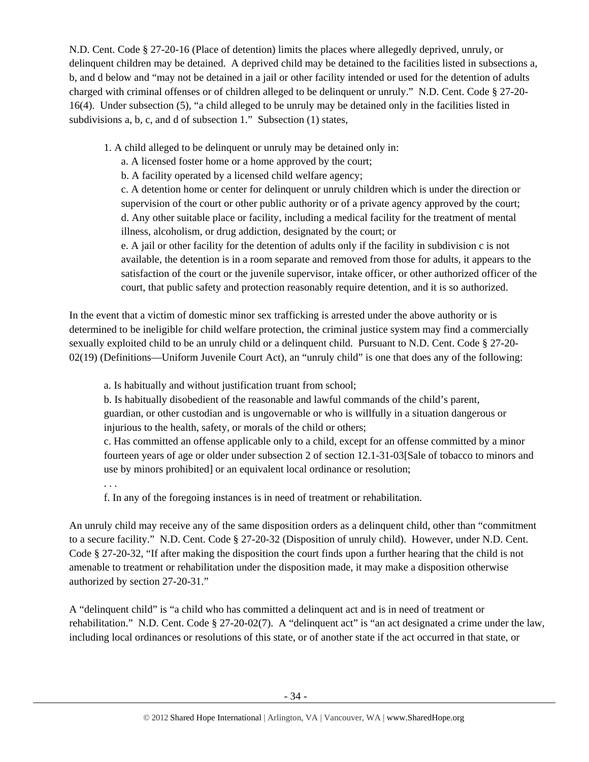N.D. Cent. Code § 27-20-16 (Place of detention) limits the places where allegedly deprived, unruly, or delinquent children may be detained. A deprived child may be detained to the facilities listed in subsections a, b, and d below and "may not be detained in a jail or other facility intended or used for the detention of adults charged with criminal offenses or of children alleged to be delinquent or unruly." N.D. Cent. Code § 27-20-16(4). Under subsection (5), "a child alleged to be unruly may be detained only in the facilities listed in subdivisions a, b, c, and d of subsection 1." Subsection (1) states,

> 1. A child alleged to be delinquent or unruly may be detained only in:
>    a. A licensed foster home or a home approved by the court;
>    b. A facility operated by a licensed child welfare agency;
>    c. A detention home or center for delinquent or unruly children which is under the direction or supervision of the court or other public authority or of a private agency approved by the court;
>    d. Any other suitable place or facility, including a medical facility for the treatment of mental illness, alcoholism, or drug addiction, designated by the court; or
>    e. A jail or other facility for the detention of adults only if the facility in subdivision c is not available, the detention is in a room separate and removed from those for adults, it appears to the satisfaction of the court or the juvenile supervisor, intake officer, or other authorized officer of the court, that public safety and protection reasonably require detention, and it is so authorized.

In the event that a victim of domestic minor sex trafficking is arrested under the above authority or is determined to be ineligible for child welfare protection, the criminal justice system may find a commercially sexually exploited child to be an unruly child or a delinquent child. Pursuant to N.D. Cent. Code § 27-20-02(19) (Definitions—Uniform Juvenile Court Act), an "unruly child" is one that does any of the following:

> a. Is habitually and without justification truant from school;
> b. Is habitually disobedient of the reasonable and lawful commands of the child's parent, guardian, or other custodian and is ungovernable or who is willfully in a situation dangerous or injurious to the health, safety, or morals of the child or others;
> c. Has committed an offense applicable only to a child, except for an offense committed by a minor fourteen years of age or older under subsection 2 of section 12.1-31-03[Sale of tobacco to minors and use by minors prohibited] or an equivalent local ordinance or resolution;
> . . .
> f. In any of the foregoing instances is in need of treatment or rehabilitation.

An unruly child may receive any of the same disposition orders as a delinquent child, other than "commitment to a secure facility." N.D. Cent. Code § 27-20-32 (Disposition of unruly child). However, under N.D. Cent. Code § 27-20-32, "If after making the disposition the court finds upon a further hearing that the child is not amenable to treatment or rehabilitation under the disposition made, it may make a disposition otherwise authorized by section 27-20-31."

A "delinquent child" is "a child who has committed a delinquent act and is in need of treatment or rehabilitation." N.D. Cent. Code § 27-20-02(7). A "delinquent act" is "an act designated a crime under the law, including local ordinances or resolutions of this state, or of another state if the act occurred in that state, or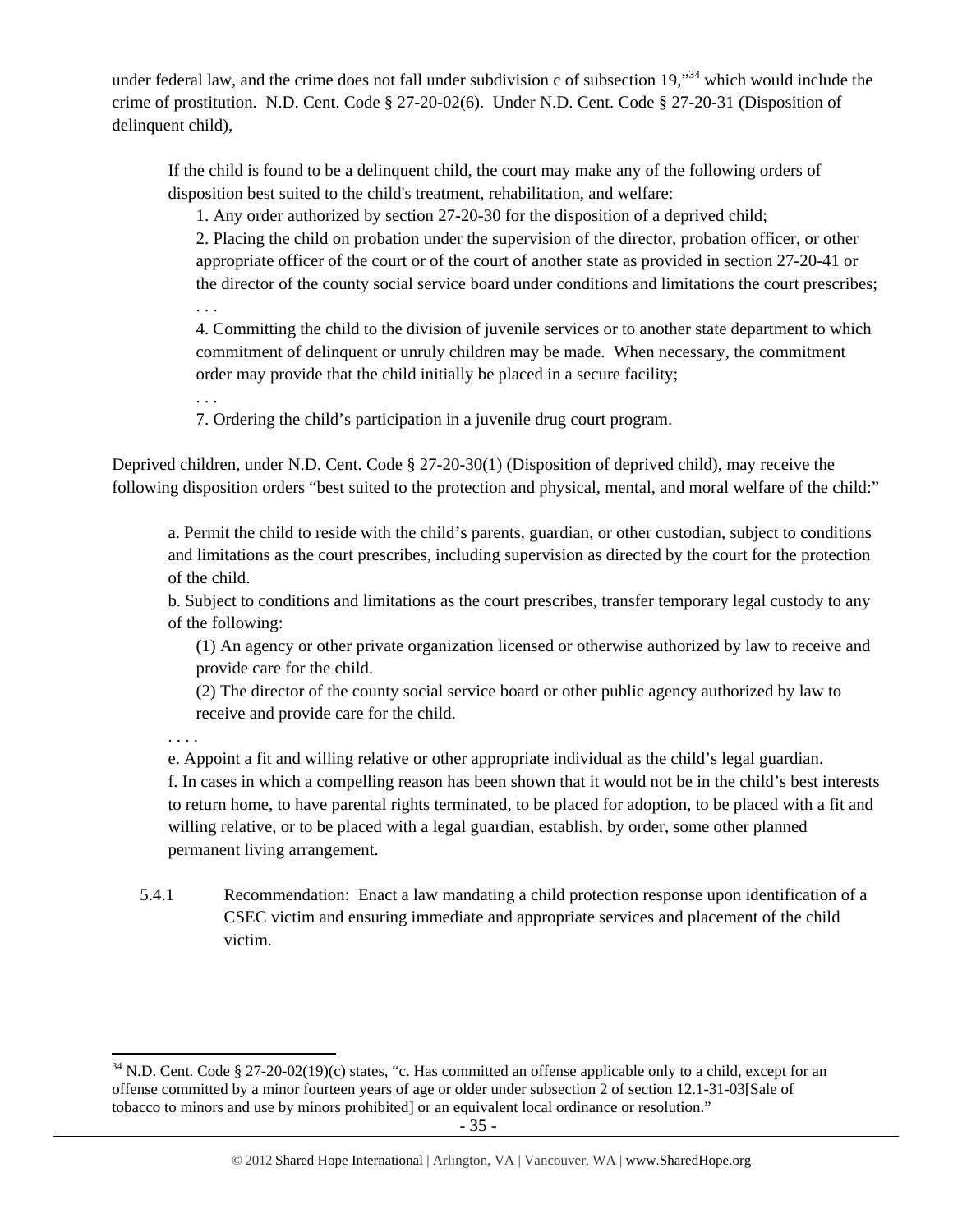under federal law, and the crime does not fall under subdivision c of subsection 19,"[34] which would include the crime of prostitution. N.D. Cent. Code § 27-20-02(6). Under N.D. Cent. Code § 27-20-31 (Disposition of delinquent child),

> If the child is found to be a delinquent child, the court may make any of the following orders of disposition best suited to the child's treatment, rehabilitation, and welfare:
>
> 1. Any order authorized by section 27-20-30 for the disposition of a deprived child;
> 2. Placing the child on probation under the supervision of the director, probation officer, or other appropriate officer of the court or of the court of another state as provided in section 27-20-41 or the director of the county social service board under conditions and limitations the court prescribes;
>
> . . .
>
> 4. Committing the child to the division of juvenile services or to another state department to which commitment of delinquent or unruly children may be made. When necessary, the commitment order may provide that the child initially be placed in a secure facility;
>
> . . .
>
> 7. Ordering the child's participation in a juvenile drug court program.

Deprived children, under N.D. Cent. Code § 27-20-30(1) (Disposition of deprived child), may receive the following disposition orders "best suited to the protection and physical, mental, and moral welfare of the child:"

> a. Permit the child to reside with the child's parents, guardian, or other custodian, subject to conditions and limitations as the court prescribes, including supervision as directed by the court for the protection of the child.
>
> b. Subject to conditions and limitations as the court prescribes, transfer temporary legal custody to any of the following:
>
> (1) An agency or other private organization licensed or otherwise authorized by law to receive and provide care for the child.
>
> (2) The director of the county social service board or other public agency authorized by law to receive and provide care for the child.
>
> . . . .
>
> e. Appoint a fit and willing relative or other appropriate individual as the child's legal guardian.
>
> f. In cases in which a compelling reason has been shown that it would not be in the child's best interests to return home, to have parental rights terminated, to be placed for adoption, to be placed with a fit and willing relative, or to be placed with a legal guardian, establish, by order, some other planned permanent living arrangement.

5.4.1 Recommendation: Enact a law mandating a child protection response upon identification of a CSEC victim and ensuring immediate and appropriate services and placement of the child victim.

---

[34] N.D. Cent. Code § 27-20-02(19)(c) states, "c. Has committed an offense applicable only to a child, except for an offense committed by a minor fourteen years of age or older under subsection 2 of section 12.1-31-03[Sale of tobacco to minors and use by minors prohibited] or an equivalent local ordinance or resolution."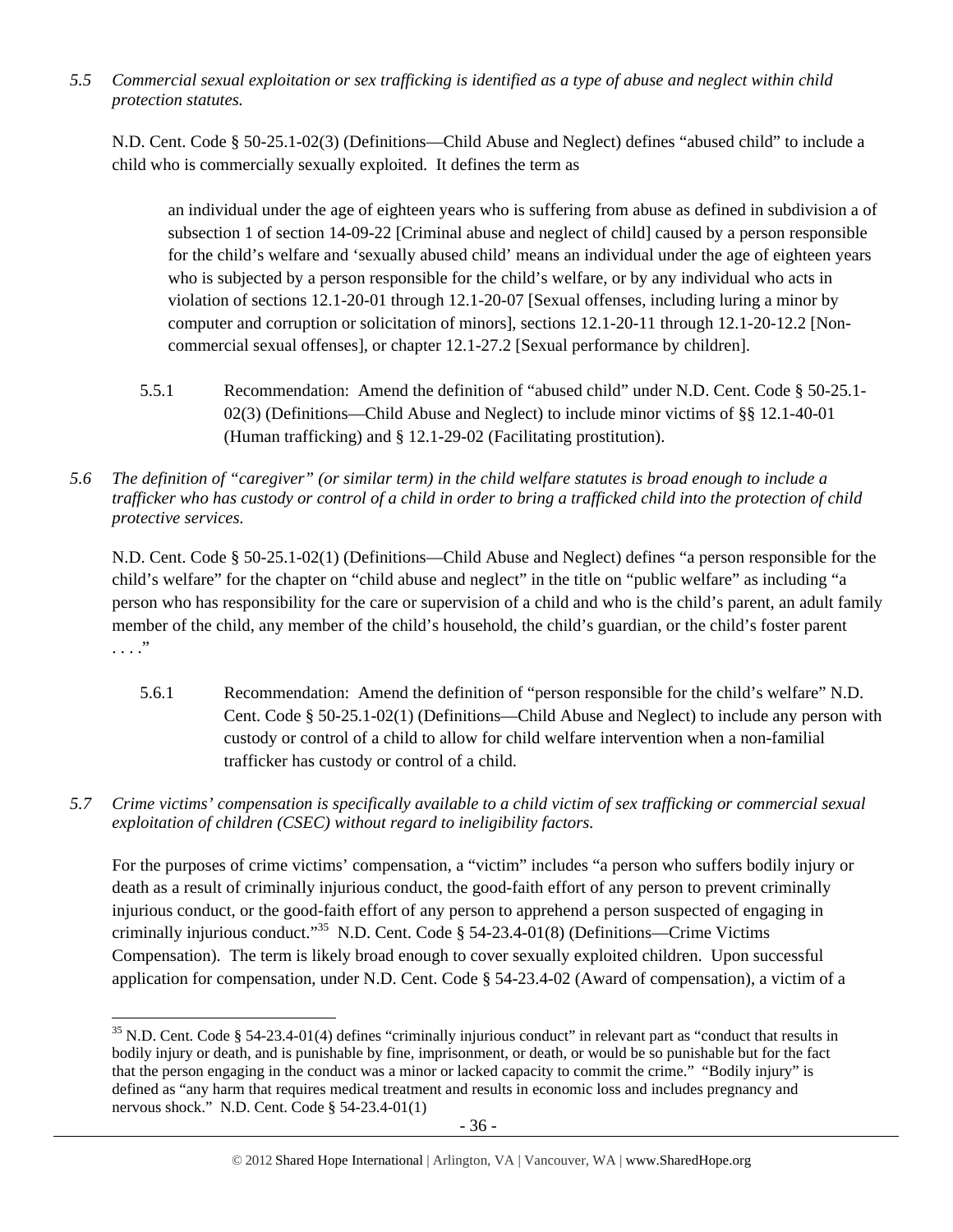*5.5 Commercial sexual exploitation or sex trafficking is identified as a type of abuse and neglect within child protection statutes.*

N.D. Cent. Code § 50-25.1-02(3) (Definitions—Child Abuse and Neglect) defines "abused child" to include a child who is commercially sexually exploited. It defines the term as

> an individual under the age of eighteen years who is suffering from abuse as defined in subdivision a of subsection 1 of section 14-09-22 [Criminal abuse and neglect of child] caused by a person responsible for the child's welfare and 'sexually abused child' means an individual under the age of eighteen years who is subjected by a person responsible for the child's welfare, or by any individual who acts in violation of sections 12.1-20-01 through 12.1-20-07 [Sexual offenses, including luring a minor by computer and corruption or solicitation of minors], sections 12.1-20-11 through 12.1-20-12.2 [Non-commercial sexual offenses], or chapter 12.1-27.2 [Sexual performance by children].

5.5.1 Recommendation: Amend the definition of "abused child" under N.D. Cent. Code § 50-25.1-02(3) (Definitions—Child Abuse and Neglect) to include minor victims of §§ 12.1-40-01 (Human trafficking) and § 12.1-29-02 (Facilitating prostitution).

*5.6 The definition of "caregiver" (or similar term) in the child welfare statutes is broad enough to include a trafficker who has custody or control of a child in order to bring a trafficked child into the protection of child protective services.*

N.D. Cent. Code § 50-25.1-02(1) (Definitions—Child Abuse and Neglect) defines "a person responsible for the child's welfare" for the chapter on "child abuse and neglect" in the title on "public welfare" as including "a person who has responsibility for the care or supervision of a child and who is the child's parent, an adult family member of the child, any member of the child's household, the child's guardian, or the child's foster parent . . . ."

5.6.1 Recommendation: Amend the definition of "person responsible for the child's welfare" N.D. Cent. Code § 50-25.1-02(1) (Definitions—Child Abuse and Neglect) to include any person with custody or control of a child to allow for child welfare intervention when a non-familial trafficker has custody or control of a child.

*5.7 Crime victims' compensation is specifically available to a child victim of sex trafficking or commercial sexual exploitation of children (CSEC) without regard to ineligibility factors.*

For the purposes of crime victims' compensation, a "victim" includes "a person who suffers bodily injury or death as a result of criminally injurious conduct, the good-faith effort of any person to prevent criminally injurious conduct, or the good-faith effort of any person to apprehend a person suspected of engaging in criminally injurious conduct."[35] N.D. Cent. Code § 54-23.4-01(8) (Definitions—Crime Victims Compensation). The term is likely broad enough to cover sexually exploited children. Upon successful application for compensation, under N.D. Cent. Code § 54-23.4-02 (Award of compensation), a victim of a

[35] N.D. Cent. Code § 54-23.4-01(4) defines "criminally injurious conduct" in relevant part as "conduct that results in bodily injury or death, and is punishable by fine, imprisonment, or death, or would be so punishable but for the fact that the person engaging in the conduct was a minor or lacked capacity to commit the crime." "Bodily injury" is defined as "any harm that requires medical treatment and results in economic loss and includes pregnancy and nervous shock." N.D. Cent. Code § 54-23.4-01(1)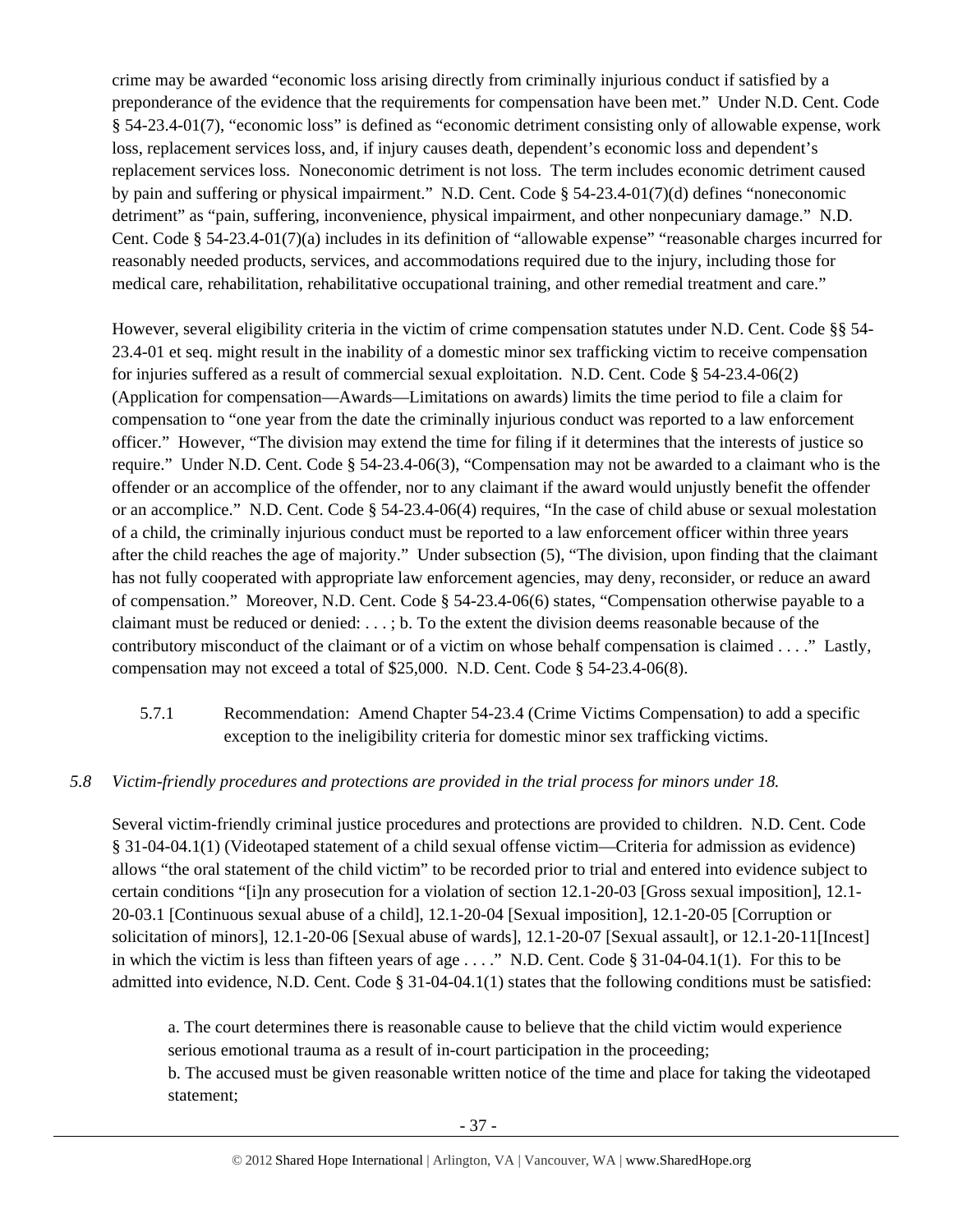crime may be awarded "economic loss arising directly from criminally injurious conduct if satisfied by a preponderance of the evidence that the requirements for compensation have been met." Under N.D. Cent. Code § 54-23.4-01(7), "economic loss" is defined as "economic detriment consisting only of allowable expense, work loss, replacement services loss, and, if injury causes death, dependent's economic loss and dependent's replacement services loss. Noneconomic detriment is not loss. The term includes economic detriment caused by pain and suffering or physical impairment." N.D. Cent. Code § 54-23.4-01(7)(d) defines "noneconomic detriment" as "pain, suffering, inconvenience, physical impairment, and other nonpecuniary damage." N.D. Cent. Code § 54-23.4-01(7)(a) includes in its definition of "allowable expense" "reasonable charges incurred for reasonably needed products, services, and accommodations required due to the injury, including those for medical care, rehabilitation, rehabilitative occupational training, and other remedial treatment and care."

However, several eligibility criteria in the victim of crime compensation statutes under N.D. Cent. Code §§ 54-23.4-01 et seq. might result in the inability of a domestic minor sex trafficking victim to receive compensation for injuries suffered as a result of commercial sexual exploitation. N.D. Cent. Code § 54-23.4-06(2) (Application for compensation—Awards—Limitations on awards) limits the time period to file a claim for compensation to "one year from the date the criminally injurious conduct was reported to a law enforcement officer." However, "The division may extend the time for filing if it determines that the interests of justice so require." Under N.D. Cent. Code § 54-23.4-06(3), "Compensation may not be awarded to a claimant who is the offender or an accomplice of the offender, nor to any claimant if the award would unjustly benefit the offender or an accomplice." N.D. Cent. Code § 54-23.4-06(4) requires, "In the case of child abuse or sexual molestation of a child, the criminally injurious conduct must be reported to a law enforcement officer within three years after the child reaches the age of majority." Under subsection (5), "The division, upon finding that the claimant has not fully cooperated with appropriate law enforcement agencies, may deny, reconsider, or reduce an award of compensation." Moreover, N.D. Cent. Code § 54-23.4-06(6) states, "Compensation otherwise payable to a claimant must be reduced or denied: . . . ; b. To the extent the division deems reasonable because of the contributory misconduct of the claimant or of a victim on whose behalf compensation is claimed . . . ." Lastly, compensation may not exceed a total of $25,000. N.D. Cent. Code § 54-23.4-06(8).

5.7.1 Recommendation: Amend Chapter 54-23.4 (Crime Victims Compensation) to add a specific exception to the ineligibility criteria for domestic minor sex trafficking victims.

*5.8 Victim-friendly procedures and protections are provided in the trial process for minors under 18.*

Several victim-friendly criminal justice procedures and protections are provided to children. N.D. Cent. Code § 31-04-04.1(1) (Videotaped statement of a child sexual offense victim—Criteria for admission as evidence) allows "the oral statement of the child victim" to be recorded prior to trial and entered into evidence subject to certain conditions "[i]n any prosecution for a violation of section 12.1-20-03 [Gross sexual imposition], 12.1-20-03.1 [Continuous sexual abuse of a child], 12.1-20-04 [Sexual imposition], 12.1-20-05 [Corruption or solicitation of minors], 12.1-20-06 [Sexual abuse of wards], 12.1-20-07 [Sexual assault], or 12.1-20-11[Incest] in which the victim is less than fifteen years of age . . . ." N.D. Cent. Code § 31-04-04.1(1). For this to be admitted into evidence, N.D. Cent. Code § 31-04-04.1(1) states that the following conditions must be satisfied:

> a. The court determines there is reasonable cause to believe that the child victim would experience serious emotional trauma as a result of in-court participation in the proceeding;
> b. The accused must be given reasonable written notice of the time and place for taking the videotaped statement;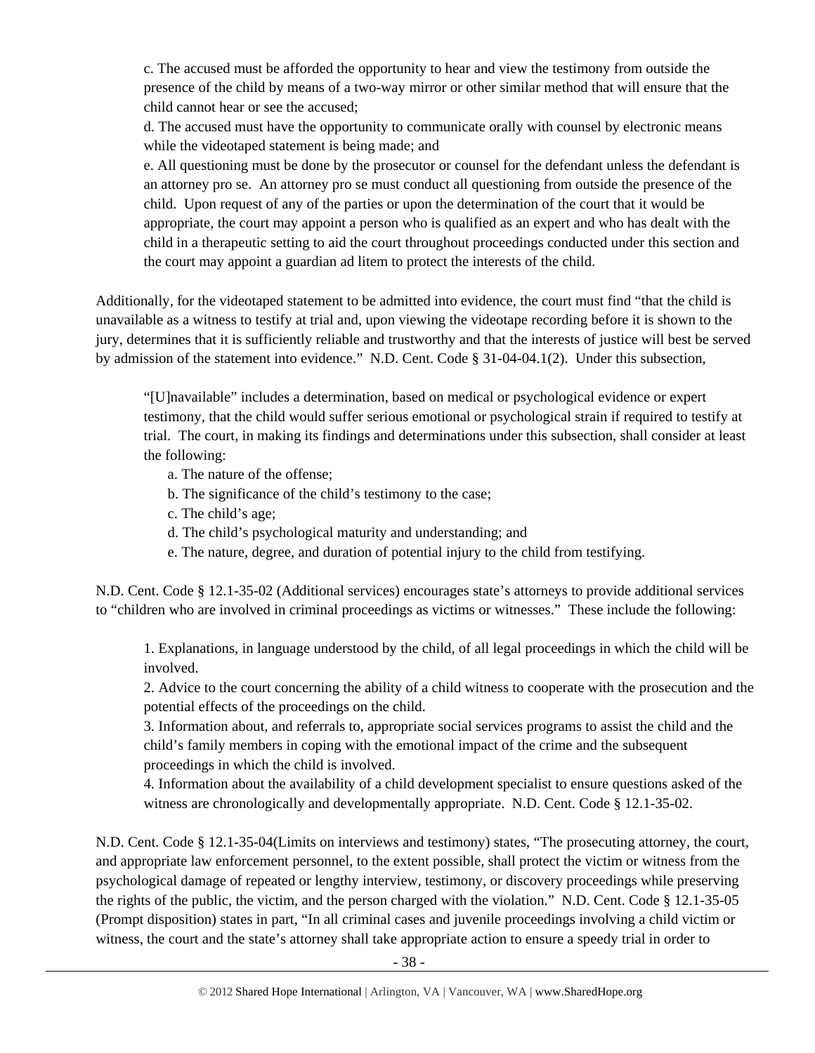c. The accused must be afforded the opportunity to hear and view the testimony from outside the presence of the child by means of a two-way mirror or other similar method that will ensure that the child cannot hear or see the accused;

d. The accused must have the opportunity to communicate orally with counsel by electronic means while the videotaped statement is being made; and

e. All questioning must be done by the prosecutor or counsel for the defendant unless the defendant is an attorney pro se. An attorney pro se must conduct all questioning from outside the presence of the child. Upon request of any of the parties or upon the determination of the court that it would be appropriate, the court may appoint a person who is qualified as an expert and who has dealt with the child in a therapeutic setting to aid the court throughout proceedings conducted under this section and the court may appoint a guardian ad litem to protect the interests of the child.

Additionally, for the videotaped statement to be admitted into evidence, the court must find "that the child is unavailable as a witness to testify at trial and, upon viewing the videotape recording before it is shown to the jury, determines that it is sufficiently reliable and trustworthy and that the interests of justice will best be served by admission of the statement into evidence." N.D. Cent. Code § 31-04-04.1(2). Under this subsection,

> "[U]navailable" includes a determination, based on medical or psychological evidence or expert testimony, that the child would suffer serious emotional or psychological strain if required to testify at trial. The court, in making its findings and determinations under this subsection, shall consider at least the following:
>
> a. The nature of the offense;
>
> b. The significance of the child's testimony to the case;
>
> c. The child's age;
>
> d. The child's psychological maturity and understanding; and
>
> e. The nature, degree, and duration of potential injury to the child from testifying.

N.D. Cent. Code § 12.1-35-02 (Additional services) encourages state's attorneys to provide additional services to "children who are involved in criminal proceedings as victims or witnesses." These include the following:

> 1. Explanations, in language understood by the child, of all legal proceedings in which the child will be involved.
> 2. Advice to the court concerning the ability of a child witness to cooperate with the prosecution and the potential effects of the proceedings on the child.
> 3. Information about, and referrals to, appropriate social services programs to assist the child and the child's family members in coping with the emotional impact of the crime and the subsequent proceedings in which the child is involved.
> 4. Information about the availability of a child development specialist to ensure questions asked of the witness are chronologically and developmentally appropriate. N.D. Cent. Code § 12.1-35-02.

N.D. Cent. Code § 12.1-35-04(Limits on interviews and testimony) states, "The prosecuting attorney, the court, and appropriate law enforcement personnel, to the extent possible, shall protect the victim or witness from the psychological damage of repeated or lengthy interview, testimony, or discovery proceedings while preserving the rights of the public, the victim, and the person charged with the violation." N.D. Cent. Code § 12.1-35-05 (Prompt disposition) states in part, "In all criminal cases and juvenile proceedings involving a child victim or witness, the court and the state's attorney shall take appropriate action to ensure a speedy trial in order to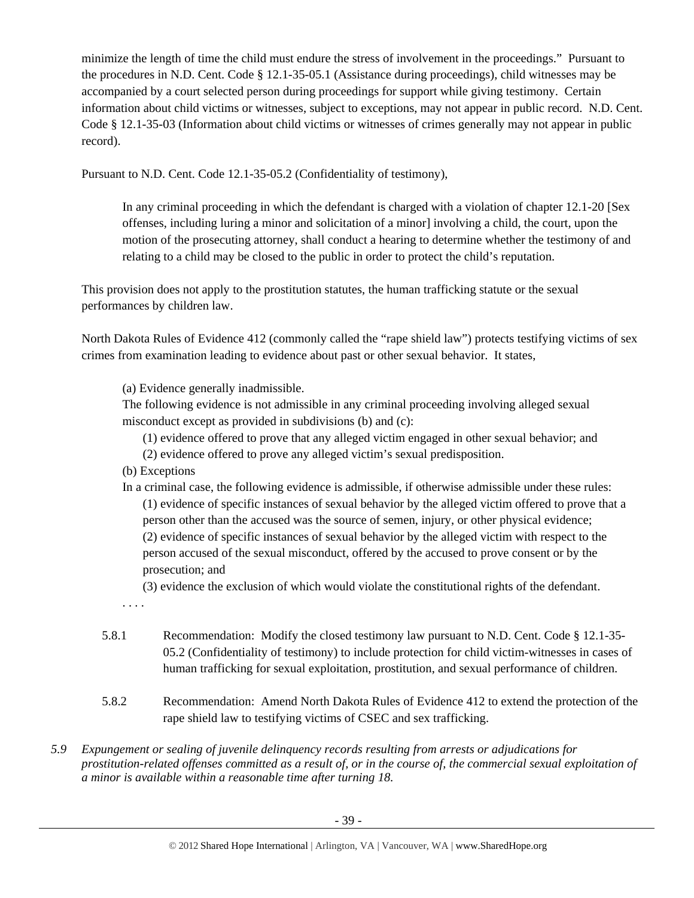minimize the length of time the child must endure the stress of involvement in the proceedings." Pursuant to the procedures in N.D. Cent. Code § 12.1-35-05.1 (Assistance during proceedings), child witnesses may be accompanied by a court selected person during proceedings for support while giving testimony. Certain information about child victims or witnesses, subject to exceptions, may not appear in public record. N.D. Cent. Code § 12.1-35-03 (Information about child victims or witnesses of crimes generally may not appear in public record).

Pursuant to N.D. Cent. Code 12.1-35-05.2 (Confidentiality of testimony),

> In any criminal proceeding in which the defendant is charged with a violation of chapter 12.1-20 [Sex offenses, including luring a minor and solicitation of a minor] involving a child, the court, upon the motion of the prosecuting attorney, shall conduct a hearing to determine whether the testimony of and relating to a child may be closed to the public in order to protect the child's reputation.

This provision does not apply to the prostitution statutes, the human trafficking statute or the sexual performances by children law.

North Dakota Rules of Evidence 412 (commonly called the "rape shield law") protects testifying victims of sex crimes from examination leading to evidence about past or other sexual behavior. It states,

> (a) Evidence generally inadmissible.
> The following evidence is not admissible in any criminal proceeding involving alleged sexual misconduct except as provided in subdivisions (b) and (c):
> (1) evidence offered to prove that any alleged victim engaged in other sexual behavior; and
> (2) evidence offered to prove any alleged victim's sexual predisposition.
> (b) Exceptions
> In a criminal case, the following evidence is admissible, if otherwise admissible under these rules:
> (1) evidence of specific instances of sexual behavior by the alleged victim offered to prove that a person other than the accused was the source of semen, injury, or other physical evidence;
> (2) evidence of specific instances of sexual behavior by the alleged victim with respect to the person accused of the sexual misconduct, offered by the accused to prove consent or by the prosecution; and
> (3) evidence the exclusion of which would violate the constitutional rights of the defendant.
> . . . .

5.8.1 Recommendation: Modify the closed testimony law pursuant to N.D. Cent. Code § 12.1-35-05.2 (Confidentiality of testimony) to include protection for child victim-witnesses in cases of human trafficking for sexual exploitation, prostitution, and sexual performance of children.

5.8.2 Recommendation: Amend North Dakota Rules of Evidence 412 to extend the protection of the rape shield law to testifying victims of CSEC and sex trafficking.

*5.9 Expungement or sealing of juvenile delinquency records resulting from arrests or adjudications for prostitution-related offenses committed as a result of, or in the course of, the commercial sexual exploitation of a minor is available within a reasonable time after turning 18.*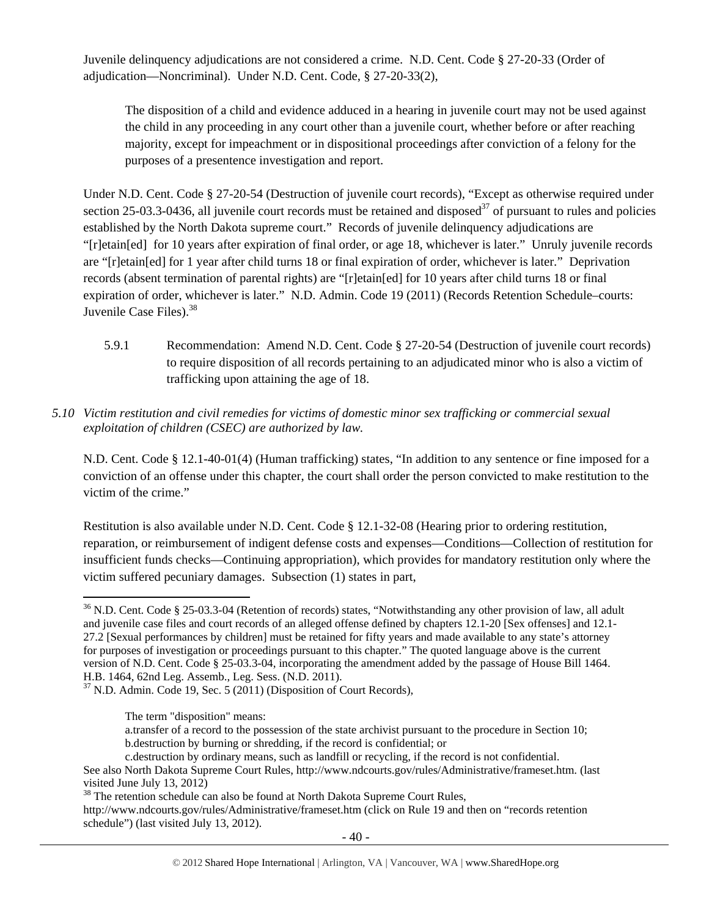Juvenile delinquency adjudications are not considered a crime. N.D. Cent. Code § 27-20-33 (Order of adjudication—Noncriminal). Under N.D. Cent. Code, § 27-20-33(2),

> The disposition of a child and evidence adduced in a hearing in juvenile court may not be used against the child in any proceeding in any court other than a juvenile court, whether before or after reaching majority, except for impeachment or in dispositional proceedings after conviction of a felony for the purposes of a presentence investigation and report.

Under N.D. Cent. Code § 27-20-54 (Destruction of juvenile court records), "Except as otherwise required under section 25-03.3-0436, all juvenile court records must be retained and disposed[37] of pursuant to rules and policies established by the North Dakota supreme court." Records of juvenile delinquency adjudications are "[r]etain[ed] for 10 years after expiration of final order, or age 18, whichever is later." Unruly juvenile records are "[r]etain[ed] for 1 year after child turns 18 or final expiration of order, whichever is later." Deprivation records (absent termination of parental rights) are "[r]etain[ed] for 10 years after child turns 18 or final expiration of order, whichever is later." N.D. Admin. Code 19 (2011) (Records Retention Schedule–courts: Juvenile Case Files).[38]

5.9.1 Recommendation: Amend N.D. Cent. Code § 27-20-54 (Destruction of juvenile court records) to require disposition of all records pertaining to an adjudicated minor who is also a victim of trafficking upon attaining the age of 18.

*5.10 Victim restitution and civil remedies for victims of domestic minor sex trafficking or commercial sexual exploitation of children (CSEC) are authorized by law.*

N.D. Cent. Code § 12.1-40-01(4) (Human trafficking) states, "In addition to any sentence or fine imposed for a conviction of an offense under this chapter, the court shall order the person convicted to make restitution to the victim of the crime."

Restitution is also available under N.D. Cent. Code § 12.1-32-08 (Hearing prior to ordering restitution, reparation, or reimbursement of indigent defense costs and expenses—Conditions—Collection of restitution for insufficient funds checks—Continuing appropriation), which provides for mandatory restitution only where the victim suffered pecuniary damages. Subsection (1) states in part,

---

[36] N.D. Cent. Code § 25-03.3-04 (Retention of records) states, "Notwithstanding any other provision of law, all adult and juvenile case files and court records of an alleged offense defined by chapters 12.1-20 [Sex offenses] and 12.1-27.2 [Sexual performances by children] must be retained for fifty years and made available to any state's attorney for purposes of investigation or proceedings pursuant to this chapter." The quoted language above is the current version of N.D. Cent. Code § 25-03.3-04, incorporating the amendment added by the passage of House Bill 1464. H.B. 1464, 62nd Leg. Assemb., Leg. Sess. (N.D. 2011).

[37] N.D. Admin. Code 19, Sec. 5 (2011) (Disposition of Court Records),

> The term "disposition" means:
> a.transfer of a record to the possession of the state archivist pursuant to the procedure in Section 10;
> b.destruction by burning or shredding, if the record is confidential; or
> c.destruction by ordinary means, such as landfill or recycling, if the record is not confidential.

See also North Dakota Supreme Court Rules, http://www.ndcourts.gov/rules/Administrative/frameset.htm. (last visited June July 13, 2012)

[38] The retention schedule can also be found at North Dakota Supreme Court Rules, http://www.ndcourts.gov/rules/Administrative/frameset.htm (click on Rule 19 and then on "records retention schedule") (last visited July 13, 2012).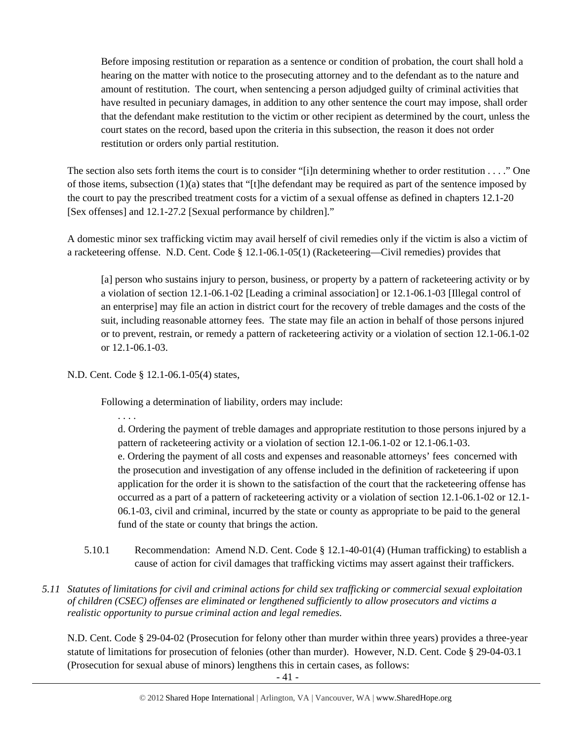> Before imposing restitution or reparation as a sentence or condition of probation, the court shall hold a hearing on the matter with notice to the prosecuting attorney and to the defendant as to the nature and amount of restitution. The court, when sentencing a person adjudged guilty of criminal activities that have resulted in pecuniary damages, in addition to any other sentence the court may impose, shall order that the defendant make restitution to the victim or other recipient as determined by the court, unless the court states on the record, based upon the criteria in this subsection, the reason it does not order restitution or orders only partial restitution.

The section also sets forth items the court is to consider "[i]n determining whether to order restitution . . . ." One of those items, subsection (1)(a) states that "[t]he defendant may be required as part of the sentence imposed by the court to pay the prescribed treatment costs for a victim of a sexual offense as defined in chapters 12.1-20 [Sex offenses] and 12.1-27.2 [Sexual performance by children]."

A domestic minor sex trafficking victim may avail herself of civil remedies only if the victim is also a victim of a racketeering offense. N.D. Cent. Code § 12.1-06.1-05(1) (Racketeering—Civil remedies) provides that

> [a] person who sustains injury to person, business, or property by a pattern of racketeering activity or by a violation of section 12.1-06.1-02 [Leading a criminal association] or 12.1-06.1-03 [Illegal control of an enterprise] may file an action in district court for the recovery of treble damages and the costs of the suit, including reasonable attorney fees. The state may file an action in behalf of those persons injured or to prevent, restrain, or remedy a pattern of racketeering activity or a violation of section 12.1-06.1-02 or 12.1-06.1-03.

N.D. Cent. Code § 12.1-06.1-05(4) states,

> Following a determination of liability, orders may include:
>
> . . . .
>
> d. Ordering the payment of treble damages and appropriate restitution to those persons injured by a pattern of racketeering activity or a violation of section 12.1-06.1-02 or 12.1-06.1-03.
>
> e. Ordering the payment of all costs and expenses and reasonable attorneys' fees concerned with the prosecution and investigation of any offense included in the definition of racketeering if upon application for the order it is shown to the satisfaction of the court that the racketeering offense has occurred as a part of a pattern of racketeering activity or a violation of section 12.1-06.1-02 or 12.1-06.1-03, civil and criminal, incurred by the state or county as appropriate to be paid to the general fund of the state or county that brings the action.

5.10.1 Recommendation: Amend N.D. Cent. Code § 12.1-40-01(4) (Human trafficking) to establish a cause of action for civil damages that trafficking victims may assert against their traffickers.

*5.11 Statutes of limitations for civil and criminal actions for child sex trafficking or commercial sexual exploitation of children (CSEC) offenses are eliminated or lengthened sufficiently to allow prosecutors and victims a realistic opportunity to pursue criminal action and legal remedies.*

N.D. Cent. Code § 29-04-02 (Prosecution for felony other than murder within three years) provides a three-year statute of limitations for prosecution of felonies (other than murder). However, N.D. Cent. Code § 29-04-03.1 (Prosecution for sexual abuse of minors) lengthens this in certain cases, as follows: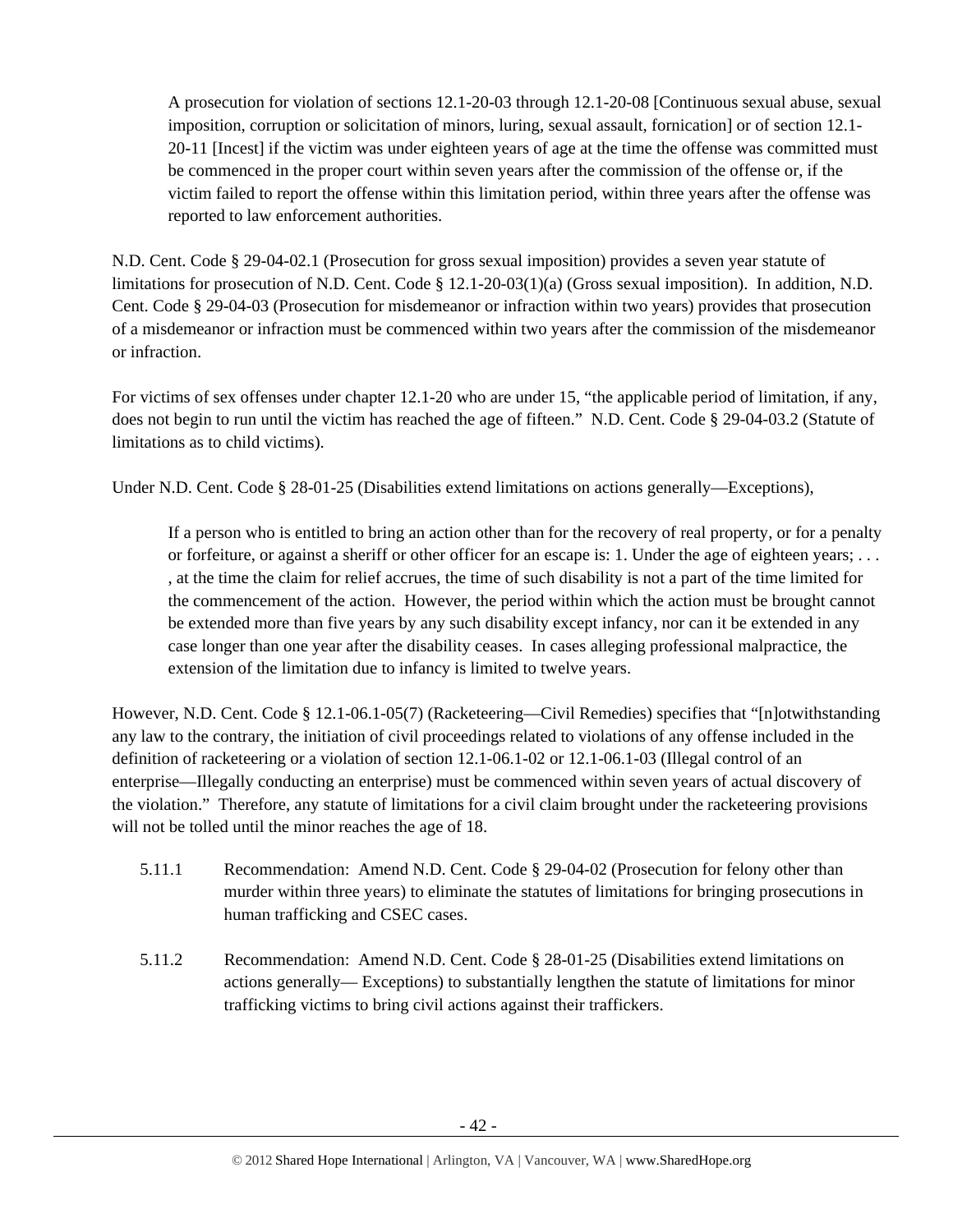> A prosecution for violation of sections 12.1-20-03 through 12.1-20-08 [Continuous sexual abuse, sexual imposition, corruption or solicitation of minors, luring, sexual assault, fornication] or of section 12.1-20-11 [Incest] if the victim was under eighteen years of age at the time the offense was committed must be commenced in the proper court within seven years after the commission of the offense or, if the victim failed to report the offense within this limitation period, within three years after the offense was reported to law enforcement authorities.

N.D. Cent. Code § 29-04-02.1 (Prosecution for gross sexual imposition) provides a seven year statute of limitations for prosecution of N.D. Cent. Code § 12.1-20-03(1)(a) (Gross sexual imposition). In addition, N.D. Cent. Code § 29-04-03 (Prosecution for misdemeanor or infraction within two years) provides that prosecution of a misdemeanor or infraction must be commenced within two years after the commission of the misdemeanor or infraction.

For victims of sex offenses under chapter 12.1-20 who are under 15, "the applicable period of limitation, if any, does not begin to run until the victim has reached the age of fifteen." N.D. Cent. Code § 29-04-03.2 (Statute of limitations as to child victims).

Under N.D. Cent. Code § 28-01-25 (Disabilities extend limitations on actions generally—Exceptions),

> If a person who is entitled to bring an action other than for the recovery of real property, or for a penalty or forfeiture, or against a sheriff or other officer for an escape is: 1. Under the age of eighteen years; . . . , at the time the claim for relief accrues, the time of such disability is not a part of the time limited for the commencement of the action. However, the period within which the action must be brought cannot be extended more than five years by any such disability except infancy, nor can it be extended in any case longer than one year after the disability ceases. In cases alleging professional malpractice, the extension of the limitation due to infancy is limited to twelve years.

However, N.D. Cent. Code § 12.1-06.1-05(7) (Racketeering—Civil Remedies) specifies that "[n]otwithstanding any law to the contrary, the initiation of civil proceedings related to violations of any offense included in the definition of racketeering or a violation of section 12.1-06.1-02 or 12.1-06.1-03 (Illegal control of an enterprise—Illegally conducting an enterprise) must be commenced within seven years of actual discovery of the violation." Therefore, any statute of limitations for a civil claim brought under the racketeering provisions will not be tolled until the minor reaches the age of 18.

5.11.1 Recommendation: Amend N.D. Cent. Code § 29-04-02 (Prosecution for felony other than murder within three years) to eliminate the statutes of limitations for bringing prosecutions in human trafficking and CSEC cases.

5.11.2 Recommendation: Amend N.D. Cent. Code § 28-01-25 (Disabilities extend limitations on actions generally— Exceptions) to substantially lengthen the statute of limitations for minor trafficking victims to bring civil actions against their traffickers.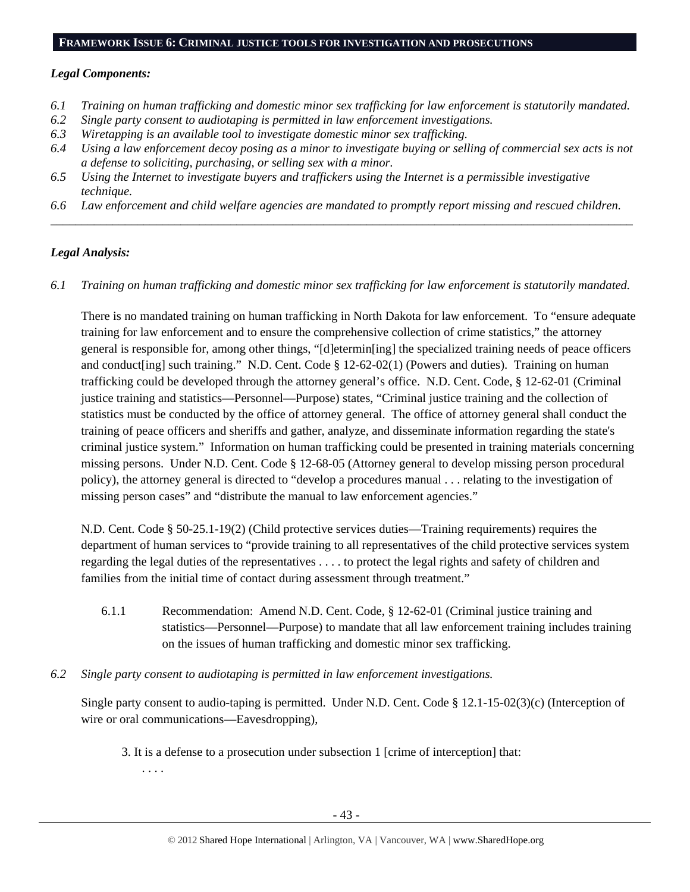**FRAMEWORK ISSUE 6: CRIMINAL JUSTICE TOOLS FOR INVESTIGATION AND PROSECUTIONS**

***Legal Components:***

*6.1 Training on human trafficking and domestic minor sex trafficking for law enforcement is statutorily mandated.*
*6.2 Single party consent to audiotaping is permitted in law enforcement investigations.*
*6.3 Wiretapping is an available tool to investigate domestic minor sex trafficking.*
*6.4 Using a law enforcement decoy posing as a minor to investigate buying or selling of commercial sex acts is not a defense to soliciting, purchasing, or selling sex with a minor.*
*6.5 Using the Internet to investigate buyers and traffickers using the Internet is a permissible investigative technique.*
*6.6 Law enforcement and child welfare agencies are mandated to promptly report missing and rescued children.*

---

***Legal Analysis:***

*6.1 Training on human trafficking and domestic minor sex trafficking for law enforcement is statutorily mandated.*

There is no mandated training on human trafficking in North Dakota for law enforcement. To "ensure adequate training for law enforcement and to ensure the comprehensive collection of crime statistics," the attorney general is responsible for, among other things, "[d]etermin[ing] the specialized training needs of peace officers and conduct[ing] such training." N.D. Cent. Code § 12-62-02(1) (Powers and duties). Training on human trafficking could be developed through the attorney general's office. N.D. Cent. Code, § 12-62-01 (Criminal justice training and statistics—Personnel—Purpose) states, "Criminal justice training and the collection of statistics must be conducted by the office of attorney general. The office of attorney general shall conduct the training of peace officers and sheriffs and gather, analyze, and disseminate information regarding the state's criminal justice system." Information on human trafficking could be presented in training materials concerning missing persons. Under N.D. Cent. Code § 12-68-05 (Attorney general to develop missing person procedural policy), the attorney general is directed to "develop a procedures manual . . . relating to the investigation of missing person cases" and "distribute the manual to law enforcement agencies."

N.D. Cent. Code § 50-25.1-19(2) (Child protective services duties—Training requirements) requires the department of human services to "provide training to all representatives of the child protective services system regarding the legal duties of the representatives . . . . to protect the legal rights and safety of children and families from the initial time of contact during assessment through treatment."

6.1.1 Recommendation: Amend N.D. Cent. Code, § 12-62-01 (Criminal justice training and statistics—Personnel—Purpose) to mandate that all law enforcement training includes training on the issues of human trafficking and domestic minor sex trafficking.

*6.2 Single party consent to audiotaping is permitted in law enforcement investigations.*

Single party consent to audio-taping is permitted. Under N.D. Cent. Code § 12.1-15-02(3)(c) (Interception of wire or oral communications—Eavesdropping),

> 3. It is a defense to a prosecution under subsection 1 [crime of interception] that:
> . . . .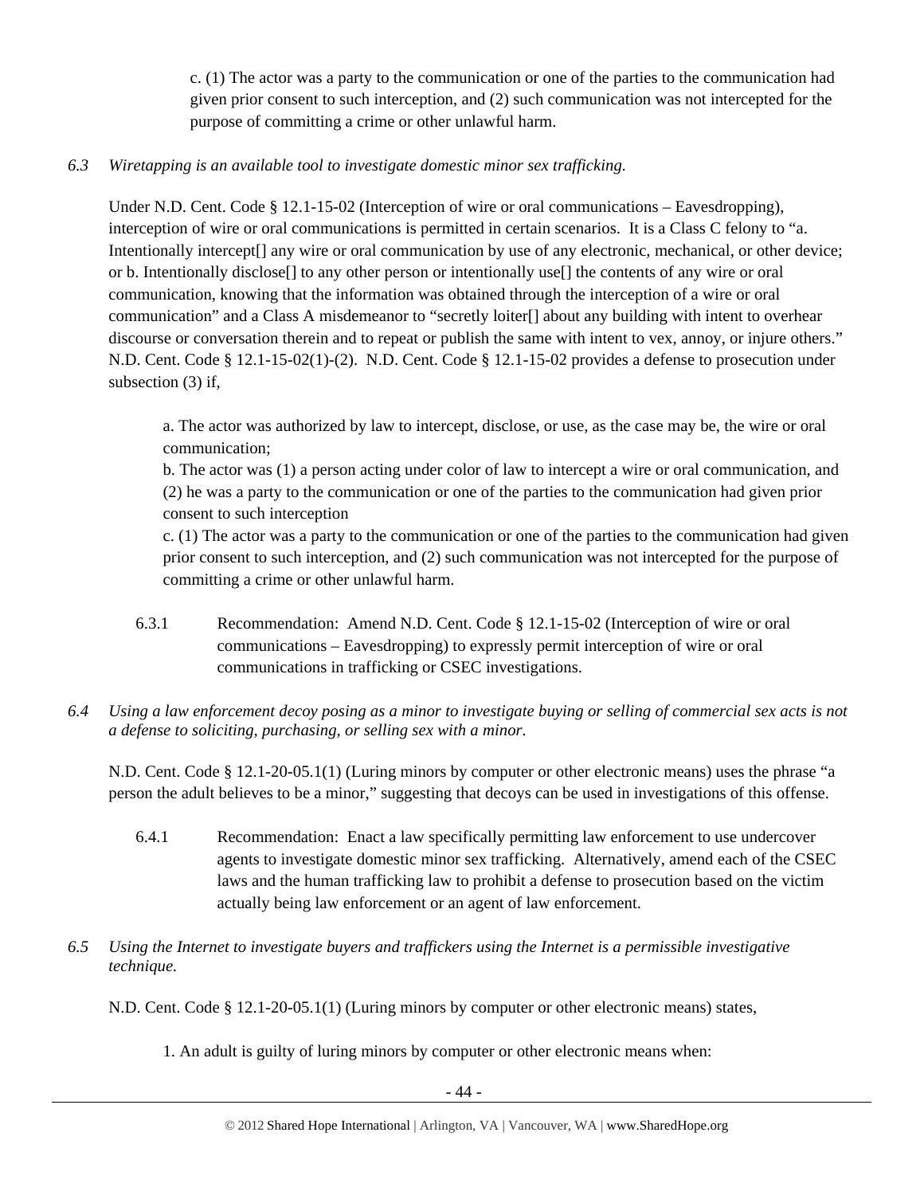c. (1) The actor was a party to the communication or one of the parties to the communication had given prior consent to such interception, and (2) such communication was not intercepted for the purpose of committing a crime or other unlawful harm.

*6.3 Wiretapping is an available tool to investigate domestic minor sex trafficking.*

Under N.D. Cent. Code § 12.1-15-02 (Interception of wire or oral communications – Eavesdropping), interception of wire or oral communications is permitted in certain scenarios. It is a Class C felony to "a. Intentionally intercept[] any wire or oral communication by use of any electronic, mechanical, or other device; or b. Intentionally disclose[] to any other person or intentionally use[] the contents of any wire or oral communication, knowing that the information was obtained through the interception of a wire or oral communication" and a Class A misdemeanor to "secretly loiter[] about any building with intent to overhear discourse or conversation therein and to repeat or publish the same with intent to vex, annoy, or injure others." N.D. Cent. Code § 12.1-15-02(1)-(2). N.D. Cent. Code § 12.1-15-02 provides a defense to prosecution under subsection (3) if,

> a. The actor was authorized by law to intercept, disclose, or use, as the case may be, the wire or oral communication;
> b. The actor was (1) a person acting under color of law to intercept a wire or oral communication, and (2) he was a party to the communication or one of the parties to the communication had given prior consent to such interception
> c. (1) The actor was a party to the communication or one of the parties to the communication had given prior consent to such interception, and (2) such communication was not intercepted for the purpose of committing a crime or other unlawful harm.

6.3.1 Recommendation: Amend N.D. Cent. Code § 12.1-15-02 (Interception of wire or oral communications – Eavesdropping) to expressly permit interception of wire or oral communications in trafficking or CSEC investigations.

*6.4 Using a law enforcement decoy posing as a minor to investigate buying or selling of commercial sex acts is not a defense to soliciting, purchasing, or selling sex with a minor.*

N.D. Cent. Code § 12.1-20-05.1(1) (Luring minors by computer or other electronic means) uses the phrase "a person the adult believes to be a minor," suggesting that decoys can be used in investigations of this offense.

6.4.1 Recommendation: Enact a law specifically permitting law enforcement to use undercover agents to investigate domestic minor sex trafficking. Alternatively, amend each of the CSEC laws and the human trafficking law to prohibit a defense to prosecution based on the victim actually being law enforcement or an agent of law enforcement.

*6.5 Using the Internet to investigate buyers and traffickers using the Internet is a permissible investigative technique.*

N.D. Cent. Code § 12.1-20-05.1(1) (Luring minors by computer or other electronic means) states,

> 1. An adult is guilty of luring minors by computer or other electronic means when: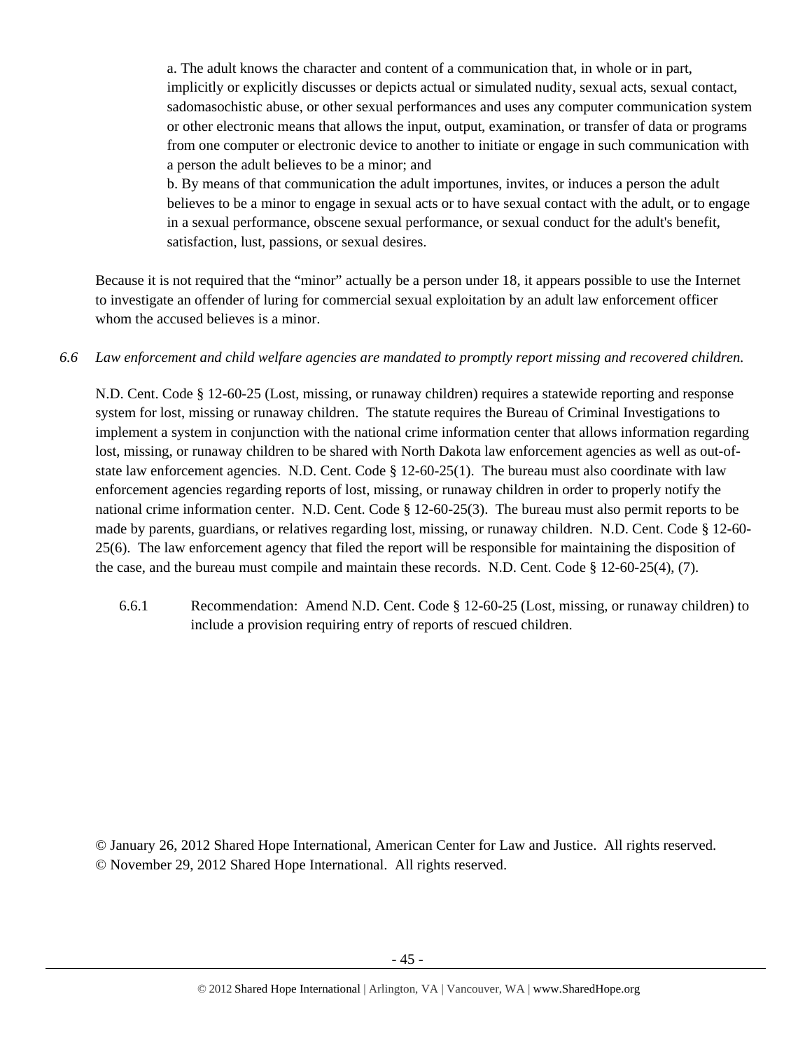a. The adult knows the character and content of a communication that, in whole or in part, implicitly or explicitly discusses or depicts actual or simulated nudity, sexual acts, sexual contact, sadomasochistic abuse, or other sexual performances and uses any computer communication system or other electronic means that allows the input, output, examination, or transfer of data or programs from one computer or electronic device to another to initiate or engage in such communication with a person the adult believes to be a minor; and

b. By means of that communication the adult importunes, invites, or induces a person the adult believes to be a minor to engage in sexual acts or to have sexual contact with the adult, or to engage in a sexual performance, obscene sexual performance, or sexual conduct for the adult's benefit, satisfaction, lust, passions, or sexual desires.

Because it is not required that the "minor" actually be a person under 18, it appears possible to use the Internet to investigate an offender of luring for commercial sexual exploitation by an adult law enforcement officer whom the accused believes is a minor.

*6.6 Law enforcement and child welfare agencies are mandated to promptly report missing and recovered children.*

N.D. Cent. Code § 12-60-25 (Lost, missing, or runaway children) requires a statewide reporting and response system for lost, missing or runaway children. The statute requires the Bureau of Criminal Investigations to implement a system in conjunction with the national crime information center that allows information regarding lost, missing, or runaway children to be shared with North Dakota law enforcement agencies as well as out-of-state law enforcement agencies. N.D. Cent. Code § 12-60-25(1). The bureau must also coordinate with law enforcement agencies regarding reports of lost, missing, or runaway children in order to properly notify the national crime information center. N.D. Cent. Code § 12-60-25(3). The bureau must also permit reports to be made by parents, guardians, or relatives regarding lost, missing, or runaway children. N.D. Cent. Code § 12-60-25(6). The law enforcement agency that filed the report will be responsible for maintaining the disposition of the case, and the bureau must compile and maintain these records. N.D. Cent. Code § 12-60-25(4), (7).

6.6.1 Recommendation: Amend N.D. Cent. Code § 12-60-25 (Lost, missing, or runaway children) to include a provision requiring entry of reports of rescued children.

© January 26, 2012 Shared Hope International, American Center for Law and Justice. All rights reserved.
© November 29, 2012 Shared Hope International. All rights reserved.